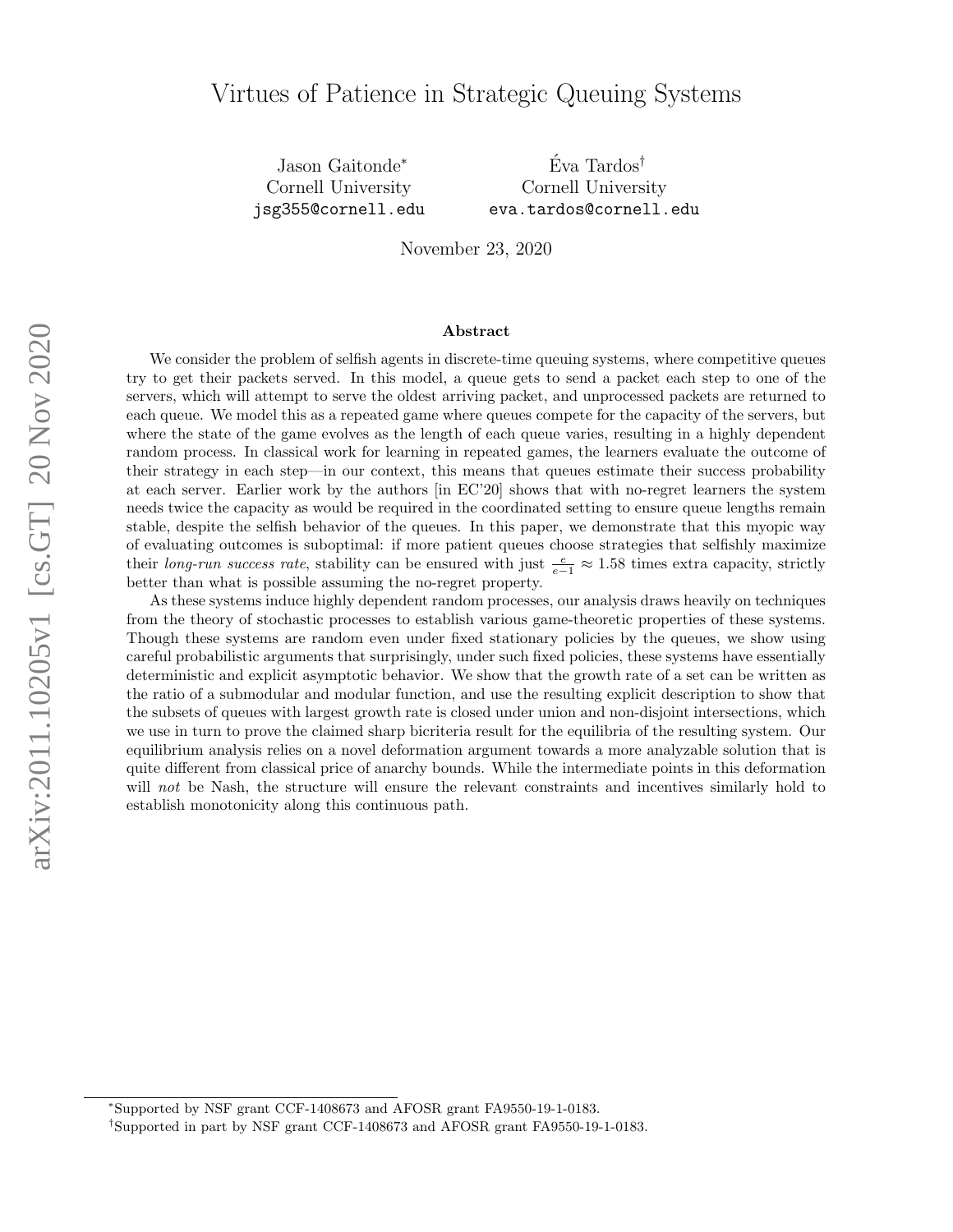# Virtues of Patience in Strategic Queuing Systems

Jason Gaitonde[*]
Cornell University
jsg355@cornell.edu

Éva Tardos[†]
Cornell University
eva.tardos@cornell.edu

November 23, 2020

## Abstract

We consider the problem of selfish agents in discrete-time queuing systems, where competitive queues try to get their packets served. In this model, a queue gets to send a packet each step to one of the servers, which will attempt to serve the oldest arriving packet, and unprocessed packets are returned to each queue. We model this as a repeated game where queues compete for the capacity of the servers, but where the state of the game evolves as the length of each queue varies, resulting in a highly dependent random process. In classical work for learning in repeated games, the learners evaluate the outcome of their strategy in each step—in our context, this means that queues estimate their success probability at each server. Earlier work by the authors [in EC'20] shows that with no-regret learners the system needs twice the capacity as would be required in the coordinated setting to ensure queue lengths remain stable, despite the selfish behavior of the queues. In this paper, we demonstrate that this myopic way of evaluating outcomes is suboptimal: if more patient queues choose strategies that selfishly maximize their *long-run success rate*, stability can be ensured with just $\frac{e}{e-1} \approx 1.58$ times extra capacity, strictly better than what is possible assuming the no-regret property.

As these systems induce highly dependent random processes, our analysis draws heavily on techniques from the theory of stochastic processes to establish various game-theoretic properties of these systems. Though these systems are random even under fixed stationary policies by the queues, we show using careful probabilistic arguments that surprisingly, under such fixed policies, these systems have essentially deterministic and explicit asymptotic behavior. We show that the growth rate of a set can be written as the ratio of a submodular and modular function, and use the resulting explicit description to show that the subsets of queues with largest growth rate is closed under union and non-disjoint intersections, which we use in turn to prove the claimed sharp bicriteria result for the equilibria of the resulting system. Our equilibrium analysis relies on a novel deformation argument towards a more analyzable solution that is quite different from classical price of anarchy bounds. While the intermediate points in this deformation will *not* be Nash, the structure will ensure the relevant constraints and incentives similarly hold to establish monotonicity along this continuous path.

[*] Supported by NSF grant CCF-1408673 and AFOSR grant FA9550-19-1-0183.

[†] Supported in part by NSF grant CCF-1408673 and AFOSR grant FA9550-19-1-0183.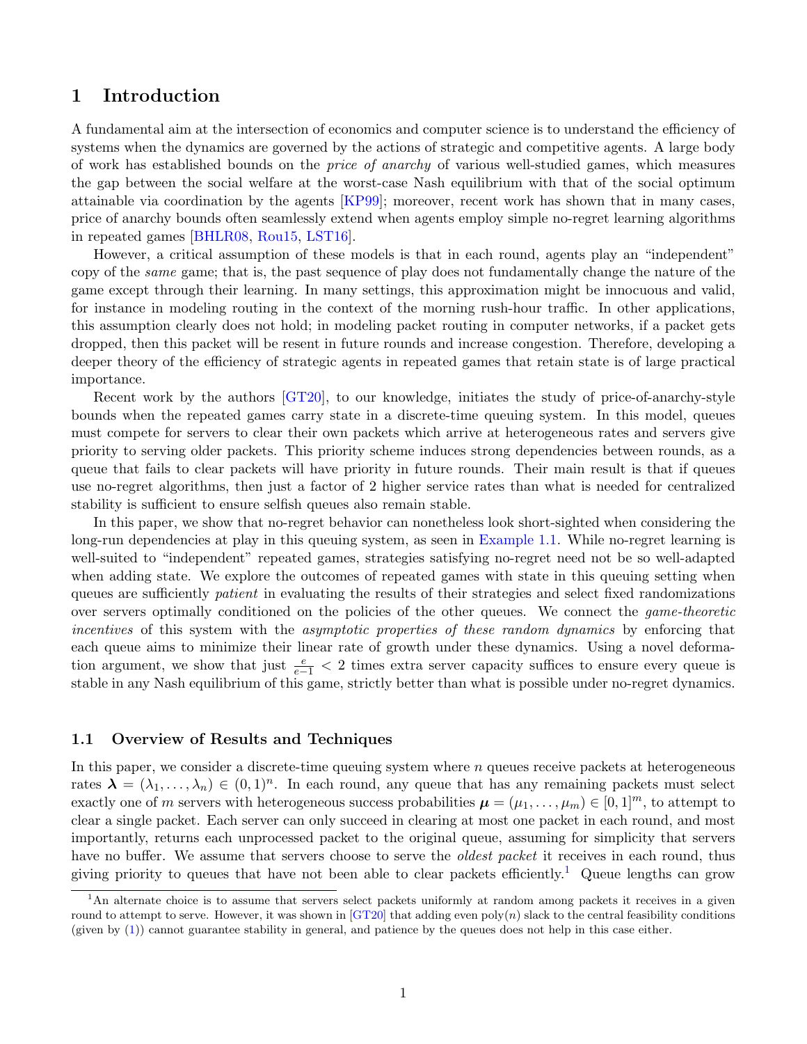# 1 Introduction

A fundamental aim at the intersection of economics and computer science is to understand the efficiency of systems when the dynamics are governed by the actions of strategic and competitive agents. A large body of work has established bounds on the *price of anarchy* of various well-studied games, which measures the gap between the social welfare at the worst-case Nash equilibrium with that of the social optimum attainable via coordination by the agents [KP99]; moreover, recent work has shown that in many cases, price of anarchy bounds often seamlessly extend when agents employ simple no-regret learning algorithms in repeated games [BHLR08, Rou15, LST16].

However, a critical assumption of these models is that in each round, agents play an "independent" copy of the *same* game; that is, the past sequence of play does not fundamentally change the nature of the game except through their learning. In many settings, this approximation might be innocuous and valid, for instance in modeling routing in the context of the morning rush-hour traffic. In other applications, this assumption clearly does not hold; in modeling packet routing in computer networks, if a packet gets dropped, then this packet will be resent in future rounds and increase congestion. Therefore, developing a deeper theory of the efficiency of strategic agents in repeated games that retain state is of large practical importance.

Recent work by the authors [GT20], to our knowledge, initiates the study of price-of-anarchy-style bounds when the repeated games carry state in a discrete-time queuing system. In this model, queues must compete for servers to clear their own packets which arrive at heterogeneous rates and servers give priority to serving older packets. This priority scheme induces strong dependencies between rounds, as a queue that fails to clear packets will have priority in future rounds. Their main result is that if queues use no-regret algorithms, then just a factor of 2 higher service rates than what is needed for centralized stability is sufficient to ensure selfish queues also remain stable.

In this paper, we show that no-regret behavior can nonetheless look short-sighted when considering the long-run dependencies at play in this queuing system, as seen in Example 1.1. While no-regret learning is well-suited to "independent" repeated games, strategies satisfying no-regret need not be so well-adapted when adding state. We explore the outcomes of repeated games with state in this queuing setting when queues are sufficiently *patient* in evaluating the results of their strategies and select fixed randomizations over servers optimally conditioned on the policies of the other queues. We connect the *game-theoretic incentives* of this system with the *asymptotic properties of these random dynamics* by enforcing that each queue aims to minimize their linear rate of growth under these dynamics. Using a novel deformation argument, we show that just $\frac{e}{e-1} < 2$ times extra server capacity suffices to ensure every queue is stable in any Nash equilibrium of this game, strictly better than what is possible under no-regret dynamics.

## 1.1 Overview of Results and Techniques

In this paper, we consider a discrete-time queuing system where $n$ queues receive packets at heterogeneous rates $\boldsymbol{\lambda} = (\lambda_1, \dots, \lambda_n) \in (0,1)^n$. In each round, any queue that has any remaining packets must select exactly one of $m$ servers with heterogeneous success probabilities $\boldsymbol{\mu} = (\mu_1, \dots, \mu_m) \in [0,1]^m$, to attempt to clear a single packet. Each server can only succeed in clearing at most one packet in each round, and most importantly, returns each unprocessed packet to the original queue, assuming for simplicity that servers have no buffer. We assume that servers choose to serve the *oldest packet* it receives in each round, thus giving priority to queues that have not been able to clear packets efficiently.[1] Queue lengths can grow

[1] An alternate choice is to assume that servers select packets uniformly at random among packets it receives in a given round to attempt to serve. However, it was shown in [GT20] that adding even poly($n$) slack to the central feasibility conditions (given by (1)) cannot guarantee stability in general, and patience by the queues does not help in this case either.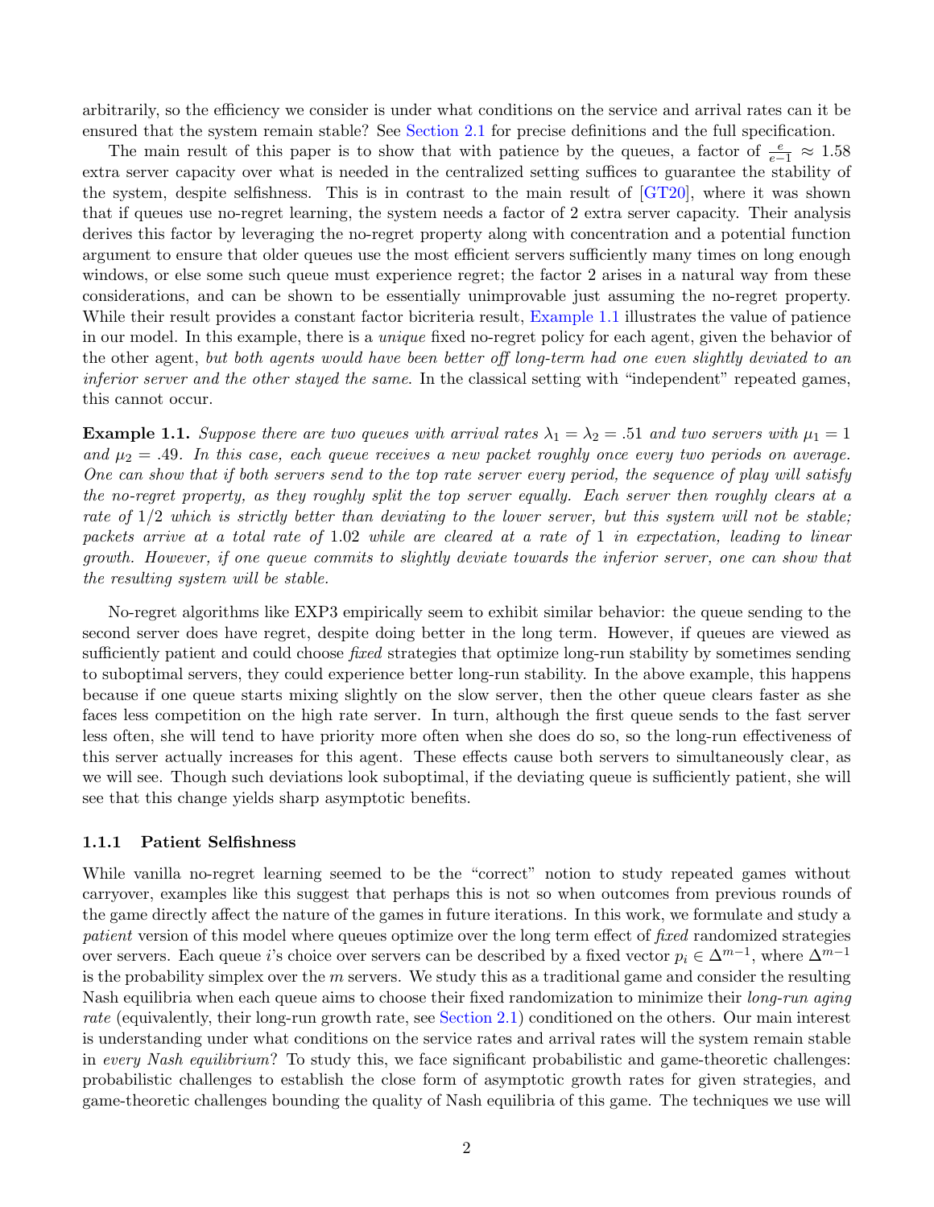arbitrarily, so the efficiency we consider is under what conditions on the service and arrival rates can it be ensured that the system remain stable? See Section 2.1 for precise definitions and the full specification.

The main result of this paper is to show that with patience by the queues, a factor of $\frac{e}{e-1} \approx 1.58$ extra server capacity over what is needed in the centralized setting suffices to guarantee the stability of the system, despite selfishness. This is in contrast to the main result of [GT20], where it was shown that if queues use no-regret learning, the system needs a factor of 2 extra server capacity. Their analysis derives this factor by leveraging the no-regret property along with concentration and a potential function argument to ensure that older queues use the most efficient servers sufficiently many times on long enough windows, or else some such queue must experience regret; the factor 2 arises in a natural way from these considerations, and can be shown to be essentially unimprovable just assuming the no-regret property. While their result provides a constant factor bicriteria result, Example 1.1 illustrates the value of patience in our model. In this example, there is a *unique* fixed no-regret policy for each agent, given the behavior of the other agent, *but both agents would have been better off long-term had one even slightly deviated to an inferior server and the other stayed the same*. In the classical setting with "independent" repeated games, this cannot occur.

**Example 1.1.** *Suppose there are two queues with arrival rates $\lambda_1 = \lambda_2 = .51$ and two servers with $\mu_1 = 1$ and $\mu_2 = .49$. In this case, each queue receives a new packet roughly once every two periods on average. One can show that if both servers send to the top rate server every period, the sequence of play will satisfy the no-regret property, as they roughly split the top server equally. Each server then roughly clears at a rate of $1/2$ which is strictly better than deviating to the lower server, but this system will not be stable; packets arrive at a total rate of $1.02$ while are cleared at a rate of $1$ in expectation, leading to linear growth. However, if one queue commits to slightly deviate towards the inferior server, one can show that the resulting system will be stable.*

No-regret algorithms like EXP3 empirically seem to exhibit similar behavior: the queue sending to the second server does have regret, despite doing better in the long term. However, if queues are viewed as sufficiently patient and could choose *fixed* strategies that optimize long-run stability by sometimes sending to suboptimal servers, they could experience better long-run stability. In the above example, this happens because if one queue starts mixing slightly on the slow server, then the other queue clears faster as she faces less competition on the high rate server. In turn, although the first queue sends to the fast server less often, she will tend to have priority more often when she does do so, so the long-run effectiveness of this server actually increases for this agent. These effects cause both servers to simultaneously clear, as we will see. Though such deviations look suboptimal, if the deviating queue is sufficiently patient, she will see that this change yields sharp asymptotic benefits.

### 1.1.1 Patient Selfishness

While vanilla no-regret learning seemed to be the "correct" notion to study repeated games without carryover, examples like this suggest that perhaps this is not so when outcomes from previous rounds of the game directly affect the nature of the games in future iterations. In this work, we formulate and study a *patient* version of this model where queues optimize over the long term effect of *fixed* randomized strategies over servers. Each queue $i$'s choice over servers can be described by a fixed vector $p_i \in \Delta^{m-1}$, where $\Delta^{m-1}$ is the probability simplex over the $m$ servers. We study this as a traditional game and consider the resulting Nash equilibria when each queue aims to choose their fixed randomization to minimize their *long-run aging rate* (equivalently, their long-run growth rate, see Section 2.1) conditioned on the others. Our main interest is understanding under what conditions on the service rates and arrival rates will the system remain stable in *every Nash equilibrium*? To study this, we face significant probabilistic and game-theoretic challenges: probabilistic challenges to establish the close form of asymptotic growth rates for given strategies, and game-theoretic challenges bounding the quality of Nash equilibria of this game. The techniques we use will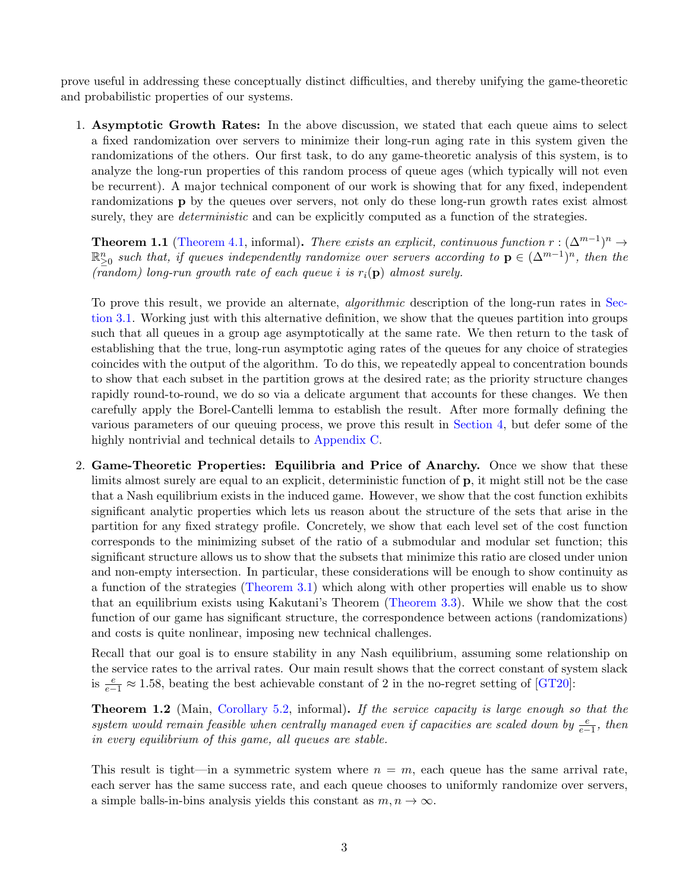prove useful in addressing these conceptually distinct difficulties, and thereby unifying the game-theoretic and probabilistic properties of our systems.

1. **Asymptotic Growth Rates:** In the above discussion, we stated that each queue aims to select a fixed randomization over servers to minimize their long-run aging rate in this system given the randomizations of the others. Our first task, to do any game-theoretic analysis of this system, is to analyze the long-run properties of this random process of queue ages (which typically will not even be recurrent). A major technical component of our work is showing that for any fixed, independent randomizations $\mathbf{p}$ by the queues over servers, not only do these long-run growth rates exist almost surely, they are *deterministic* and can be explicitly computed as a function of the strategies.

   **Theorem 1.1** (Theorem 4.1, informal)**.** *There exists an explicit, continuous function $r : (\Delta^{m-1})^n \to \mathbb{R}^n_{\geq 0}$ such that, if queues independently randomize over servers according to $\mathbf{p} \in (\Delta^{m-1})^n$, then the (random) long-run growth rate of each queue $i$ is $r_i(\mathbf{p})$ almost surely.*

   To prove this result, we provide an alternate, *algorithmic* description of the long-run rates in Section 3.1. Working just with this alternative definition, we show that the queues partition into groups such that all queues in a group age asymptotically at the same rate. We then return to the task of establishing that the true, long-run asymptotic aging rates of the queues for any choice of strategies coincides with the output of the algorithm. To do this, we repeatedly appeal to concentration bounds to show that each subset in the partition grows at the desired rate; as the priority structure changes rapidly round-to-round, we do so via a delicate argument that accounts for these changes. We then carefully apply the Borel-Cantelli lemma to establish the result. After more formally defining the various parameters of our queuing process, we prove this result in Section 4, but defer some of the highly nontrivial and technical details to Appendix C.

2. **Game-Theoretic Properties: Equilibria and Price of Anarchy.** Once we show that these limits almost surely are equal to an explicit, deterministic function of $\mathbf{p}$, it might still not be the case that a Nash equilibrium exists in the induced game. However, we show that the cost function exhibits significant analytic properties which lets us reason about the structure of the sets that arise in the partition for any fixed strategy profile. Concretely, we show that each level set of the cost function corresponds to the minimizing subset of the ratio of a submodular and modular set function; this significant structure allows us to show that the subsets that minimize this ratio are closed under union and non-empty intersection. In particular, these considerations will be enough to show continuity as a function of the strategies (Theorem 3.1) which along with other properties will enable us to show that an equilibrium exists using Kakutani's Theorem (Theorem 3.3). While we show that the cost function of our game has significant structure, the correspondence between actions (randomizations) and costs is quite nonlinear, imposing new technical challenges.

   Recall that our goal is to ensure stability in any Nash equilibrium, assuming some relationship on the service rates to the arrival rates. Our main result shows that the correct constant of system slack is $\frac{e}{e-1} \approx 1.58$, beating the best achievable constant of 2 in the no-regret setting of [GT20]:

   **Theorem 1.2** (Main, Corollary 5.2, informal)**.** *If the service capacity is large enough so that the system would remain feasible when centrally managed even if capacities are scaled down by $\frac{e}{e-1}$, then in every equilibrium of this game, all queues are stable.*

   This result is tight—in a symmetric system where $n = m$, each queue has the same arrival rate, each server has the same success rate, and each queue chooses to uniformly randomize over servers, a simple balls-in-bins analysis yields this constant as $m, n \to \infty$.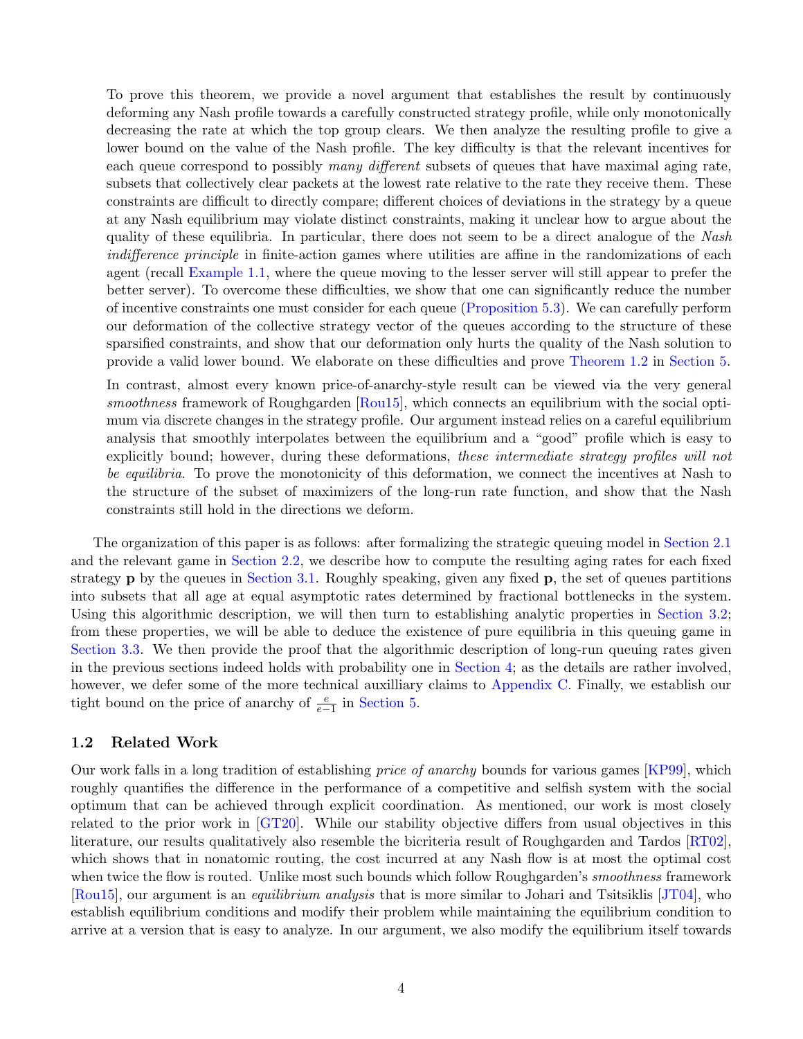To prove this theorem, we provide a novel argument that establishes the result by continuously deforming any Nash profile towards a carefully constructed strategy profile, while only monotonically decreasing the rate at which the top group clears. We then analyze the resulting profile to give a lower bound on the value of the Nash profile. The key difficulty is that the relevant incentives for each queue correspond to possibly *many different* subsets of queues that have maximal aging rate, subsets that collectively clear packets at the lowest rate relative to the rate they receive them. These constraints are difficult to directly compare; different choices of deviations in the strategy by a queue at any Nash equilibrium may violate distinct constraints, making it unclear how to argue about the quality of these equilibria. In particular, there does not seem to be a direct analogue of the *Nash indifference principle* in finite-action games where utilities are affine in the randomizations of each agent (recall Example 1.1, where the queue moving to the lesser server will still appear to prefer the better server). To overcome these difficulties, we show that one can significantly reduce the number of incentive constraints one must consider for each queue (Proposition 5.3). We can carefully perform our deformation of the collective strategy vector of the queues according to the structure of these sparsified constraints, and show that our deformation only hurts the quality of the Nash solution to provide a valid lower bound. We elaborate on these difficulties and prove Theorem 1.2 in Section 5.

In contrast, almost every known price-of-anarchy-style result can be viewed via the very general *smoothness* framework of Roughgarden [Rou15], which connects an equilibrium with the social optimum via discrete changes in the strategy profile. Our argument instead relies on a careful equilibrium analysis that smoothly interpolates between the equilibrium and a "good" profile which is easy to explicitly bound; however, during these deformations, *these intermediate strategy profiles will not be equilibria*. To prove the monotonicity of this deformation, we connect the incentives at Nash to the structure of the subset of maximizers of the long-run rate function, and show that the Nash constraints still hold in the directions we deform.

The organization of this paper is as follows: after formalizing the strategic queuing model in Section 2.1 and the relevant game in Section 2.2, we describe how to compute the resulting aging rates for each fixed strategy $\mathbf{p}$ by the queues in Section 3.1. Roughly speaking, given any fixed $\mathbf{p}$, the set of queues partitions into subsets that all age at equal asymptotic rates determined by fractional bottlenecks in the system. Using this algorithmic description, we will then turn to establishing analytic properties in Section 3.2; from these properties, we will be able to deduce the existence of pure equilibria in this queuing game in Section 3.3. We then provide the proof that the algorithmic description of long-run queuing rates given in the previous sections indeed holds with probability one in Section 4; as the details are rather involved, however, we defer some of the more technical auxilliary claims to Appendix C. Finally, we establish our tight bound on the price of anarchy of $\frac{e}{e-1}$ in Section 5.

### 1.2 Related Work

Our work falls in a long tradition of establishing *price of anarchy* bounds for various games [KP99], which roughly quantifies the difference in the performance of a competitive and selfish system with the social optimum that can be achieved through explicit coordination. As mentioned, our work is most closely related to the prior work in [GT20]. While our stability objective differs from usual objectives in this literature, our results qualitatively also resemble the bicriteria result of Roughgarden and Tardos [RT02], which shows that in nonatomic routing, the cost incurred at any Nash flow is at most the optimal cost when twice the flow is routed. Unlike most such bounds which follow Roughgarden's *smoothness* framework [Rou15], our argument is an *equilibrium analysis* that is more similar to Johari and Tsitsiklis [JT04], who establish equilibrium conditions and modify their problem while maintaining the equilibrium condition to arrive at a version that is easy to analyze. In our argument, we also modify the equilibrium itself towards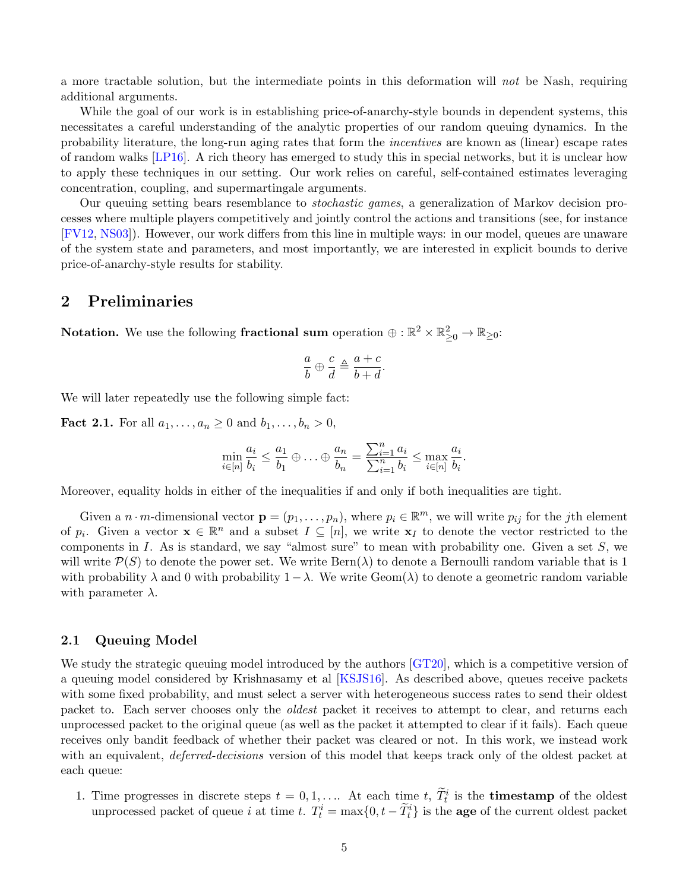a more tractable solution, but the intermediate points in this deformation will *not* be Nash, requiring additional arguments.

While the goal of our work is in establishing price-of-anarchy-style bounds in dependent systems, this necessitates a careful understanding of the analytic properties of our random queuing dynamics. In the probability literature, the long-run aging rates that form the *incentives* are known as (linear) escape rates of random walks [LP16]. A rich theory has emerged to study this in special networks, but it is unclear how to apply these techniques in our setting. Our work relies on careful, self-contained estimates leveraging concentration, coupling, and supermartingale arguments.

Our queuing setting bears resemblance to *stochastic games*, a generalization of Markov decision processes where multiple players competitively and jointly control the actions and transitions (see, for instance [FV12, NS03]). However, our work differs from this line in multiple ways: in our model, queues are unaware of the system state and parameters, and most importantly, we are interested in explicit bounds to derive price-of-anarchy-style results for stability.

## 2 Preliminaries

**Notation.** We use the following **fractional sum** operation $\oplus : \mathbb{R}^2 \times \mathbb{R}^2_{\geq 0} \to \mathbb{R}_{\geq 0}$:

$$\frac{a}{b} \oplus \frac{c}{d} \triangleq \frac{a+c}{b+d}.$$

We will later repeatedly use the following simple fact:

**Fact 2.1.** For all $a_1, \ldots, a_n \geq 0$ and $b_1, \ldots, b_n > 0$,

$$\min_{i \in [n]} \frac{a_i}{b_i} \leq \frac{a_1}{b_1} \oplus \ldots \oplus \frac{a_n}{b_n} = \frac{\sum_{i=1}^n a_i}{\sum_{i=1}^n b_i} \leq \max_{i \in [n]} \frac{a_i}{b_i}.$$

Moreover, equality holds in either of the inequalities if and only if both inequalities are tight.

Given a $n \cdot m$-dimensional vector $\mathbf{p} = (p_1, \ldots, p_n)$, where $p_i \in \mathbb{R}^m$, we will write $p_{ij}$ for the $j$th element of $p_i$. Given a vector $\mathbf{x} \in \mathbb{R}^n$ and a subset $I \subseteq [n]$, we write $\mathbf{x}_I$ to denote the vector restricted to the components in $I$. As is standard, we say "almost sure" to mean with probability one. Given a set $S$, we will write $\mathcal{P}(S)$ to denote the power set. We write $\text{Bern}(\lambda)$ to denote a Bernoulli random variable that is 1 with probability $\lambda$ and 0 with probability $1 - \lambda$. We write $\text{Geom}(\lambda)$ to denote a geometric random variable with parameter $\lambda$.

### 2.1 Queuing Model

We study the strategic queuing model introduced by the authors [GT20], which is a competitive version of a queuing model considered by Krishnasamy et al [KSJS16]. As described above, queues receive packets with some fixed probability, and must select a server with heterogeneous success rates to send their oldest packet to. Each server chooses only the *oldest* packet it receives to attempt to clear, and returns each unprocessed packet to the original queue (as well as the packet it attempted to clear if it fails). Each queue receives only bandit feedback of whether their packet was cleared or not. In this work, we instead work with an equivalent, *deferred-decisions* version of this model that keeps track only of the oldest packet at each queue:

1. Time progresses in discrete steps $t = 0, 1, \ldots$. At each time $t$, $\widetilde{T}^i_t$ is the **timestamp** of the oldest unprocessed packet of queue $i$ at time $t$. $T^i_t = \max\{0, t - \widetilde{T}^i_t\}$ is the **age** of the current oldest packet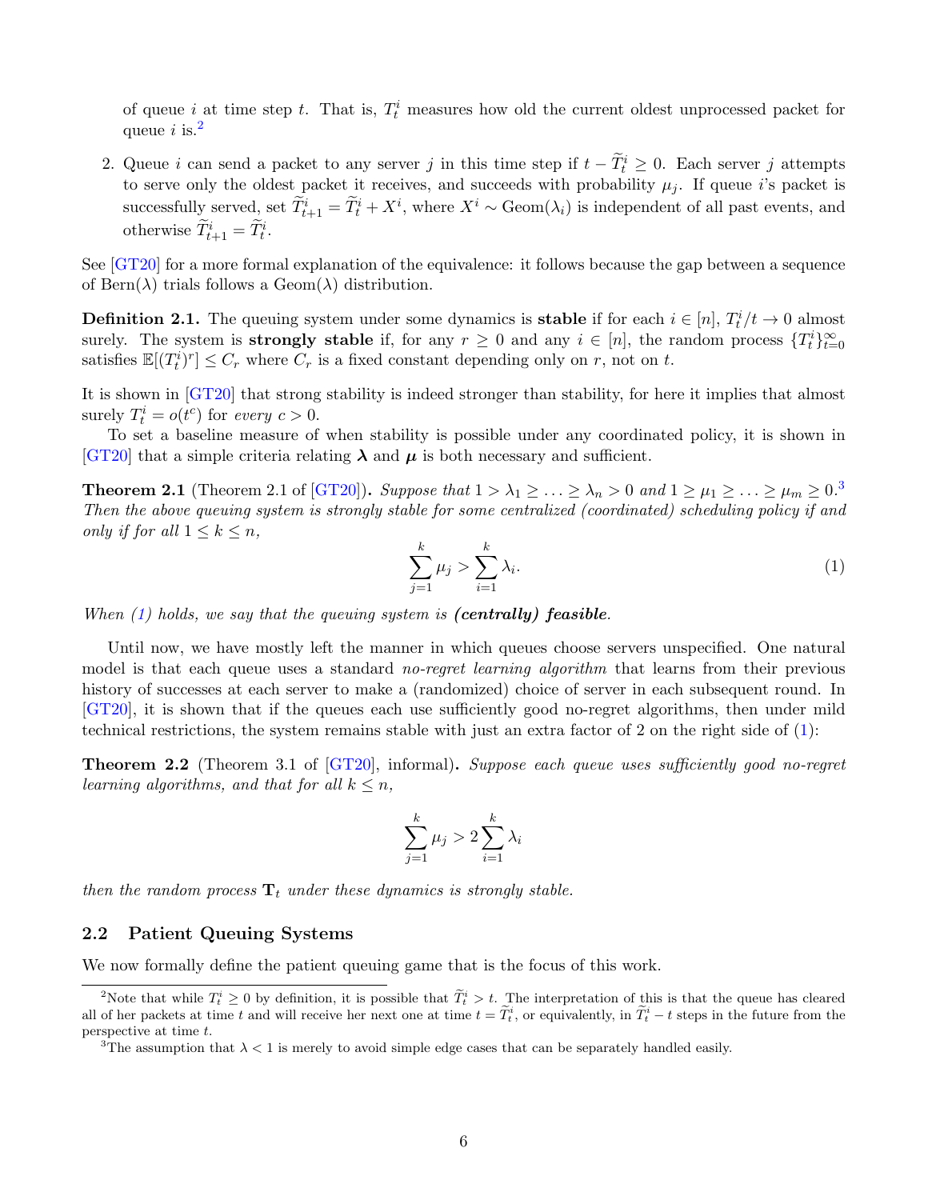of queue $i$ at time step $t$. That is, $T_t^i$ measures how old the current oldest unprocessed packet for queue $i$ is.[2]

2. Queue $i$ can send a packet to any server $j$ in this time step if $t - \widetilde{T}_t^i \geq 0$. Each server $j$ attempts to serve only the oldest packet it receives, and succeeds with probability $\mu_j$. If queue $i$'s packet is successfully served, set $\widetilde{T}_{t+1}^i = \widetilde{T}_t^i + X^i$, where $X^i \sim \text{Geom}(\lambda_i)$ is independent of all past events, and otherwise $\widetilde{T}_{t+1}^i = \widetilde{T}_t^i$.

See [GT20] for a more formal explanation of the equivalence: it follows because the gap between a sequence of Bern($\lambda$) trials follows a Geom($\lambda$) distribution.

**Definition 2.1.** The queuing system under some dynamics is **stable** if for each $i \in [n]$, $T_t^i/t \to 0$ almost surely. The system is **strongly stable** if, for any $r \geq 0$ and any $i \in [n]$, the random process $\{T_t^i\}_{t=0}^\infty$ satisfies $\mathbb{E}[(T_t^i)^r] \leq C_r$ where $C_r$ is a fixed constant depending only on $r$, not on $t$.

It is shown in [GT20] that strong stability is indeed stronger than stability, for here it implies that almost surely $T_t^i = o(t^c)$ for *every* $c > 0$.

To set a baseline measure of when stability is possible under any coordinated policy, it is shown in [GT20] that a simple criteria relating $\boldsymbol{\lambda}$ and $\boldsymbol{\mu}$ is both necessary and sufficient.

**Theorem 2.1** (Theorem 2.1 of [GT20])**.** *Suppose that $1 > \lambda_1 \geq \ldots \geq \lambda_n > 0$ and $1 \geq \mu_1 \geq \ldots \geq \mu_m \geq 0$.*[3] *Then the above queuing system is strongly stable for some centralized (coordinated) scheduling policy if and only if for all $1 \leq k \leq n$,*

$$\sum_{j=1}^{k} \mu_j > \sum_{i=1}^{k} \lambda_i. \tag{1}$$

*When (1) holds, we say that the queuing system is **(centrally) feasible**.*

Until now, we have mostly left the manner in which queues choose servers unspecified. One natural model is that each queue uses a standard *no-regret learning algorithm* that learns from their previous history of successes at each server to make a (randomized) choice of server in each subsequent round. In [GT20], it is shown that if the queues each use sufficiently good no-regret algorithms, then under mild technical restrictions, the system remains stable with just an extra factor of 2 on the right side of (1):

**Theorem 2.2** (Theorem 3.1 of [GT20], informal)**.** *Suppose each queue uses sufficiently good no-regret learning algorithms, and that for all $k \leq n$,*

$$\sum_{j=1}^{k} \mu_j > 2\sum_{i=1}^{k} \lambda_i$$

*then the random process $\mathbf{T}_t$ under these dynamics is strongly stable.*

### 2.2 Patient Queuing Systems

We now formally define the patient queuing game that is the focus of this work.

[2] Note that while $T_t^i \geq 0$ by definition, it is possible that $\widetilde{T}_t^i > t$. The interpretation of this is that the queue has cleared all of her packets at time $t$ and will receive her next one at time $t = \widetilde{T}_t^i$, or equivalently, in $\widetilde{T}_t^i - t$ steps in the future from the perspective at time $t$.

[3] The assumption that $\lambda < 1$ is merely to avoid simple edge cases that can be separately handled easily.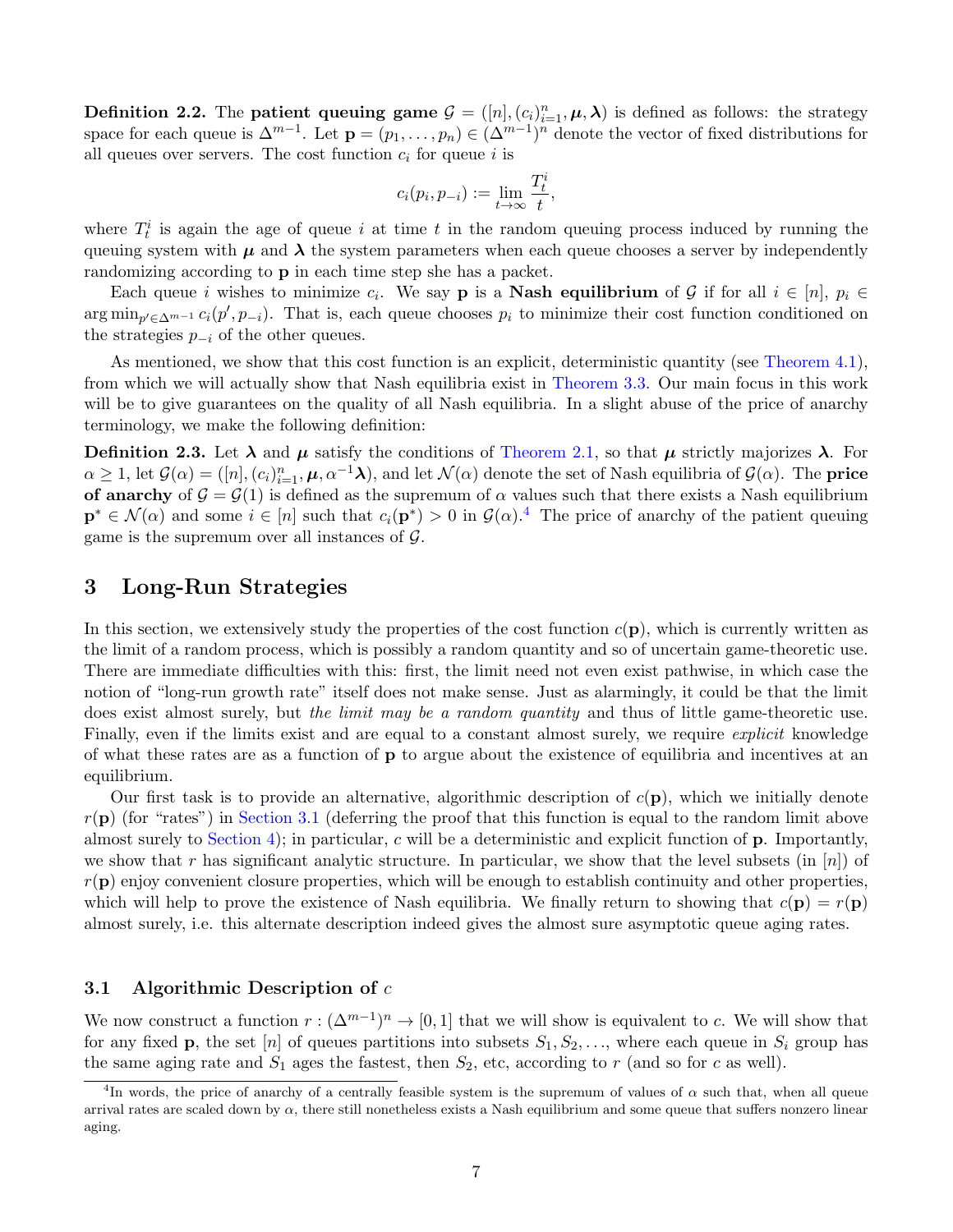**Definition 2.2.** The **patient queuing game** $\mathcal{G} = ([n], (c_i)_{i=1}^n, \boldsymbol{\mu}, \boldsymbol{\lambda})$ is defined as follows: the strategy space for each queue is $\Delta^{m-1}$. Let $\mathbf{p} = (p_1, \ldots, p_n) \in (\Delta^{m-1})^n$ denote the vector of fixed distributions for all queues over servers. The cost function $c_i$ for queue $i$ is

$$c_i(p_i, p_{-i}) := \lim_{t\to\infty} \frac{T_t^i}{t},$$

where $T_t^i$ is again the age of queue $i$ at time $t$ in the random queuing process induced by running the queuing system with $\boldsymbol{\mu}$ and $\boldsymbol{\lambda}$ the system parameters when each queue chooses a server by independently randomizing according to $\mathbf{p}$ in each time step she has a packet.

Each queue $i$ wishes to minimize $c_i$. We say $\mathbf{p}$ is a **Nash equilibrium** of $\mathcal{G}$ if for all $i \in [n]$, $p_i \in \arg\min_{p' \in \Delta^{m-1}} c_i(p', p_{-i})$. That is, each queue chooses $p_i$ to minimize their cost function conditioned on the strategies $p_{-i}$ of the other queues.

As mentioned, we show that this cost function is an explicit, deterministic quantity (see Theorem 4.1), from which we will actually show that Nash equilibria exist in Theorem 3.3. Our main focus in this work will be to give guarantees on the quality of all Nash equilibria. In a slight abuse of the price of anarchy terminology, we make the following definition:

**Definition 2.3.** Let $\boldsymbol{\lambda}$ and $\boldsymbol{\mu}$ satisfy the conditions of Theorem 2.1, so that $\boldsymbol{\mu}$ strictly majorizes $\boldsymbol{\lambda}$. For $\alpha \geq 1$, let $\mathcal{G}(\alpha) = ([n], (c_i)_{i=1}^n, \boldsymbol{\mu}, \alpha^{-1}\boldsymbol{\lambda})$, and let $\mathcal{N}(\alpha)$ denote the set of Nash equilibria of $\mathcal{G}(\alpha)$. The **price of anarchy** of $\mathcal{G} = \mathcal{G}(1)$ is defined as the supremum of $\alpha$ values such that there exists a Nash equilibrium $\mathbf{p}^* \in \mathcal{N}(\alpha)$ and some $i \in [n]$ such that $c_i(\mathbf{p}^*) > 0$ in $\mathcal{G}(\alpha)$.[4] The price of anarchy of the patient queuing game is the supremum over all instances of $\mathcal{G}$.

## 3 Long-Run Strategies

In this section, we extensively study the properties of the cost function $c(\mathbf{p})$, which is currently written as the limit of a random process, which is possibly a random quantity and so of uncertain game-theoretic use. There are immediate difficulties with this: first, the limit need not even exist pathwise, in which case the notion of "long-run growth rate" itself does not make sense. Just as alarmingly, it could be that the limit does exist almost surely, but *the limit may be a random quantity* and thus of little game-theoretic use. Finally, even if the limits exist and are equal to a constant almost surely, we require *explicit* knowledge of what these rates are as a function of $\mathbf{p}$ to argue about the existence of equilibria and incentives at an equilibrium.

Our first task is to provide an alternative, algorithmic description of $c(\mathbf{p})$, which we initially denote $r(\mathbf{p})$ (for "rates") in Section 3.1 (deferring the proof that this function is equal to the random limit above almost surely to Section 4); in particular, $c$ will be a deterministic and explicit function of $\mathbf{p}$. Importantly, we show that $r$ has significant analytic structure. In particular, we show that the level subsets (in $[n]$) of $r(\mathbf{p})$ enjoy convenient closure properties, which will be enough to establish continuity and other properties, which will help to prove the existence of Nash equilibria. We finally return to showing that $c(\mathbf{p}) = r(\mathbf{p})$ almost surely, i.e. this alternate description indeed gives the almost sure asymptotic queue aging rates.

### 3.1 Algorithmic Description of $c$

We now construct a function $r : (\Delta^{m-1})^n \to [0, 1]$ that we will show is equivalent to $c$. We will show that for any fixed $\mathbf{p}$, the set $[n]$ of queues partitions into subsets $S_1, S_2, \ldots$, where each queue in $S_i$ group has the same aging rate and $S_1$ ages the fastest, then $S_2$, etc, according to $r$ (and so for $c$ as well).

---

[4] In words, the price of anarchy of a centrally feasible system is the supremum of values of $\alpha$ such that, when all queue arrival rates are scaled down by $\alpha$, there still nonetheless exists a Nash equilibrium and some queue that suffers nonzero linear aging.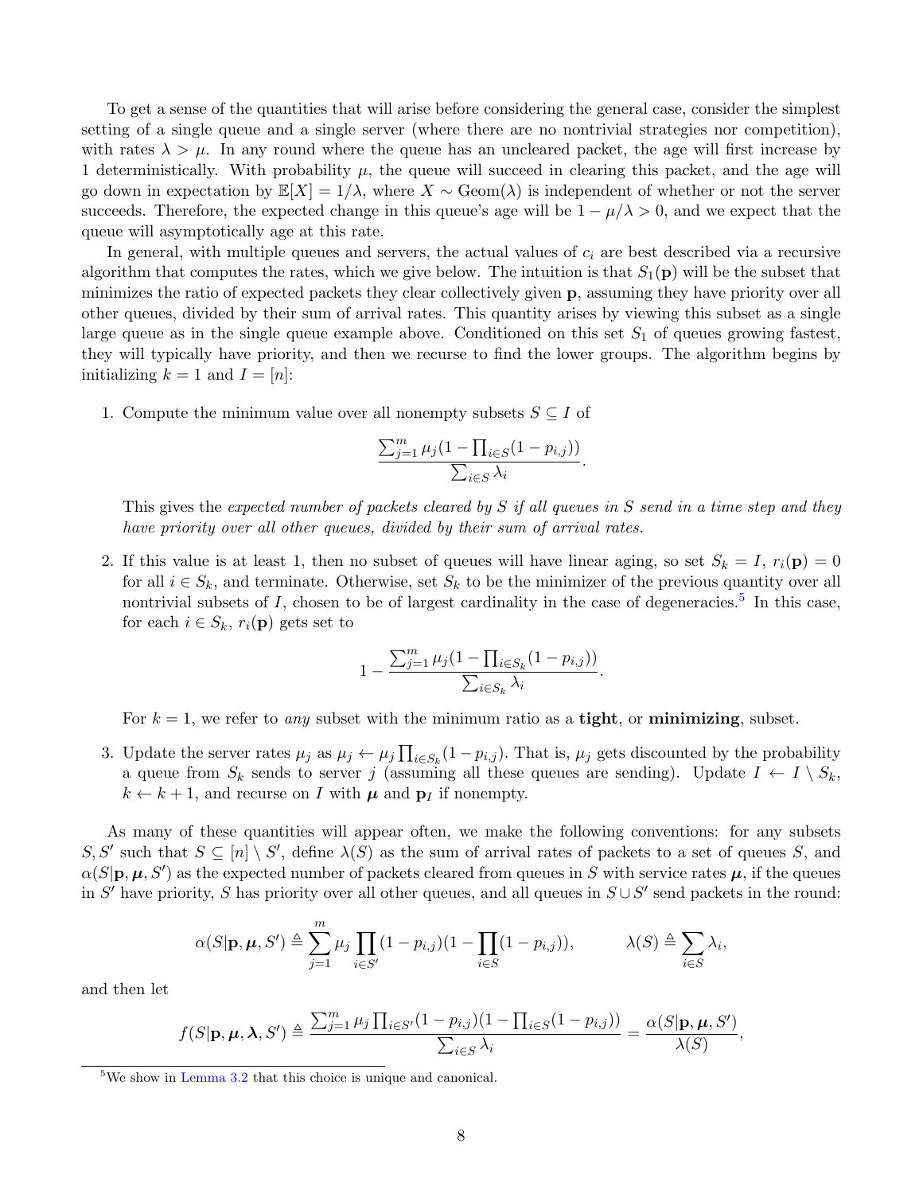To get a sense of the quantities that will arise before considering the general case, consider the simplest setting of a single queue and a single server (where there are no nontrivial strategies nor competition), with rates $\lambda > \mu$. In any round where the queue has an uncleared packet, the age will first increase by 1 deterministically. With probability $\mu$, the queue will succeed in clearing this packet, and the age will go down in expectation by $\mathbb{E}[X] = 1/\lambda$, where $X \sim \text{Geom}(\lambda)$ is independent of whether or not the server succeeds. Therefore, the expected change in this queue's age will be $1 - \mu/\lambda > 0$, and we expect that the queue will asymptotically age at this rate.

In general, with multiple queues and servers, the actual values of $c_i$ are best described via a recursive algorithm that computes the rates, which we give below. The intuition is that $S_1(\mathbf{p})$ will be the subset that minimizes the ratio of expected packets they clear collectively given $\mathbf{p}$, assuming they have priority over all other queues, divided by their sum of arrival rates. This quantity arises by viewing this subset as a single large queue as in the single queue example above. Conditioned on this set $S_1$ of queues growing fastest, they will typically have priority, and then we recurse to find the lower groups. The algorithm begins by initializing $k = 1$ and $I = [n]$:

1. Compute the minimum value over all nonempty subsets $S \subseteq I$ of
$$\frac{\sum_{j=1}^m \mu_j (1 - \prod_{i \in S}(1 - p_{i,j}))}{\sum_{i \in S} \lambda_i}.$$
This gives the *expected number of packets cleared by $S$ if all queues in $S$ send in a time step and they have priority over all other queues, divided by their sum of arrival rates.*

2. If this value is at least 1, then no subset of queues will have linear aging, so set $S_k = I$, $r_i(\mathbf{p}) = 0$ for all $i \in S_k$, and terminate. Otherwise, set $S_k$ to be the minimizer of the previous quantity over all nontrivial subsets of $I$, chosen to be of largest cardinality in the case of degeneracies.[5] In this case, for each $i \in S_k$, $r_i(\mathbf{p})$ gets set to
$$1 - \frac{\sum_{j=1}^m \mu_j (1 - \prod_{i \in S_k}(1 - p_{i,j}))}{\sum_{i \in S_k} \lambda_i}.$$
For $k = 1$, we refer to *any* subset with the minimum ratio as a **tight**, or **minimizing**, subset.

3. Update the server rates $\mu_j$ as $\mu_j \leftarrow \mu_j \prod_{i \in S_k}(1 - p_{i,j})$. That is, $\mu_j$ gets discounted by the probability a queue from $S_k$ sends to server $j$ (assuming all these queues are sending). Update $I \leftarrow I \setminus S_k$, $k \leftarrow k + 1$, and recurse on $I$ with $\boldsymbol{\mu}$ and $\mathbf{p}_I$ if nonempty.

As many of these quantities will appear often, we make the following conventions: for any subsets $S, S'$ such that $S \subseteq [n] \setminus S'$, define $\lambda(S)$ as the sum of arrival rates of packets to a set of queues $S$, and $\alpha(S|\mathbf{p}, \boldsymbol{\mu}, S')$ as the expected number of packets cleared from queues in $S$ with service rates $\boldsymbol{\mu}$, if the queues in $S'$ have priority, $S$ has priority over all other queues, and all queues in $S \cup S'$ send packets in the round:

$$\alpha(S|\mathbf{p}, \boldsymbol{\mu}, S') \triangleq \sum_{j=1}^m \mu_j \prod_{i \in S'}(1 - p_{i,j})(1 - \prod_{i \in S}(1 - p_{i,j})), \qquad \lambda(S) \triangleq \sum_{i \in S} \lambda_i,$$

and then let

$$f(S|\mathbf{p}, \boldsymbol{\mu}, \boldsymbol{\lambda}, S') \triangleq \frac{\sum_{j=1}^m \mu_j \prod_{i \in S'}(1 - p_{i,j})(1 - \prod_{i \in S}(1 - p_{i,j}))}{\sum_{i \in S} \lambda_i} = \frac{\alpha(S|\mathbf{p}, \boldsymbol{\mu}, S')}{\lambda(S)},$$

[5] We show in Lemma 3.2 that this choice is unique and canonical.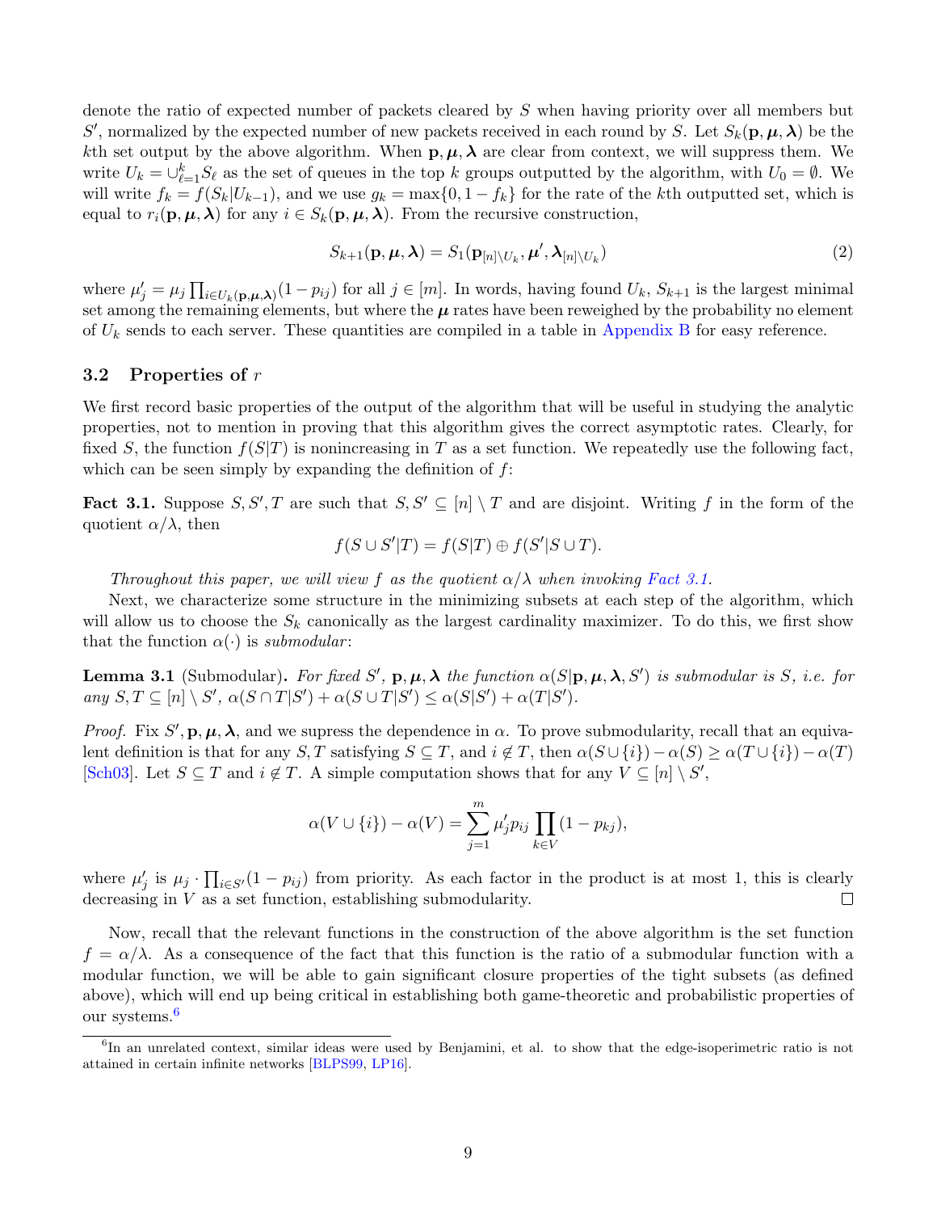denote the ratio of expected number of packets cleared by $S$ when having priority over all members but $S'$, normalized by the expected number of new packets received in each round by $S$. Let $S_k(\mathbf{p}, \boldsymbol{\mu}, \boldsymbol{\lambda})$ be the $k$th set output by the above algorithm. When $\mathbf{p}, \boldsymbol{\mu}, \boldsymbol{\lambda}$ are clear from context, we will suppress them. We write $U_k = \cup_{\ell=1}^{k} S_\ell$ as the set of queues in the top $k$ groups outputted by the algorithm, with $U_0 = \emptyset$. We will write $f_k = f(S_k|U_{k-1})$, and we use $g_k = \max\{0, 1 - f_k\}$ for the rate of the $k$th outputted set, which is equal to $r_i(\mathbf{p}, \boldsymbol{\mu}, \boldsymbol{\lambda})$ for any $i \in S_k(\mathbf{p}, \boldsymbol{\mu}, \boldsymbol{\lambda})$. From the recursive construction,

$$S_{k+1}(\mathbf{p}, \boldsymbol{\mu}, \boldsymbol{\lambda}) = S_1(\mathbf{p}_{[n]\setminus U_k}, \boldsymbol{\mu}', \boldsymbol{\lambda}_{[n]\setminus U_k}) \tag{2}$$

where $\mu'_j = \mu_j \prod_{i \in U_k(\mathbf{p},\boldsymbol{\mu},\boldsymbol{\lambda})} (1 - p_{ij})$ for all $j \in [m]$. In words, having found $U_k$, $S_{k+1}$ is the largest minimal set among the remaining elements, but where the $\boldsymbol{\mu}$ rates have been reweighed by the probability no element of $U_k$ sends to each server. These quantities are compiled in a table in Appendix B for easy reference.

### 3.2 Properties of $r$

We first record basic properties of the output of the algorithm that will be useful in studying the analytic properties, not to mention in proving that this algorithm gives the correct asymptotic rates. Clearly, for fixed $S$, the function $f(S|T)$ is nonincreasing in $T$ as a set function. We repeatedly use the following fact, which can be seen simply by expanding the definition of $f$:

**Fact 3.1.** Suppose $S, S', T$ are such that $S, S' \subseteq [n] \setminus T$ and are disjoint. Writing $f$ in the form of the quotient $\alpha/\lambda$, then

$$f(S \cup S'|T) = f(S|T) \oplus f(S'|S \cup T).$$

*Throughout this paper, we will view $f$ as the quotient $\alpha/\lambda$ when invoking Fact 3.1.*

Next, we characterize some structure in the minimizing subsets at each step of the algorithm, which will allow us to choose the $S_k$ canonically as the largest cardinality maximizer. To do this, we first show that the function $\alpha(\cdot)$ is *submodular*:

**Lemma 3.1** (Submodular)**.** *For fixed $S'$, $\mathbf{p}, \boldsymbol{\mu}, \boldsymbol{\lambda}$ the function $\alpha(S|\mathbf{p}, \boldsymbol{\mu}, \boldsymbol{\lambda}, S')$ is submodular is $S$, i.e. for any $S, T \subseteq [n] \setminus S'$, $\alpha(S \cap T|S') + \alpha(S \cup T|S') \leq \alpha(S|S') + \alpha(T|S')$.*

*Proof.* Fix $S', \mathbf{p}, \boldsymbol{\mu}, \boldsymbol{\lambda}$, and we supress the dependence in $\alpha$. To prove submodularity, recall that an equivalent definition is that for any $S, T$ satisfying $S \subseteq T$, and $i \notin T$, then $\alpha(S \cup \{i\}) - \alpha(S) \geq \alpha(T \cup \{i\}) - \alpha(T)$ [Sch03]. Let $S \subseteq T$ and $i \notin T$. A simple computation shows that for any $V \subseteq [n] \setminus S'$,

$$\alpha(V \cup \{i\}) - \alpha(V) = \sum_{j=1}^{m} \mu'_j p_{ij} \prod_{k \in V} (1 - p_{kj}),$$

where $\mu'_j$ is $\mu_j \cdot \prod_{i \in S'} (1 - p_{ij})$ from priority. As each factor in the product is at most 1, this is clearly decreasing in $V$ as a set function, establishing submodularity. $\square$

Now, recall that the relevant functions in the construction of the above algorithm is the set function $f = \alpha/\lambda$. As a consequence of the fact that this function is the ratio of a submodular function with a modular function, we will be able to gain significant closure properties of the tight subsets (as defined above), which will end up being critical in establishing both game-theoretic and probabilistic properties of our systems.[6]

[6] In an unrelated context, similar ideas were used by Benjamini, et al. to show that the edge-isoperimetric ratio is not attained in certain infinite networks [BLPS99, LP16].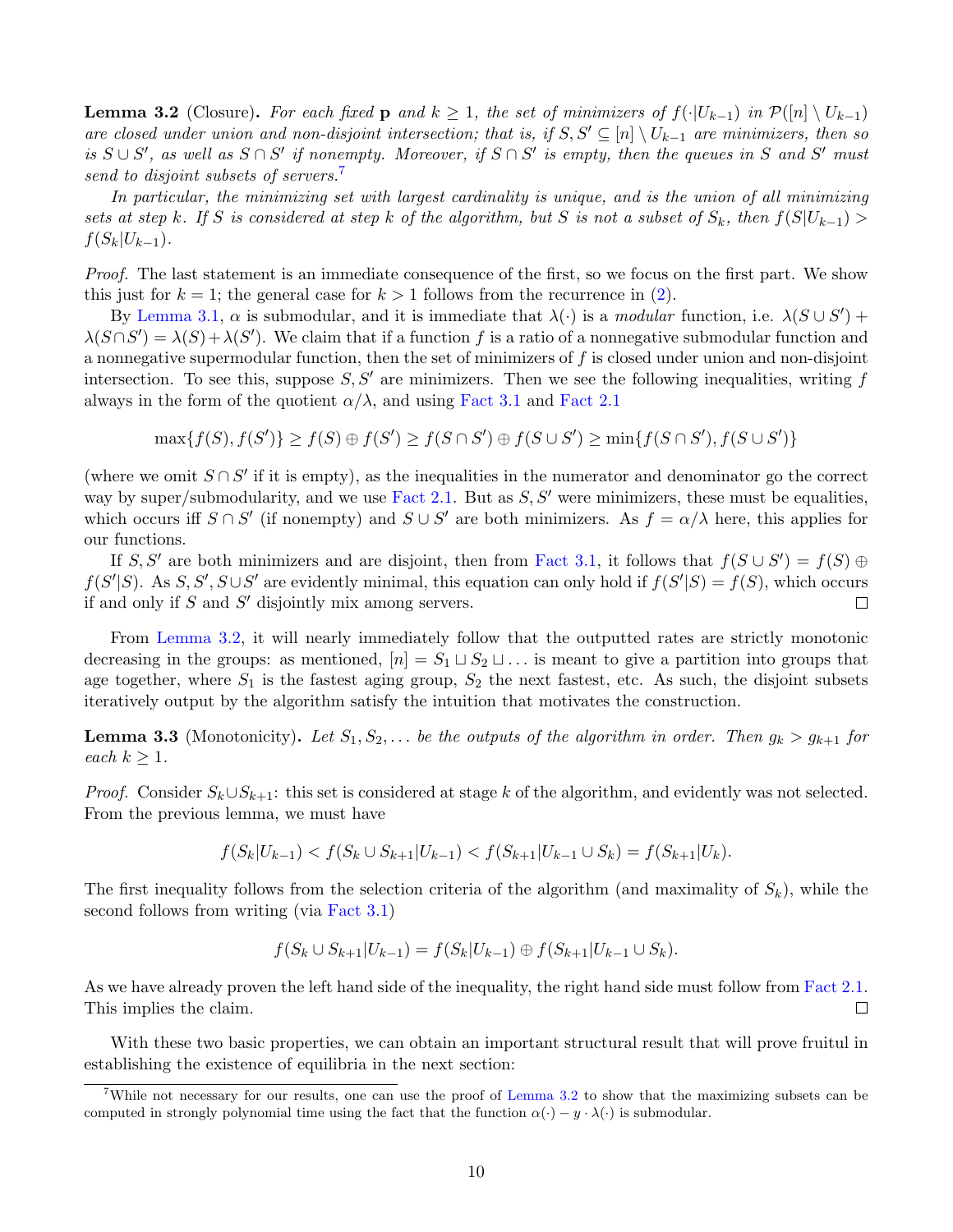**Lemma 3.2** (Closure)**.** *For each fixed* $\mathbf{p}$ *and* $k \geq 1$*, the set of minimizers of* $f(\cdot|U_{k-1})$ *in* $\mathcal{P}([n] \setminus U_{k-1})$ *are closed under union and non-disjoint intersection; that is, if* $S, S' \subseteq [n] \setminus U_{k-1}$ *are minimizers, then so is* $S \cup S'$*, as well as* $S \cap S'$ *if nonempty. Moreover, if* $S \cap S'$ *is empty, then the queues in* $S$ *and* $S'$ *must send to disjoint subsets of servers.*[7]

*In particular, the minimizing set with largest cardinality is unique, and is the union of all minimizing sets at step* $k$*. If* $S$ *is considered at step* $k$ *of the algorithm, but* $S$ *is not a subset of* $S_k$*, then* $f(S|U_{k-1}) > f(S_k|U_{k-1})$*.*

*Proof.* The last statement is an immediate consequence of the first, so we focus on the first part. We show this just for $k = 1$; the general case for $k > 1$ follows from the recurrence in (2).

By Lemma 3.1, $\alpha$ is submodular, and it is immediate that $\lambda(\cdot)$ is a *modular* function, i.e. $\lambda(S \cup S') + \lambda(S \cap S') = \lambda(S) + \lambda(S')$. We claim that if a function $f$ is a ratio of a nonnegative submodular function and a nonnegative supermodular function, then the set of minimizers of $f$ is closed under union and non-disjoint intersection. To see this, suppose $S, S'$ are minimizers. Then we see the following inequalities, writing $f$ always in the form of the quotient $\alpha/\lambda$, and using Fact 3.1 and Fact 2.1

$$\max\{f(S), f(S')\} \geq f(S) \oplus f(S') \geq f(S \cap S') \oplus f(S \cup S') \geq \min\{f(S \cap S'), f(S \cup S')\}$$

(where we omit $S \cap S'$ if it is empty), as the inequalities in the numerator and denominator go the correct way by super/submodularity, and we use Fact 2.1. But as $S, S'$ were minimizers, these must be equalities, which occurs iff $S \cap S'$ (if nonempty) and $S \cup S'$ are both minimizers. As $f = \alpha/\lambda$ here, this applies for our functions.

If $S, S'$ are both minimizers and are disjoint, then from Fact 3.1, it follows that $f(S \cup S') = f(S) \oplus f(S'|S)$. As $S, S', S \cup S'$ are evidently minimal, this equation can only hold if $f(S'|S) = f(S)$, which occurs if and only if $S$ and $S'$ disjointly mix among servers. ◻

From Lemma 3.2, it will nearly immediately follow that the outputted rates are strictly monotonic decreasing in the groups: as mentioned, $[n] = S_1 \sqcup S_2 \sqcup \ldots$ is meant to give a partition into groups that age together, where $S_1$ is the fastest aging group, $S_2$ the next fastest, etc. As such, the disjoint subsets iteratively output by the algorithm satisfy the intuition that motivates the construction.

**Lemma 3.3** (Monotonicity)**.** *Let* $S_1, S_2, \ldots$ *be the outputs of the algorithm in order. Then* $g_k > g_{k+1}$ *for each* $k \geq 1$*.*

*Proof.* Consider $S_k \cup S_{k+1}$: this set is considered at stage $k$ of the algorithm, and evidently was not selected. From the previous lemma, we must have

$$f(S_k|U_{k-1}) < f(S_k \cup S_{k+1}|U_{k-1}) < f(S_{k+1}|U_{k-1} \cup S_k) = f(S_{k+1}|U_k).$$

The first inequality follows from the selection criteria of the algorithm (and maximality of $S_k$), while the second follows from writing (via Fact 3.1)

$$f(S_k \cup S_{k+1}|U_{k-1}) = f(S_k|U_{k-1}) \oplus f(S_{k+1}|U_{k-1} \cup S_k).$$

As we have already proven the left hand side of the inequality, the right hand side must follow from Fact 2.1. This implies the claim. ◻

With these two basic properties, we can obtain an important structural result that will prove fruitul in establishing the existence of equilibria in the next section:

[7] While not necessary for our results, one can use the proof of Lemma 3.2 to show that the maximizing subsets can be computed in strongly polynomial time using the fact that the function $\alpha(\cdot) - y \cdot \lambda(\cdot)$ is submodular.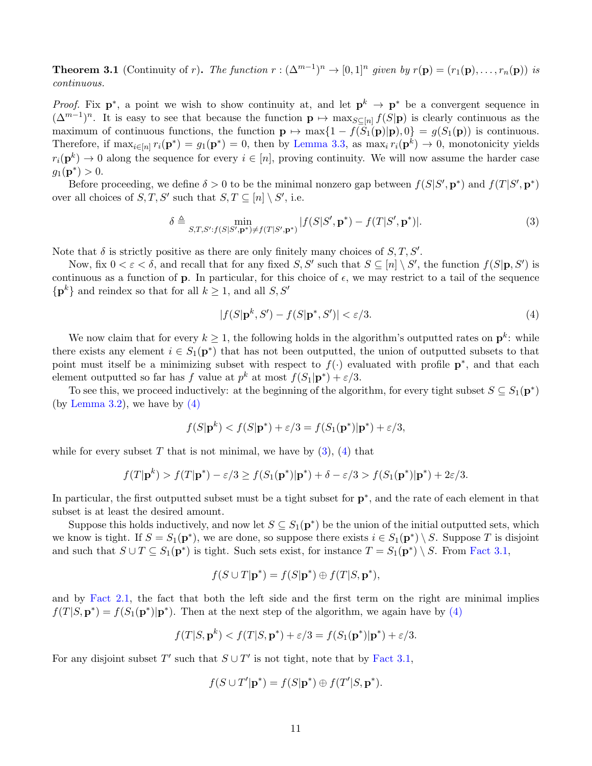**Theorem 3.1** (Continuity of $r$)**.** *The function $r : (\Delta^{m-1})^n \to [0,1]^n$ given by $r(\mathbf{p}) = (r_1(\mathbf{p}), \ldots, r_n(\mathbf{p}))$ is continuous.*

*Proof.* Fix $\mathbf{p}^*$, a point we wish to show continuity at, and let $\mathbf{p}^k \to \mathbf{p}^*$ be a convergent sequence in $(\Delta^{m-1})^n$. It is easy to see that because the function $\mathbf{p} \mapsto \max_{S \subseteq [n]} f(S|\mathbf{p})$ is clearly continuous as the maximum of continuous functions, the function $\mathbf{p} \mapsto \max\{1 - f(S_1(\mathbf{p})|\mathbf{p}), 0\} = g(S_1(\mathbf{p}))$ is continuous. Therefore, if $\max_{i \in [n]} r_i(\mathbf{p}^*) = g_1(\mathbf{p}^*) = 0$, then by Lemma 3.3, as $\max_i r_i(\mathbf{p}^k) \to 0$, monotonicity yields $r_i(\mathbf{p}^k) \to 0$ along the sequence for every $i \in [n]$, proving continuity. We will now assume the harder case $g_1(\mathbf{p}^*) > 0$.

Before proceeding, we define $\delta > 0$ to be the minimal nonzero gap between $f(S|S', \mathbf{p}^*)$ and $f(T|S', \mathbf{p}^*)$ over all choices of $S, T, S'$ such that $S, T \subseteq [n] \setminus S'$, i.e.

$$\delta \triangleq \min_{S,T,S' : f(S|S',\mathbf{p}^*) \neq f(T|S',\mathbf{p}^*)} |f(S|S', \mathbf{p}^*) - f(T|S', \mathbf{p}^*)|. \tag{3}$$

Note that $\delta$ is strictly positive as there are only finitely many choices of $S, T, S'$.

Now, fix $0 < \varepsilon < \delta$, and recall that for any fixed $S, S'$ such that $S \subseteq [n] \setminus S'$, the function $f(S|\mathbf{p}, S')$ is continuous as a function of $\mathbf{p}$. In particular, for this choice of $\epsilon$, we may restrict to a tail of the sequence $\{\mathbf{p}^k\}$ and reindex so that for all $k \geq 1$, and all $S, S'$

$$|f(S|\mathbf{p}^k, S') - f(S|\mathbf{p}^*, S')| < \varepsilon/3. \tag{4}$$

We now claim that for every $k \geq 1$, the following holds in the algorithm's outputted rates on $\mathbf{p}^k$: while there exists any element $i \in S_1(\mathbf{p}^*)$ that has not been outputted, the union of outputted subsets to that point must itself be a minimizing subset with respect to $f(\cdot)$ evaluated with profile $\mathbf{p}^*$, and that each element outputted so far has $f$ value at $p^k$ at most $f(S_1|\mathbf{p}^*) + \varepsilon/3$.

To see this, we proceed inductively: at the beginning of the algorithm, for every tight subset $S \subseteq S_1(\mathbf{p}^*)$ (by Lemma 3.2), we have by (4)

$$f(S|\mathbf{p}^k) < f(S|\mathbf{p}^*) + \varepsilon/3 = f(S_1(\mathbf{p}^*)|\mathbf{p}^*) + \varepsilon/3,$$

while for every subset $T$ that is not minimal, we have by (3), (4) that

$$f(T|\mathbf{p}^k) > f(T|\mathbf{p}^*) - \varepsilon/3 \geq f(S_1(\mathbf{p}^*)|\mathbf{p}^*) + \delta - \varepsilon/3 > f(S_1(\mathbf{p}^*)|\mathbf{p}^*) + 2\varepsilon/3.$$

In particular, the first outputted subset must be a tight subset for $\mathbf{p}^*$, and the rate of each element in that subset is at least the desired amount.

Suppose this holds inductively, and now let $S \subseteq S_1(\mathbf{p}^*)$ be the union of the initial outputted sets, which we know is tight. If $S = S_1(\mathbf{p}^*)$, we are done, so suppose there exists $i \in S_1(\mathbf{p}^*) \setminus S$. Suppose $T$ is disjoint and such that $S \cup T \subseteq S_1(\mathbf{p}^*)$ is tight. Such sets exist, for instance $T = S_1(\mathbf{p}^*) \setminus S$. From Fact 3.1,

$$f(S \cup T|\mathbf{p}^*) = f(S|\mathbf{p}^*) \oplus f(T|S, \mathbf{p}^*),$$

and by Fact 2.1, the fact that both the left side and the first term on the right are minimal implies $f(T|S, \mathbf{p}^*) = f(S_1(\mathbf{p}^*)|\mathbf{p}^*)$. Then at the next step of the algorithm, we again have by (4)

$$f(T|S, \mathbf{p}^k) < f(T|S, \mathbf{p}^*) + \varepsilon/3 = f(S_1(\mathbf{p}^*)|\mathbf{p}^*) + \varepsilon/3.$$

For any disjoint subset $T'$ such that $S \cup T'$ is not tight, note that by Fact 3.1,

$$f(S \cup T'|\mathbf{p}^*) = f(S|\mathbf{p}^*) \oplus f(T'|S, \mathbf{p}^*).$$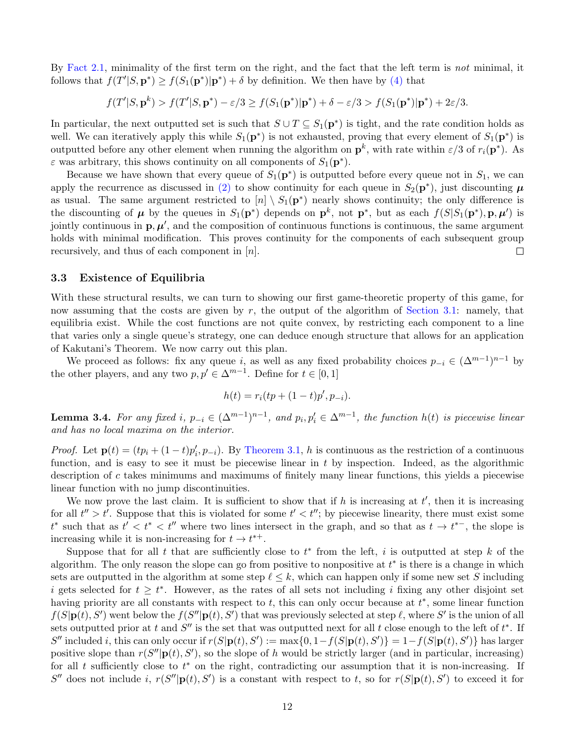By Fact 2.1, minimality of the first term on the right, and the fact that the left term is *not* minimal, it follows that $f(T'|S, \mathbf{p}^*) \geq f(S_1(\mathbf{p}^*)|\mathbf{p}^*) + \delta$ by definition. We then have by (4) that

$$f(T'|S, \mathbf{p}^k) > f(T'|S, \mathbf{p}^*) - \varepsilon/3 \geq f(S_1(\mathbf{p}^*)|\mathbf{p}^*) + \delta - \varepsilon/3 > f(S_1(\mathbf{p}^*)|\mathbf{p}^*) + 2\varepsilon/3.$$

In particular, the next outputted set is such that $S \cup T \subseteq S_1(\mathbf{p}^*)$ is tight, and the rate condition holds as well. We can iteratively apply this while $S_1(\mathbf{p}^*)$ is not exhausted, proving that every element of $S_1(\mathbf{p}^*)$ is outputted before any other element when running the algorithm on $\mathbf{p}^k$, with rate within $\varepsilon/3$ of $r_i(\mathbf{p}^*)$. As $\varepsilon$ was arbitrary, this shows continuity on all components of $S_1(\mathbf{p}^*)$.

Because we have shown that every queue of $S_1(\mathbf{p}^*)$ is outputted before every queue not in $S_1$, we can apply the recurrence as discussed in (2) to show continuity for each queue in $S_2(\mathbf{p}^*)$, just discounting $\boldsymbol{\mu}$ as usual. The same argument restricted to $[n] \setminus S_1(\mathbf{p}^*)$ nearly shows continuity; the only difference is the discounting of $\boldsymbol{\mu}$ by the queues in $S_1(\mathbf{p}^*)$ depends on $\mathbf{p}^k$, not $\mathbf{p}^*$, but as each $f(S|S_1(\mathbf{p}^*), \mathbf{p}, \boldsymbol{\mu}')$ is jointly continuous in $\mathbf{p}, \boldsymbol{\mu}'$, and the composition of continuous functions is continuous, the same argument holds with minimal modification. This proves continuity for the components of each subsequent group recursively, and thus of each component in $[n]$. ∎

### 3.3 Existence of Equilibria

With these structural results, we can turn to showing our first game-theoretic property of this game, for now assuming that the costs are given by $r$, the output of the algorithm of Section 3.1: namely, that equilibria exist. While the cost functions are not quite convex, by restricting each component to a line that varies only a single queue's strategy, one can deduce enough structure that allows for an application of Kakutani's Theorem. We now carry out this plan.

We proceed as follows: fix any queue $i$, as well as any fixed probability choices $p_{-i} \in (\Delta^{m-1})^{n-1}$ by the other players, and any two $p, p' \in \Delta^{m-1}$. Define for $t \in [0,1]$

$$h(t) = r_i(tp + (1-t)p', p_{-i}).$$

**Lemma 3.4.** *For any fixed $i$, $p_{-i} \in (\Delta^{m-1})^{n-1}$, and $p_i, p_i' \in \Delta^{m-1}$, the function $h(t)$ is piecewise linear and has no local maxima on the interior.*

*Proof.* Let $\mathbf{p}(t) = (tp_i + (1-t)p_i', p_{-i})$. By Theorem 3.1, $h$ is continuous as the restriction of a continuous function, and is easy to see it must be piecewise linear in $t$ by inspection. Indeed, as the algorithmic description of $c$ takes minimums and maximums of finitely many linear functions, this yields a piecewise linear function with no jump discontinuities.

We now prove the last claim. It is sufficient to show that if $h$ is increasing at $t'$, then it is increasing for all $t'' > t'$. Suppose that this is violated for some $t' < t''$; by piecewise linearity, there must exist some $t^*$ such that as $t' < t^* < t''$ where two lines intersect in the graph, and so that as $t \to t^{*-}$, the slope is increasing while it is non-increasing for $t \to t^{*+}$.

Suppose that for all $t$ that are sufficiently close to $t^*$ from the left, $i$ is outputted at step $k$ of the algorithm. The only reason the slope can go from positive to nonpositive at $t^*$ is there is a change in which sets are outputted in the algorithm at some step $\ell \leq k$, which can happen only if some new set $S$ including $i$ gets selected for $t \geq t^*$. However, as the rates of all sets not including $i$ fixing any other disjoint set having priority are all constants with respect to $t$, this can only occur because at $t^*$, some linear function $f(S|\mathbf{p}(t), S')$ went below the $f(S''|\mathbf{p}(t), S')$ that was previously selected at step $\ell$, where $S'$ is the union of all sets outputted prior at $t$ and $S''$ is the set that was outputted next for all $t$ close enough to the left of $t^*$. If $S''$ included $i$, this can only occur if $r(S|\mathbf{p}(t), S') := \max\{0, 1 - f(S|\mathbf{p}(t), S')\} = 1 - f(S|\mathbf{p}(t), S')\}$ has larger positive slope than $r(S''|\mathbf{p}(t), S')$, so the slope of $h$ would be strictly larger (and in particular, increasing) for all $t$ sufficiently close to $t^*$ on the right, contradicting our assumption that it is non-increasing. If $S''$ does not include $i$, $r(S''|\mathbf{p}(t), S')$ is a constant with respect to $t$, so for $r(S|\mathbf{p}(t), S')$ to exceed it for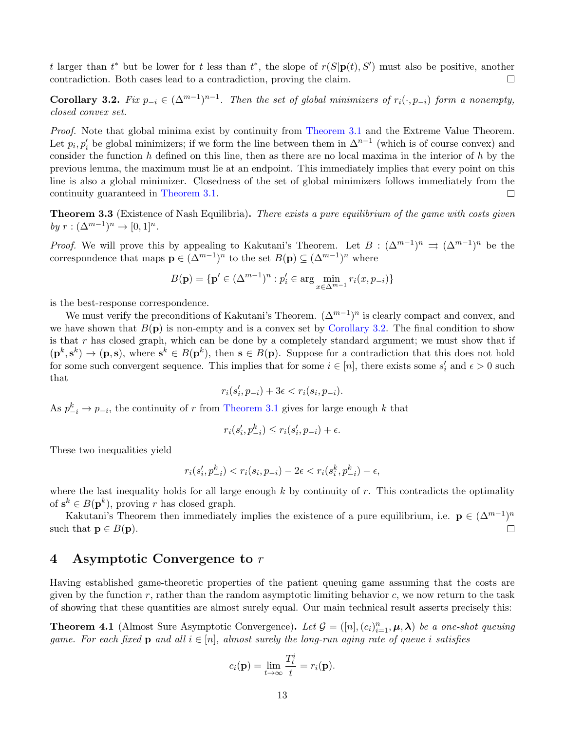$t$ larger than $t^*$ but be lower for $t$ less than $t^*$, the slope of $r(S|\mathbf{p}(t), S')$ must also be positive, another contradiction. Both cases lead to a contradiction, proving the claim. ∎

**Corollary 3.2.** *Fix $p_{-i} \in (\Delta^{m-1})^{n-1}$. Then the set of global minimizers of $r_i(\cdot, p_{-i})$ form a nonempty, closed convex set.*

*Proof.* Note that global minima exist by continuity from Theorem 3.1 and the Extreme Value Theorem. Let $p_i, p_i'$ be global minimizers; if we form the line between them in $\Delta^{n-1}$ (which is of course convex) and consider the function $h$ defined on this line, then as there are no local maxima in the interior of $h$ by the previous lemma, the maximum must lie at an endpoint. This immediately implies that every point on this line is also a global minimizer. Closedness of the set of global minimizers follows immediately from the continuity guaranteed in Theorem 3.1. ∎

**Theorem 3.3** (Existence of Nash Equilibria)**.** *There exists a pure equilibrium of the game with costs given by $r : (\Delta^{m-1})^n \to [0, 1]^n$.*

*Proof.* We will prove this by appealing to Kakutani's Theorem. Let $B : (\Delta^{m-1})^n \rightrightarrows (\Delta^{m-1})^n$ be the correspondence that maps $\mathbf{p} \in (\Delta^{m-1})^n$ to the set $B(\mathbf{p}) \subseteq (\Delta^{m-1})^n$ where

$$B(\mathbf{p}) = \{\mathbf{p}' \in (\Delta^{m-1})^n : p_i' \in \arg\min_{x \in \Delta^{m-1}} r_i(x, p_{-i})\}$$

is the best-response correspondence.

We must verify the preconditions of Kakutani's Theorem. $(\Delta^{m-1})^n$ is clearly compact and convex, and we have shown that $B(\mathbf{p})$ is non-empty and is a convex set by Corollary 3.2. The final condition to show is that $r$ has closed graph, which can be done by a completely standard argument; we must show that if $(\mathbf{p}^k, \mathbf{s}^k) \to (\mathbf{p}, \mathbf{s})$, where $\mathbf{s}^k \in B(\mathbf{p}^k)$, then $\mathbf{s} \in B(\mathbf{p})$. Suppose for a contradiction that this does not hold for some such convergent sequence. This implies that for some $i \in [n]$, there exists some $s_i'$ and $\epsilon > 0$ such that

$$r_i(s_i', p_{-i}) + 3\epsilon < r_i(s_i, p_{-i}).$$

As $p_{-i}^k \to p_{-i}$, the continuity of $r$ from Theorem 3.1 gives for large enough $k$ that

$$r_i(s_i', p_{-i}^k) \leq r_i(s_i', p_{-i}) + \epsilon.$$

These two inequalities yield

$$r_i(s_i', p_{-i}^k) < r_i(s_i, p_{-i}) - 2\epsilon < r_i(s_i^k, p_{-i}^k) - \epsilon,$$

where the last inequality holds for all large enough $k$ by continuity of $r$. This contradicts the optimality of $\mathbf{s}^k \in B(\mathbf{p}^k)$, proving $r$ has closed graph.

Kakutani's Theorem then immediately implies the existence of a pure equilibrium, i.e. $\mathbf{p} \in (\Delta^{m-1})^n$ such that $\mathbf{p} \in B(\mathbf{p})$. ∎

# 4 Asymptotic Convergence to $r$

Having established game-theoretic properties of the patient queuing game assuming that the costs are given by the function $r$, rather than the random asymptotic limiting behavior $c$, we now return to the task of showing that these quantities are almost surely equal. Our main technical result asserts precisely this:

**Theorem 4.1** (Almost Sure Asymptotic Convergence)**.** *Let $\mathcal{G} = ([n], (c_i)_{i=1}^n, \boldsymbol{\mu}, \boldsymbol{\lambda})$ be a one-shot queuing game. For each fixed $\mathbf{p}$ and all $i \in [n]$, almost surely the long-run aging rate of queue $i$ satisfies*

$$c_i(\mathbf{p}) = \lim_{t \to \infty} \frac{T_t^i}{t} = r_i(\mathbf{p}).$$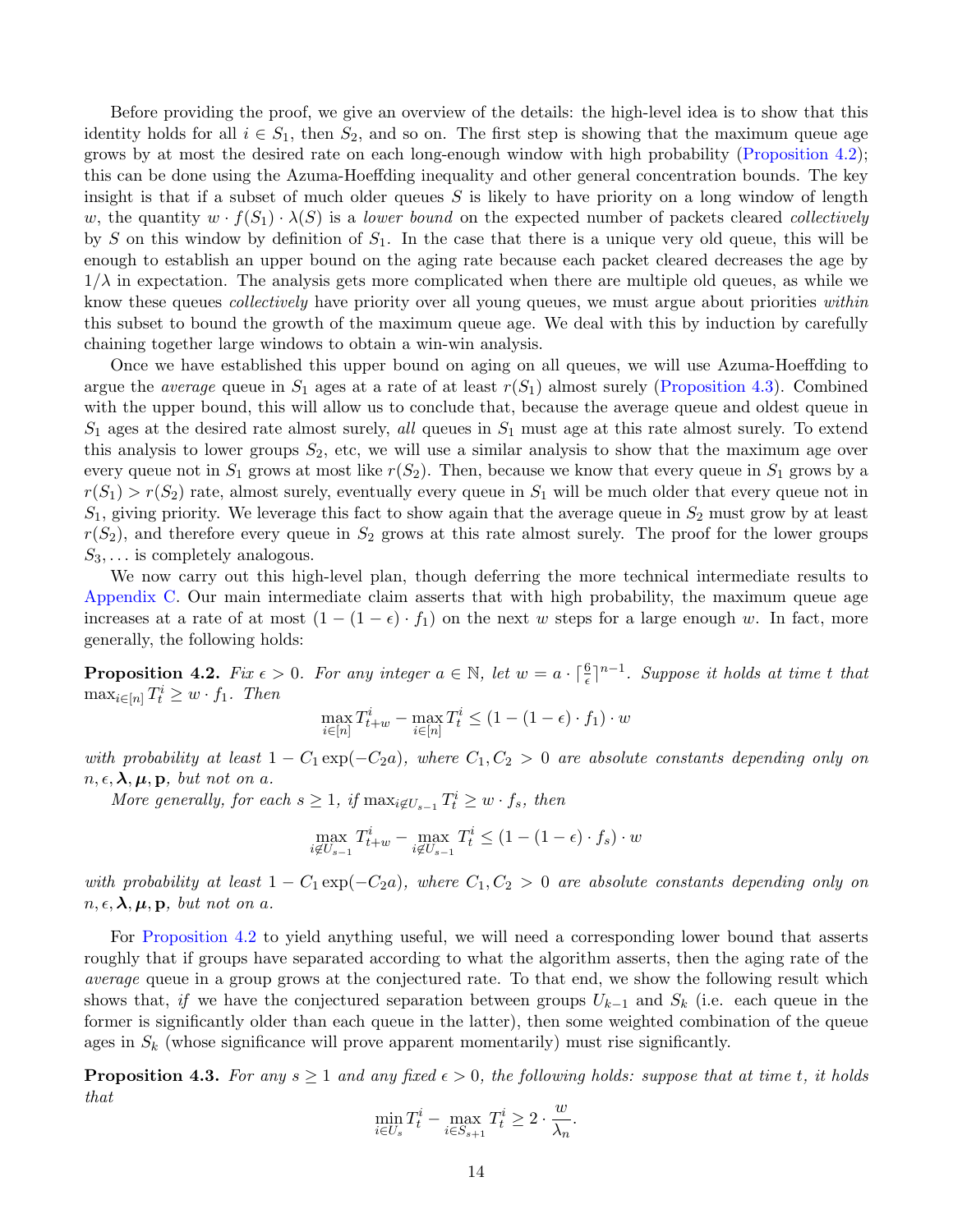Before providing the proof, we give an overview of the details: the high-level idea is to show that this identity holds for all $i \in S_1$, then $S_2$, and so on. The first step is showing that the maximum queue age grows by at most the desired rate on each long-enough window with high probability (Proposition 4.2); this can be done using the Azuma-Hoeffding inequality and other general concentration bounds. The key insight is that if a subset of much older queues $S$ is likely to have priority on a long window of length $w$, the quantity $w \cdot f(S_1) \cdot \lambda(S)$ is a *lower bound* on the expected number of packets cleared *collectively* by $S$ on this window by definition of $S_1$. In the case that there is a unique very old queue, this will be enough to establish an upper bound on the aging rate because each packet cleared decreases the age by $1/\lambda$ in expectation. The analysis gets more complicated when there are multiple old queues, as while we know these queues *collectively* have priority over all young queues, we must argue about priorities *within* this subset to bound the growth of the maximum queue age. We deal with this by induction by carefully chaining together large windows to obtain a win-win analysis.

Once we have established this upper bound on aging on all queues, we will use Azuma-Hoeffding to argue the *average* queue in $S_1$ ages at a rate of at least $r(S_1)$ almost surely (Proposition 4.3). Combined with the upper bound, this will allow us to conclude that, because the average queue and oldest queue in $S_1$ ages at the desired rate almost surely, *all* queues in $S_1$ must age at this rate almost surely. To extend this analysis to lower groups $S_2$, etc, we will use a similar analysis to show that the maximum age over every queue not in $S_1$ grows at most like $r(S_2)$. Then, because we know that every queue in $S_1$ grows by a $r(S_1) > r(S_2)$ rate, almost surely, eventually every queue in $S_1$ will be much older that every queue not in $S_1$, giving priority. We leverage this fact to show again that the average queue in $S_2$ must grow by at least $r(S_2)$, and therefore every queue in $S_2$ grows at this rate almost surely. The proof for the lower groups $S_3, \ldots$ is completely analogous.

We now carry out this high-level plan, though deferring the more technical intermediate results to Appendix C. Our main intermediate claim asserts that with high probability, the maximum queue age increases at a rate of at most $(1 - (1 - \epsilon) \cdot f_1)$ on the next $w$ steps for a large enough $w$. In fact, more generally, the following holds:

**Proposition 4.2.** *Fix $\epsilon > 0$. For any integer $a \in \mathbb{N}$, let $w = a \cdot \lceil \frac{6}{\epsilon} \rceil^{n-1}$. Suppose it holds at time $t$ that $\max_{i \in [n]} T_t^i \geq w \cdot f_1$. Then*

$$\max_{i \in [n]} T_{t+w}^i - \max_{i \in [n]} T_t^i \leq (1 - (1 - \epsilon) \cdot f_1) \cdot w$$

*with probability at least $1 - C_1 \exp(-C_2 a)$, where $C_1, C_2 > 0$ are absolute constants depending only on $n, \epsilon, \boldsymbol{\lambda}, \boldsymbol{\mu}, \mathbf{p}$, but not on $a$.*

*More generally, for each $s \geq 1$, if $\max_{i \notin U_{s-1}} T_t^i \geq w \cdot f_s$, then*

$$\max_{i \notin U_{s-1}} T_{t+w}^i - \max_{i \notin U_{s-1}} T_t^i \leq (1 - (1 - \epsilon) \cdot f_s) \cdot w$$

*with probability at least $1 - C_1 \exp(-C_2 a)$, where $C_1, C_2 > 0$ are absolute constants depending only on $n, \epsilon, \boldsymbol{\lambda}, \boldsymbol{\mu}, \mathbf{p}$, but not on $a$.*

For Proposition 4.2 to yield anything useful, we will need a corresponding lower bound that asserts roughly that if groups have separated according to what the algorithm asserts, then the aging rate of the *average* queue in a group grows at the conjectured rate. To that end, we show the following result which shows that, *if* we have the conjectured separation between groups $U_{k-1}$ and $S_k$ (i.e. each queue in the former is significantly older than each queue in the latter), then some weighted combination of the queue ages in $S_k$ (whose significance will prove apparent momentarily) must rise significantly.

**Proposition 4.3.** *For any $s \geq 1$ and any fixed $\epsilon > 0$, the following holds: suppose that at time $t$, it holds that*

$$\min_{i \in U_s} T_t^i - \max_{i \in S_{s+1}} T_t^i \geq 2 \cdot \frac{w}{\lambda_n}.$$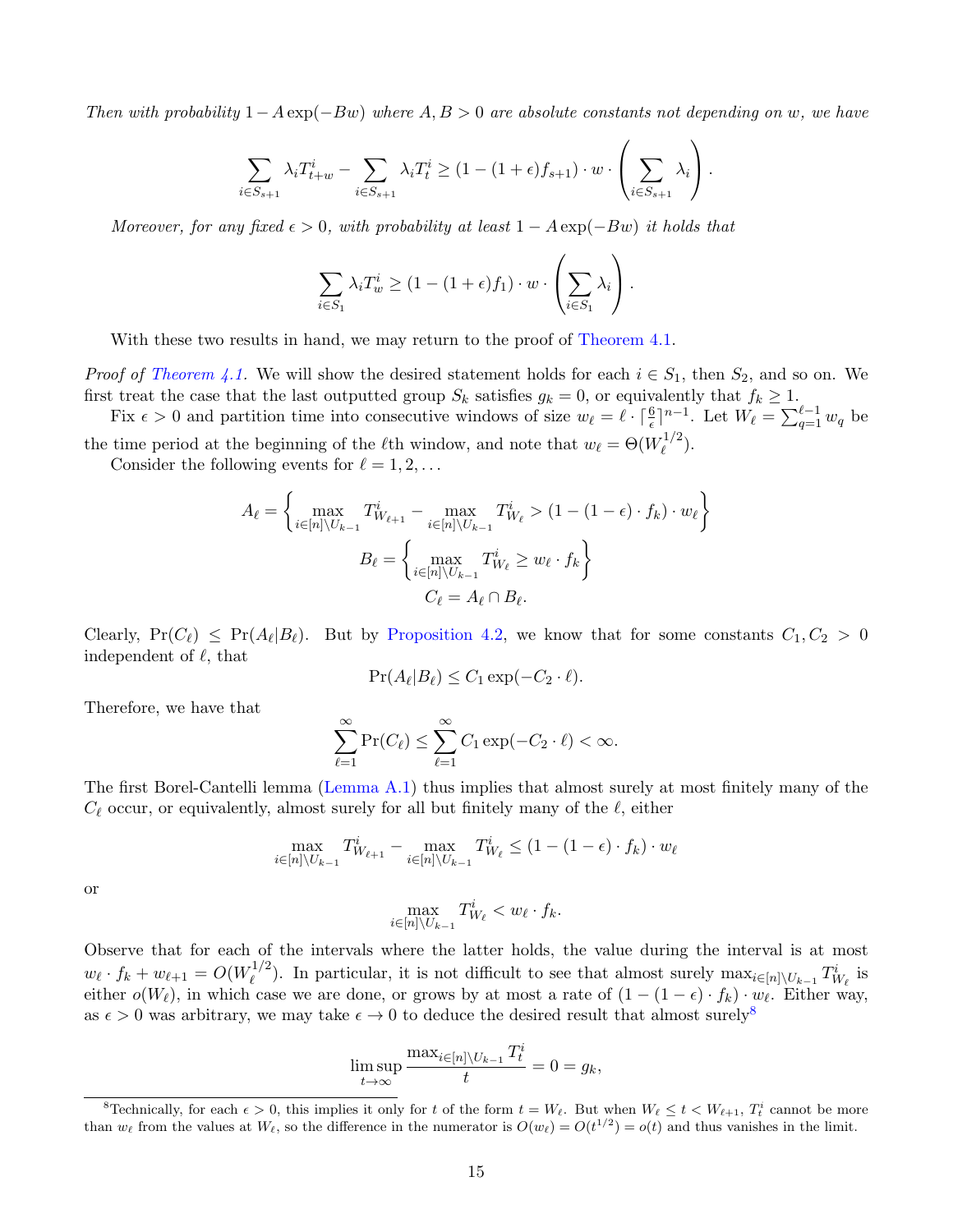*Then with probability $1 - A\exp(-Bw)$ where $A, B > 0$ are absolute constants not depending on $w$, we have*

$$\sum_{i \in S_{s+1}} \lambda_i T^i_{t+w} - \sum_{i \in S_{s+1}} \lambda_i T^i_t \geq (1 - (1+\epsilon) f_{s+1}) \cdot w \cdot \left( \sum_{i \in S_{s+1}} \lambda_i \right).$$

*Moreover, for any fixed $\epsilon > 0$, with probability at least $1 - A\exp(-Bw)$ it holds that*

$$\sum_{i \in S_1} \lambda_i T^i_w \geq (1 - (1+\epsilon) f_1) \cdot w \cdot \left( \sum_{i \in S_1} \lambda_i \right).$$

With these two results in hand, we may return to the proof of Theorem 4.1.

*Proof of Theorem 4.1.* We will show the desired statement holds for each $i \in S_1$, then $S_2$, and so on. We first treat the case that the last outputted group $S_k$ satisfies $g_k = 0$, or equivalently that $f_k \geq 1$.

Fix $\epsilon > 0$ and partition time into consecutive windows of size $w_\ell = \ell \cdot \lceil \frac{6}{\epsilon} \rceil^{n-1}$. Let $W_\ell = \sum_{q=1}^{\ell-1} w_q$ be the time period at the beginning of the $\ell$th window, and note that $w_\ell = \Theta(W_\ell^{1/2})$.

Consider the following events for $\ell = 1, 2, \ldots$

$$A_\ell = \left\{ \max_{i \in [n] \setminus U_{k-1}} T^i_{W_{\ell+1}} - \max_{i \in [n] \setminus U_{k-1}} T^i_{W_\ell} > (1 - (1-\epsilon) \cdot f_k) \cdot w_\ell \right\}$$

$$B_\ell = \left\{ \max_{i \in [n] \setminus U_{k-1}} T^i_{W_\ell} \geq w_\ell \cdot f_k \right\}$$

$$C_\ell = A_\ell \cap B_\ell.$$

Clearly, $\Pr(C_\ell) \leq \Pr(A_\ell | B_\ell)$. But by Proposition 4.2, we know that for some constants $C_1, C_2 > 0$ independent of $\ell$, that

$$\Pr(A_\ell | B_\ell) \leq C_1 \exp(-C_2 \cdot \ell).$$

Therefore, we have that

$$\sum_{\ell=1}^{\infty} \Pr(C_\ell) \leq \sum_{\ell=1}^{\infty} C_1 \exp(-C_2 \cdot \ell) < \infty.$$

The first Borel-Cantelli lemma (Lemma A.1) thus implies that almost surely at most finitely many of the $C_\ell$ occur, or equivalently, almost surely for all but finitely many of the $\ell$, either

$$\max_{i \in [n] \setminus U_{k-1}} T^i_{W_{\ell+1}} - \max_{i \in [n] \setminus U_{k-1}} T^i_{W_\ell} \leq (1 - (1-\epsilon) \cdot f_k) \cdot w_\ell$$

or

$$\max_{i \in [n] \setminus U_{k-1}} T^i_{W_\ell} < w_\ell \cdot f_k.$$

Observe that for each of the intervals where the latter holds, the value during the interval is at most $w_\ell \cdot f_k + w_{\ell+1} = O(W_\ell^{1/2})$. In particular, it is not difficult to see that almost surely $\max_{i \in [n] \setminus U_{k-1}} T^i_{W_\ell}$ is either $o(W_\ell)$, in which case we are done, or grows by at most a rate of $(1 - (1-\epsilon) \cdot f_k) \cdot w_\ell$. Either way, as $\epsilon > 0$ was arbitrary, we may take $\epsilon \to 0$ to deduce the desired result that almost surely[8]

$$\limsup_{t \to \infty} \frac{\max_{i \in [n] \setminus U_{k-1}} T^i_t}{t} = 0 = g_k,$$

[8]Technically, for each $\epsilon > 0$, this implies it only for $t$ of the form $t = W_\ell$. But when $W_\ell \leq t < W_{\ell+1}$, $T^i_t$ cannot be more than $w_\ell$ from the values at $W_\ell$, so the difference in the numerator is $O(w_\ell) = O(t^{1/2}) = o(t)$ and thus vanishes in the limit.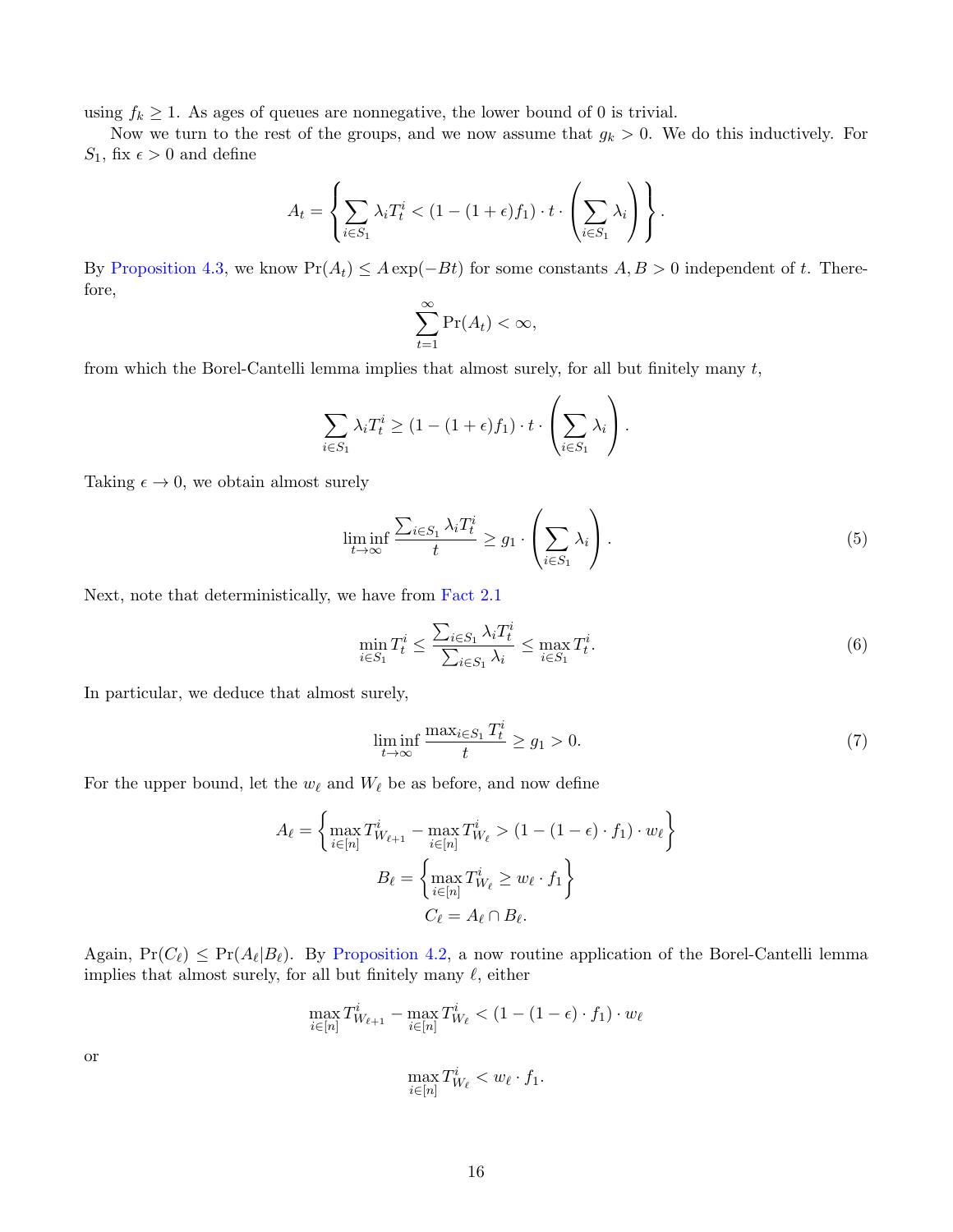using $f_k \geq 1$. As ages of queues are nonnegative, the lower bound of 0 is trivial.

Now we turn to the rest of the groups, and we now assume that $g_k > 0$. We do this inductively. For $S_1$, fix $\epsilon > 0$ and define

$$A_t = \left\{ \sum_{i \in S_1} \lambda_i T_t^i < (1 - (1+\epsilon) f_1) \cdot t \cdot \left( \sum_{i \in S_1} \lambda_i \right) \right\}.$$

By Proposition 4.3, we know $\Pr(A_t) \leq A \exp(-Bt)$ for some constants $A, B > 0$ independent of $t$. Therefore,

$$\sum_{t=1}^{\infty} \Pr(A_t) < \infty,$$

from which the Borel-Cantelli lemma implies that almost surely, for all but finitely many $t$,

$$\sum_{i \in S_1} \lambda_i T_t^i \geq (1 - (1+\epsilon) f_1) \cdot t \cdot \left( \sum_{i \in S_1} \lambda_i \right).$$

Taking $\epsilon \to 0$, we obtain almost surely

$$\liminf_{t \to \infty} \frac{\sum_{i \in S_1} \lambda_i T_t^i}{t} \geq g_1 \cdot \left( \sum_{i \in S_1} \lambda_i \right). \tag{5}$$

Next, note that deterministically, we have from Fact 2.1

$$\min_{i \in S_1} T_t^i \leq \frac{\sum_{i \in S_1} \lambda_i T_t^i}{\sum_{i \in S_1} \lambda_i} \leq \max_{i \in S_1} T_t^i. \tag{6}$$

In particular, we deduce that almost surely,

$$\liminf_{t \to \infty} \frac{\max_{i \in S_1} T_t^i}{t} \geq g_1 > 0. \tag{7}$$

For the upper bound, let the $w_\ell$ and $W_\ell$ be as before, and now define

$$A_\ell = \left\{ \max_{i \in [n]} T_{W_{\ell+1}}^i - \max_{i \in [n]} T_{W_\ell}^i > (1 - (1-\epsilon) \cdot f_1) \cdot w_\ell \right\}$$

$$B_\ell = \left\{ \max_{i \in [n]} T_{W_\ell}^i \geq w_\ell \cdot f_1 \right\}$$

$$C_\ell = A_\ell \cap B_\ell.$$

Again, $\Pr(C_\ell) \leq \Pr(A_\ell | B_\ell)$. By Proposition 4.2, a now routine application of the Borel-Cantelli lemma implies that almost surely, for all but finitely many $\ell$, either

$$\max_{i \in [n]} T_{W_{\ell+1}}^i - \max_{i \in [n]} T_{W_\ell}^i < (1 - (1-\epsilon) \cdot f_1) \cdot w_\ell$$

or

$$\max_{i \in [n]} T_{W_\ell}^i < w_\ell \cdot f_1.$$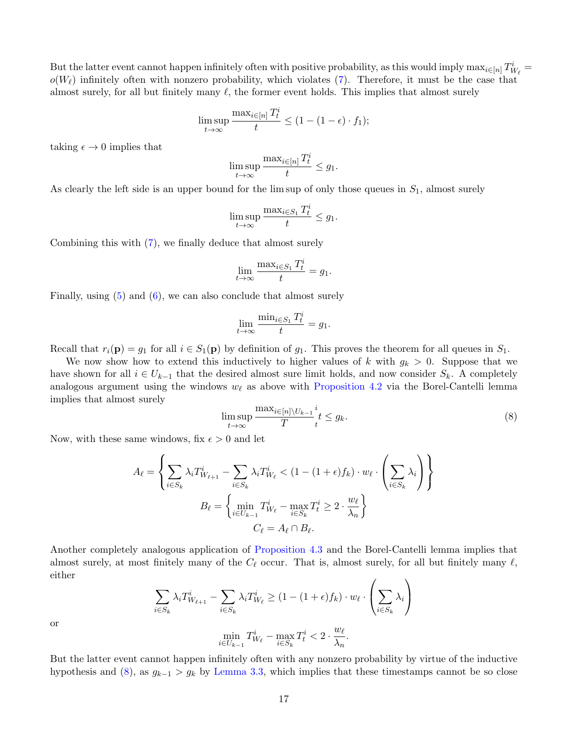But the latter event cannot happen infinitely often with positive probability, as this would imply $\max_{i\in[n]} T^i_{W_\ell} = o(W_\ell)$ infinitely often with nonzero probability, which violates (7). Therefore, it must be the case that almost surely, for all but finitely many $\ell$, the former event holds. This implies that almost surely

$$\limsup_{t\to\infty} \frac{\max_{i\in[n]} T^i_t}{t} \leq (1-(1-\epsilon)\cdot f_1);$$

taking $\epsilon \to 0$ implies that

$$\limsup_{t\to\infty} \frac{\max_{i\in[n]} T^i_t}{t} \leq g_1.$$

As clearly the left side is an upper bound for the lim sup of only those queues in $S_1$, almost surely

$$\limsup_{t\to\infty} \frac{\max_{i\in S_1} T^i_t}{t} \leq g_1.$$

Combining this with (7), we finally deduce that almost surely

$$\lim_{t\to\infty} \frac{\max_{i\in S_1} T^i_t}{t} = g_1.$$

Finally, using (5) and (6), we can also conclude that almost surely

$$\lim_{t\to\infty} \frac{\min_{i\in S_1} T^i_t}{t} = g_1.$$

Recall that $r_i(\mathbf{p}) = g_1$ for all $i \in S_1(\mathbf{p})$ by definition of $g_1$. This proves the theorem for all queues in $S_1$.

We now show how to extend this inductively to higher values of $k$ with $g_k > 0$. Suppose that we have shown for all $i \in U_{k-1}$ that the desired almost sure limit holds, and now consider $S_k$. A completely analogous argument using the windows $w_\ell$ as above with Proposition 4.2 via the Borel-Cantelli lemma implies that almost surely

$$\limsup_{t\to\infty} \frac{\max_{i\in[n]\setminus U_{k-1}}{}^i}{T}{}_t t \leq g_k. \tag{8}$$

Now, with these same windows, fix $\epsilon > 0$ and let

$$A_\ell = \left\{\sum_{i\in S_k} \lambda_i T^i_{W_{\ell+1}} - \sum_{i\in S_k} \lambda_i T^i_{W_\ell} < (1-(1+\epsilon)f_k)\cdot w_\ell \cdot \left(\sum_{i\in S_k}\lambda_i\right)\right\}$$

$$B_\ell = \left\{\min_{i\in U_{k-1}} T^i_{W_\ell} - \max_{i\in S_k} T^i_t \geq 2\cdot \frac{w_\ell}{\lambda_n}\right\}$$

$$C_\ell = A_\ell \cap B_\ell.$$

Another completely analogous application of Proposition 4.3 and the Borel-Cantelli lemma implies that almost surely, at most finitely many of the $C_\ell$ occur. That is, almost surely, for all but finitely many $\ell$, either

$$\sum_{i\in S_k} \lambda_i T^i_{W_{\ell+1}} - \sum_{i\in S_k} \lambda_i T^i_{W_\ell} \geq (1-(1+\epsilon)f_k)\cdot w_\ell \cdot \left(\sum_{i\in S_k}\lambda_i\right)$$

or

$$\min_{i\in U_{k-1}} T^i_{W_\ell} - \max_{i\in S_k} T^i_t < 2\cdot \frac{w_\ell}{\lambda_n}.$$

But the latter event cannot happen infinitely often with any nonzero probability by virtue of the inductive hypothesis and (8), as $g_{k-1} > g_k$ by Lemma 3.3, which implies that these timestamps cannot be so close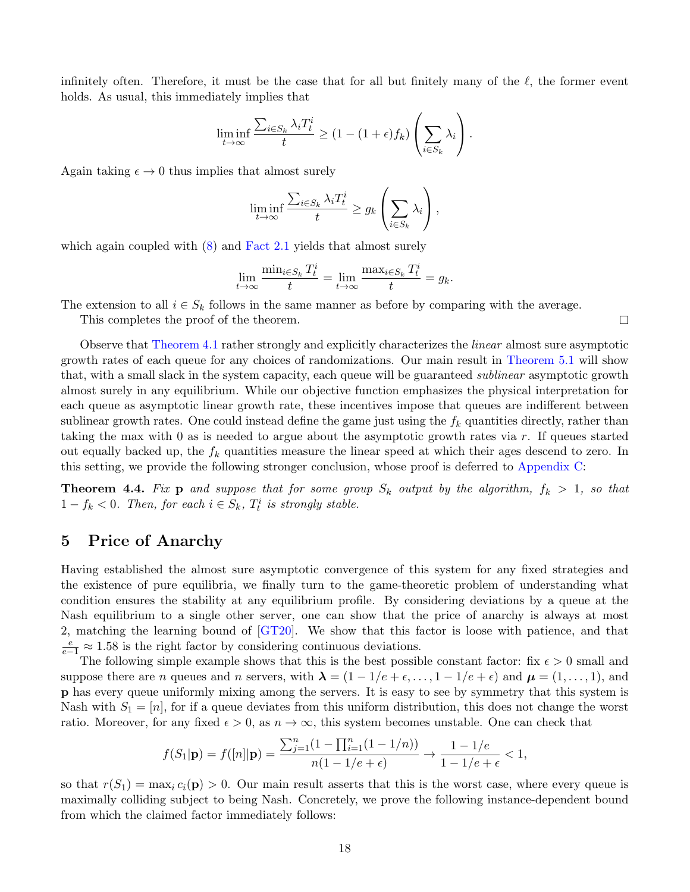infinitely often. Therefore, it must be the case that for all but finitely many of the $\ell$, the former event holds. As usual, this immediately implies that

$$\liminf_{t\to\infty} \frac{\sum_{i\in S_k} \lambda_i T_t^i}{t} \geq (1-(1+\epsilon)f_k)\left(\sum_{i\in S_k}\lambda_i\right).$$

Again taking $\epsilon \to 0$ thus implies that almost surely

$$\liminf_{t\to\infty} \frac{\sum_{i\in S_k} \lambda_i T_t^i}{t} \geq g_k\left(\sum_{i\in S_k}\lambda_i\right),$$

which again coupled with (8) and Fact 2.1 yields that almost surely

$$\lim_{t\to\infty} \frac{\min_{i\in S_k} T_t^i}{t} = \lim_{t\to\infty} \frac{\max_{i\in S_k} T_t^i}{t} = g_k.$$

The extension to all $i \in S_k$ follows in the same manner as before by comparing with the average.

This completes the proof of the theorem. □

Observe that Theorem 4.1 rather strongly and explicitly characterizes the *linear* almost sure asymptotic growth rates of each queue for any choices of randomizations. Our main result in Theorem 5.1 will show that, with a small slack in the system capacity, each queue will be guaranteed *sublinear* asymptotic growth almost surely in any equilibrium. While our objective function emphasizes the physical interpretation for each queue as asymptotic linear growth rate, these incentives impose that queues are indifferent between sublinear growth rates. One could instead define the game just using the $f_k$ quantities directly, rather than taking the max with 0 as is needed to argue about the asymptotic growth rates via $r$. If queues started out equally backed up, the $f_k$ quantities measure the linear speed at which their ages descend to zero. In this setting, we provide the following stronger conclusion, whose proof is deferred to Appendix C:

**Theorem 4.4.** *Fix* $\mathbf{p}$ *and suppose that for some group* $S_k$ *output by the algorithm,* $f_k > 1$*, so that* $1 - f_k < 0$*. Then, for each* $i \in S_k$*,* $T_t^i$ *is strongly stable.*

## 5 Price of Anarchy

Having established the almost sure asymptotic convergence of this system for any fixed strategies and the existence of pure equilibria, we finally turn to the game-theoretic problem of understanding what condition ensures the stability at any equilibrium profile. By considering deviations by a queue at the Nash equilibrium to a single other server, one can show that the price of anarchy is always at most 2, matching the learning bound of [GT20]. We show that this factor is loose with patience, and that $\frac{e}{e-1} \approx 1.58$ is the right factor by considering continuous deviations.

The following simple example shows that this is the best possible constant factor: fix $\epsilon > 0$ small and suppose there are $n$ queues and $n$ servers, with $\boldsymbol{\lambda} = (1-1/e+\epsilon, \ldots, 1-1/e+\epsilon)$ and $\boldsymbol{\mu} = (1,\ldots,1)$, and $\mathbf{p}$ has every queue uniformly mixing among the servers. It is easy to see by symmetry that this system is Nash with $S_1 = [n]$, for if a queue deviates from this uniform distribution, this does not change the worst ratio. Moreover, for any fixed $\epsilon > 0$, as $n \to \infty$, this system becomes unstable. One can check that

$$f(S_1|\mathbf{p}) = f([n]|\mathbf{p}) = \frac{\sum_{j=1}^n (1-\prod_{i=1}^n (1-1/n))}{n(1-1/e+\epsilon)} \to \frac{1-1/e}{1-1/e+\epsilon} < 1,$$

so that $r(S_1) = \max_i c_i(\mathbf{p}) > 0$. Our main result asserts that this is the worst case, where every queue is maximally colliding subject to being Nash. Concretely, we prove the following instance-dependent bound from which the claimed factor immediately follows: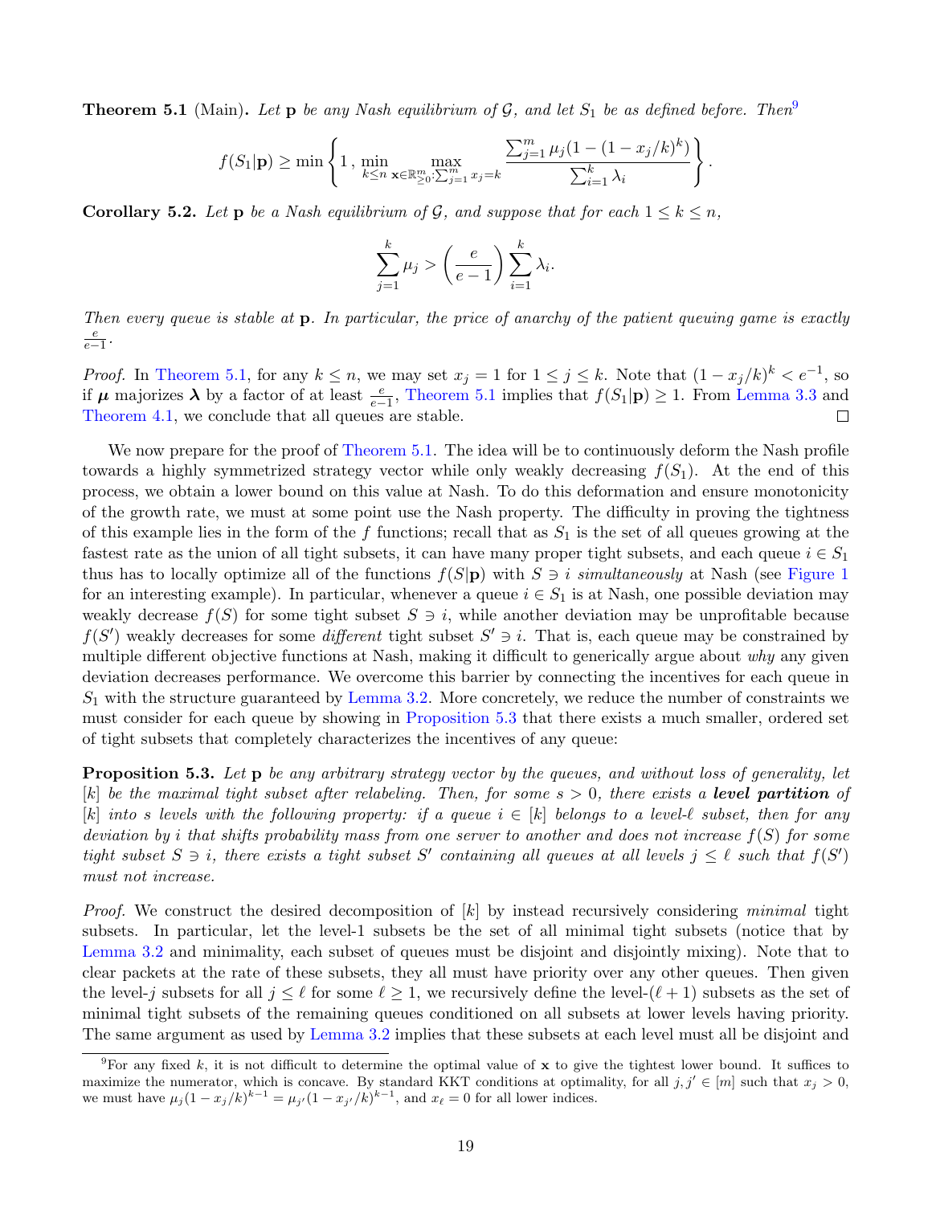**Theorem 5.1** (Main)**.** *Let* $\mathbf{p}$ *be any Nash equilibrium of* $\mathcal{G}$*, and let* $S_1$ *be as defined before. Then*[9]

$$f(S_1|\mathbf{p}) \geq \min\left\{1\,,\, \min_{k\leq n} \max_{\mathbf{x}\in\mathbb{R}^m_{\geq 0}:\sum_{j=1}^m x_j = k} \frac{\sum_{j=1}^m \mu_j(1-(1-x_j/k)^k)}{\sum_{i=1}^k \lambda_i}\right\}.$$

**Corollary 5.2.** *Let* $\mathbf{p}$ *be a Nash equilibrium of* $\mathcal{G}$*, and suppose that for each* $1 \leq k \leq n$*,*

$$\sum_{j=1}^k \mu_j > \left(\frac{e}{e-1}\right)\sum_{i=1}^k \lambda_i.$$

*Then every queue is stable at* $\mathbf{p}$*. In particular, the price of anarchy of the patient queuing game is exactly* $\frac{e}{e-1}$*.*

*Proof.* In Theorem 5.1, for any $k \leq n$, we may set $x_j = 1$ for $1 \leq j \leq k$. Note that $(1-x_j/k)^k < e^{-1}$, so if $\boldsymbol{\mu}$ majorizes $\boldsymbol{\lambda}$ by a factor of at least $\frac{e}{e-1}$, Theorem 5.1 implies that $f(S_1|\mathbf{p}) \geq 1$. From Lemma 3.3 and Theorem 4.1, we conclude that all queues are stable. □

We now prepare for the proof of Theorem 5.1. The idea will be to continuously deform the Nash profile towards a highly symmetrized strategy vector while only weakly decreasing $f(S_1)$. At the end of this process, we obtain a lower bound on this value at Nash. To do this deformation and ensure monotonicity of the growth rate, we must at some point use the Nash property. The difficulty in proving the tightness of this example lies in the form of the $f$ functions; recall that as $S_1$ is the set of all queues growing at the fastest rate as the union of all tight subsets, it can have many proper tight subsets, and each queue $i \in S_1$ thus has to locally optimize all of the functions $f(S|\mathbf{p})$ with $S \ni i$ *simultaneously* at Nash (see Figure 1 for an interesting example). In particular, whenever a queue $i \in S_1$ is at Nash, one possible deviation may weakly decrease $f(S)$ for some tight subset $S \ni i$, while another deviation may be unprofitable because $f(S')$ weakly decreases for some *different* tight subset $S' \ni i$. That is, each queue may be constrained by multiple different objective functions at Nash, making it difficult to generically argue about *why* any given deviation decreases performance. We overcome this barrier by connecting the incentives for each queue in $S_1$ with the structure guaranteed by Lemma 3.2. More concretely, we reduce the number of constraints we must consider for each queue by showing in Proposition 5.3 that there exists a much smaller, ordered set of tight subsets that completely characterizes the incentives of any queue:

**Proposition 5.3.** *Let* $\mathbf{p}$ *be any arbitrary strategy vector by the queues, and without loss of generality, let* $[k]$ *be the maximal tight subset after relabeling. Then, for some* $s > 0$*, there exists a* ***level partition*** *of* $[k]$ *into* $s$ *levels with the following property: if a queue* $i \in [k]$ *belongs to a level-*$\ell$ *subset, then for any deviation by* $i$ *that shifts probability mass from one server to another and does not increase* $f(S)$ *for some tight subset* $S \ni i$*, there exists a tight subset* $S'$ *containing all queues at all levels* $j \leq \ell$ *such that* $f(S')$ *must not increase.*

*Proof.* We construct the desired decomposition of $[k]$ by instead recursively considering *minimal* tight subsets. In particular, let the level-1 subsets be the set of all minimal tight subsets (notice that by Lemma 3.2 and minimality, each subset of queues must be disjoint and disjointly mixing). Note that to clear packets at the rate of these subsets, they all must have priority over any other queues. Then given the level-$j$ subsets for all $j \leq \ell$ for some $\ell \geq 1$, we recursively define the level-$(\ell+1)$ subsets as the set of minimal tight subsets of the remaining queues conditioned on all subsets at lower levels having priority. The same argument as used by Lemma 3.2 implies that these subsets at each level must all be disjoint and

[9] For any fixed $k$, it is not difficult to determine the optimal value of $\mathbf{x}$ to give the tightest lower bound. It suffices to maximize the numerator, which is concave. By standard KKT conditions at optimality, for all $j, j' \in [m]$ such that $x_j > 0$, we must have $\mu_j(1-x_j/k)^{k-1} = \mu_{j'}(1-x_{j'}/k)^{k-1}$, and $x_\ell = 0$ for all lower indices.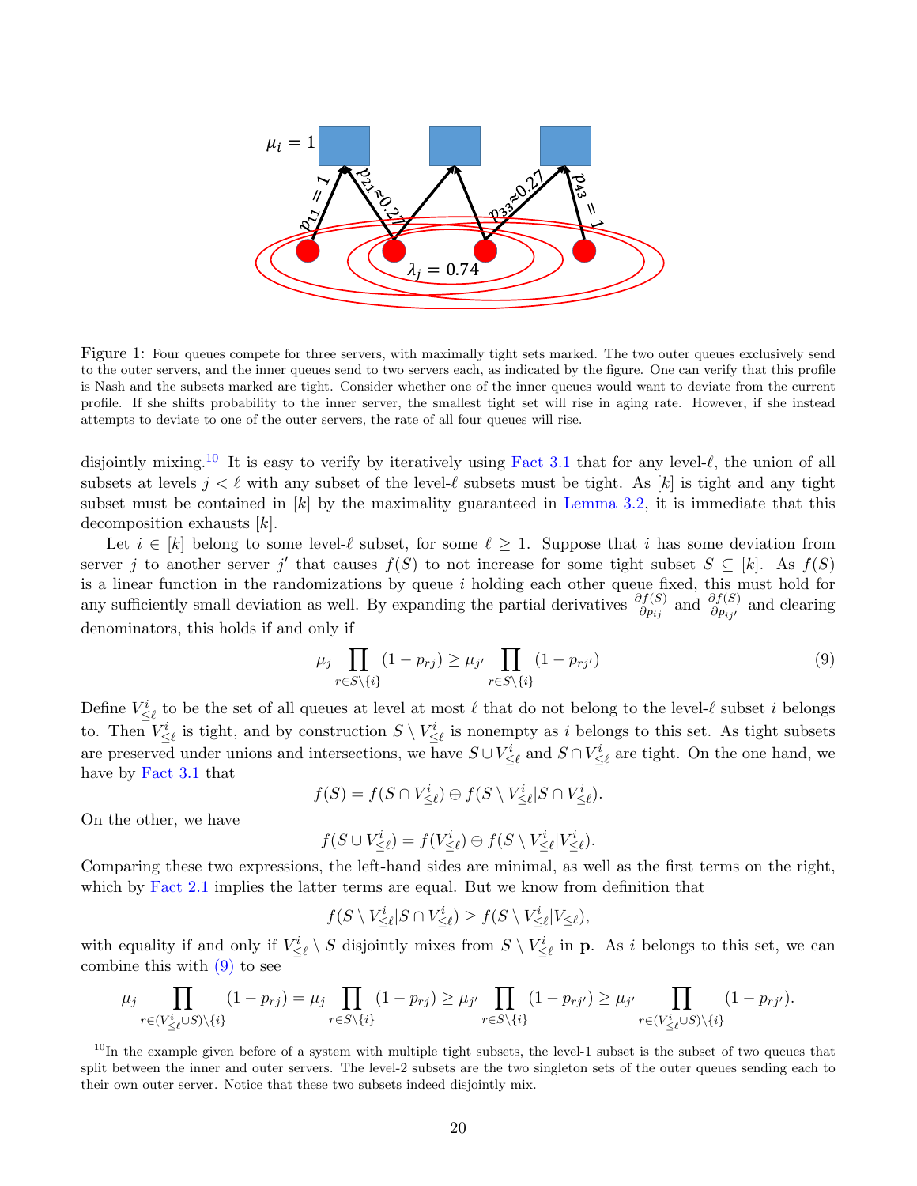Figure 1: Four queues compete for three servers, with maximally tight sets marked. The two outer queues exclusively send to the outer servers, and the inner queues send to two servers each, as indicated by the figure. One can verify that this profile is Nash and the subsets marked are tight. Consider whether one of the inner queues would want to deviate from the current profile. If she shifts probability to the inner server, the smallest tight set will rise in aging rate. However, if she instead attempts to deviate to one of the outer servers, the rate of all four queues will rise.

disjointly mixing.[10] It is easy to verify by iteratively using Fact 3.1 that for any level-$\ell$, the union of all subsets at levels $j < \ell$ with any subset of the level-$\ell$ subsets must be tight. As $[k]$ is tight and any tight subset must be contained in $[k]$ by the maximality guaranteed in Lemma 3.2, it is immediate that this decomposition exhausts $[k]$.

Let $i \in [k]$ belong to some level-$\ell$ subset, for some $\ell \geq 1$. Suppose that $i$ has some deviation from server $j$ to another server $j'$ that causes $f(S)$ to not increase for some tight subset $S \subseteq [k]$. As $f(S)$ is a linear function in the randomizations by queue $i$ holding each other queue fixed, this must hold for any sufficiently small deviation as well. By expanding the partial derivatives $\frac{\partial f(S)}{\partial p_{ij}}$ and $\frac{\partial f(S)}{\partial p_{ij'}}$ and clearing denominators, this holds if and only if

$$\mu_j \prod_{r \in S \setminus \{i\}} (1 - p_{rj}) \geq \mu_{j'} \prod_{r \in S \setminus \{i\}} (1 - p_{rj'}) \tag{9}$$

Define $V^i_{\leq \ell}$ to be the set of all queues at level at most $\ell$ that do not belong to the level-$\ell$ subset $i$ belongs to. Then $V^i_{\leq \ell}$ is tight, and by construction $S \setminus V^i_{\leq \ell}$ is nonempty as $i$ belongs to this set. As tight subsets are preserved under unions and intersections, we have $S \cup V^i_{\leq \ell}$ and $S \cap V^i_{\leq \ell}$ are tight. On the one hand, we have by Fact 3.1 that

$$f(S) = f(S \cap V^i_{\leq \ell}) \oplus f(S \setminus V^i_{\leq \ell} | S \cap V^i_{\leq \ell}).$$

On the other, we have

$$f(S \cup V^i_{\leq \ell}) = f(V^i_{\leq \ell}) \oplus f(S \setminus V^i_{\leq \ell} | V^i_{\leq \ell}).$$

Comparing these two expressions, the left-hand sides are minimal, as well as the first terms on the right, which by Fact 2.1 implies the latter terms are equal. But we know from definition that

$$f(S \setminus V^i_{\leq \ell} | S \cap V^i_{\leq \ell}) \geq f(S \setminus V^i_{\leq \ell} | V_{\leq \ell}),$$

with equality if and only if $V^i_{\leq \ell} \setminus S$ disjointly mixes from $S \setminus V^i_{\leq \ell}$ in $\mathbf{p}$. As $i$ belongs to this set, we can combine this with (9) to see

$$\mu_j \prod_{r \in (V^i_{\leq \ell} \cup S) \setminus \{i\}} (1 - p_{rj}) = \mu_j \prod_{r \in S \setminus \{i\}} (1 - p_{rj}) \geq \mu_{j'} \prod_{r \in S \setminus \{i\}} (1 - p_{rj'}) \geq \mu_{j'} \prod_{r \in (V^i_{\leq \ell} \cup S) \setminus \{i\}} (1 - p_{rj'}).$$

[10] In the example given before of a system with multiple tight subsets, the level-1 subset is the subset of two queues that split between the inner and outer servers. The level-2 subsets are the two singleton sets of the outer queues sending each to their own outer server. Notice that these two subsets indeed disjointly mix.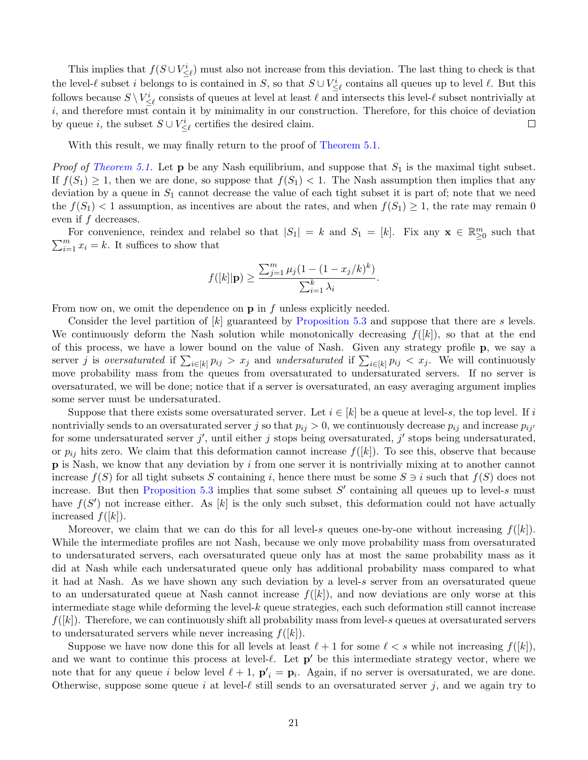This implies that $f(S \cup V^i_{\leq \ell})$ must also not increase from this deviation. The last thing to check is that the level-$\ell$ subset $i$ belongs to is contained in $S$, so that $S \cup V^i_{\leq \ell}$ contains all queues up to level $\ell$. But this follows because $S \setminus V^i_{\leq \ell}$ consists of queues at level at least $\ell$ and intersects this level-$\ell$ subset nontrivially at $i$, and therefore must contain it by minimality in our construction. Therefore, for this choice of deviation by queue $i$, the subset $S \cup V^i_{\leq \ell}$ certifies the desired claim. □

With this result, we may finally return to the proof of Theorem 5.1.

*Proof of Theorem 5.1.* Let $\mathbf{p}$ be any Nash equilibrium, and suppose that $S_1$ is the maximal tight subset. If $f(S_1) \geq 1$, then we are done, so suppose that $f(S_1) < 1$. The Nash assumption then implies that any deviation by a queue in $S_1$ cannot decrease the value of each tight subset it is part of; note that we need the $f(S_1) < 1$ assumption, as incentives are about the rates, and when $f(S_1) \geq 1$, the rate may remain 0 even if $f$ decreases.

For convenience, reindex and relabel so that $|S_1| = k$ and $S_1 = [k]$. Fix any $\mathbf{x} \in \mathbb{R}^m_{\geq 0}$ such that $\sum_{i=1}^m x_i = k$. It suffices to show that

$$f([k]|\mathbf{p}) \geq \frac{\sum_{j=1}^m \mu_j(1 - (1 - x_j/k)^k)}{\sum_{i=1}^k \lambda_i}.$$

From now on, we omit the dependence on $\mathbf{p}$ in $f$ unless explicitly needed.

Consider the level partition of $[k]$ guaranteed by Proposition 5.3 and suppose that there are $s$ levels. We continuously deform the Nash solution while monotonically decreasing $f([k])$, so that at the end of this process, we have a lower bound on the value of Nash. Given any strategy profile $\mathbf{p}$, we say a server $j$ is *oversaturated* if $\sum_{i \in [k]} p_{ij} > x_j$ and *undersaturated* if $\sum_{i \in [k]} p_{ij} < x_j$. We will continuously move probability mass from the queues from oversaturated to undersaturated servers. If no server is oversaturated, we will be done; notice that if a server is oversaturated, an easy averaging argument implies some server must be undersaturated.

Suppose that there exists some oversaturated server. Let $i \in [k]$ be a queue at level-$s$, the top level. If $i$ nontrivially sends to an oversaturated server $j$ so that $p_{ij} > 0$, we continuously decrease $p_{ij}$ and increase $p_{ij'}$ for some undersaturated server $j'$, until either $j$ stops being oversaturated, $j'$ stops being undersaturated, or $p_{ij}$ hits zero. We claim that this deformation cannot increase $f([k])$. To see this, observe that because $\mathbf{p}$ is Nash, we know that any deviation by $i$ from one server it is nontrivially mixing at to another cannot increase $f(S)$ for all tight subsets $S$ containing $i$, hence there must be some $S \ni i$ such that $f(S)$ does not increase. But then Proposition 5.3 implies that some subset $S'$ containing all queues up to level-$s$ must have $f(S')$ not increase either. As $[k]$ is the only such subset, this deformation could not have actually increased $f([k])$.

Moreover, we claim that we can do this for all level-$s$ queues one-by-one without increasing $f([k])$. While the intermediate profiles are not Nash, because we only move probability mass from oversaturated to undersaturated servers, each oversaturated queue only has at most the same probability mass as it did at Nash while each undersaturated queue only has additional probability mass compared to what it had at Nash. As we have shown any such deviation by a level-$s$ server from an oversaturated queue to an undersaturated queue at Nash cannot increase $f([k])$, and now deviations are only worse at this intermediate stage while deforming the level-$k$ queue strategies, each such deformation still cannot increase $f([k])$. Therefore, we can continuously shift all probability mass from level-$s$ queues at oversaturated servers to undersaturated servers while never increasing $f([k])$.

Suppose we have now done this for all levels at least $\ell + 1$ for some $\ell < s$ while not increasing $f([k])$, and we want to continue this process at level-$\ell$. Let $\mathbf{p}'$ be this intermediate strategy vector, where we note that for any queue $i$ below level $\ell + 1$, $\mathbf{p}'_i = \mathbf{p}_i$. Again, if no server is oversaturated, we are done. Otherwise, suppose some queue $i$ at level-$\ell$ still sends to an oversaturated server $j$, and we again try to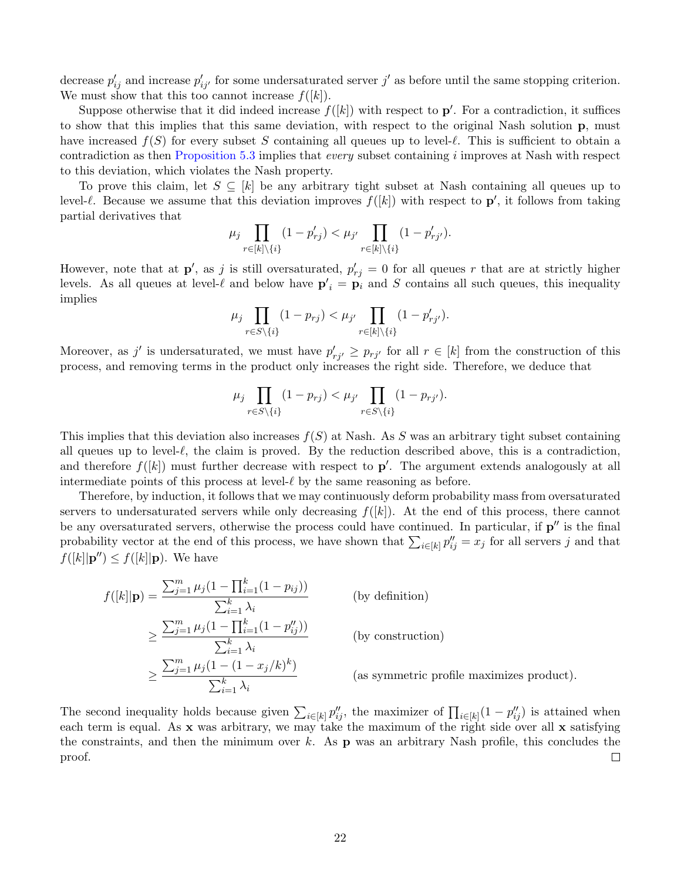decrease $p'_{ij}$ and increase $p'_{ij'}$ for some undersaturated server $j'$ as before until the same stopping criterion. We must show that this too cannot increase $f([k])$.

Suppose otherwise that it did indeed increase $f([k])$ with respect to $\mathbf{p}'$. For a contradiction, it suffices to show that this implies that this same deviation, with respect to the original Nash solution $\mathbf{p}$, must have increased $f(S)$ for every subset $S$ containing all queues up to level-$\ell$. This is sufficient to obtain a contradiction as then Proposition 5.3 implies that *every* subset containing $i$ improves at Nash with respect to this deviation, which violates the Nash property.

To prove this claim, let $S \subseteq [k]$ be any arbitrary tight subset at Nash containing all queues up to level-$\ell$. Because we assume that this deviation improves $f([k])$ with respect to $\mathbf{p}'$, it follows from taking partial derivatives that

$$\mu_j \prod_{r\in[k]\setminus\{i\}} (1-p'_{rj}) < \mu_{j'} \prod_{r\in[k]\setminus\{i\}} (1-p'_{rj'}).$$

However, note that at $\mathbf{p}'$, as $j$ is still oversaturated, $p'_{rj} = 0$ for all queues $r$ that are at strictly higher levels. As all queues at level-$\ell$ and below have $\mathbf{p}'_i = \mathbf{p}_i$ and $S$ contains all such queues, this inequality implies

$$\mu_j \prod_{r\in S\setminus\{i\}} (1-p_{rj}) < \mu_{j'} \prod_{r\in[k]\setminus\{i\}} (1-p'_{rj'}).$$

Moreover, as $j'$ is undersaturated, we must have $p'_{rj'} \geq p_{rj'}$ for all $r \in [k]$ from the construction of this process, and removing terms in the product only increases the right side. Therefore, we deduce that

$$\mu_j \prod_{r\in S\setminus\{i\}} (1-p_{rj}) < \mu_{j'} \prod_{r\in S\setminus\{i\}} (1-p_{rj'}).$$

This implies that this deviation also increases $f(S)$ at Nash. As $S$ was an arbitrary tight subset containing all queues up to level-$\ell$, the claim is proved. By the reduction described above, this is a contradiction, and therefore $f([k])$ must further decrease with respect to $\mathbf{p}'$. The argument extends analogously at all intermediate points of this process at level-$\ell$ by the same reasoning as before.

Therefore, by induction, it follows that we may continuously deform probability mass from oversaturated servers to undersaturated servers while only decreasing $f([k])$. At the end of this process, there cannot be any oversaturated servers, otherwise the process could have continued. In particular, if $\mathbf{p}''$ is the final probability vector at the end of this process, we have shown that $\sum_{i\in[k]} p''_{ij} = x_j$ for all servers $j$ and that $f([k]|\mathbf{p}'') \leq f([k]|\mathbf{p})$. We have

$$\begin{aligned}
f([k]|\mathbf{p}) &= \frac{\sum_{j=1}^m \mu_j (1-\prod_{i=1}^k (1-p_{ij}))}{\sum_{i=1}^k \lambda_i} && \text{(by definition)}\\
&\geq \frac{\sum_{j=1}^m \mu_j (1-\prod_{i=1}^k (1-p''_{ij}))}{\sum_{i=1}^k \lambda_i} && \text{(by construction)}\\
&\geq \frac{\sum_{j=1}^m \mu_j (1-(1-x_j/k)^k)}{\sum_{i=1}^k \lambda_i} && \text{(as symmetric profile maximizes product).}
\end{aligned}$$

The second inequality holds because given $\sum_{i\in[k]} p''_{ij}$, the maximizer of $\prod_{i\in[k]}(1-p''_{ij})$ is attained when each term is equal. As $\mathbf{x}$ was arbitrary, we may take the maximum of the right side over all $\mathbf{x}$ satisfying the constraints, and then the minimum over $k$. As $\mathbf{p}$ was an arbitrary Nash profile, this concludes the proof. $\square$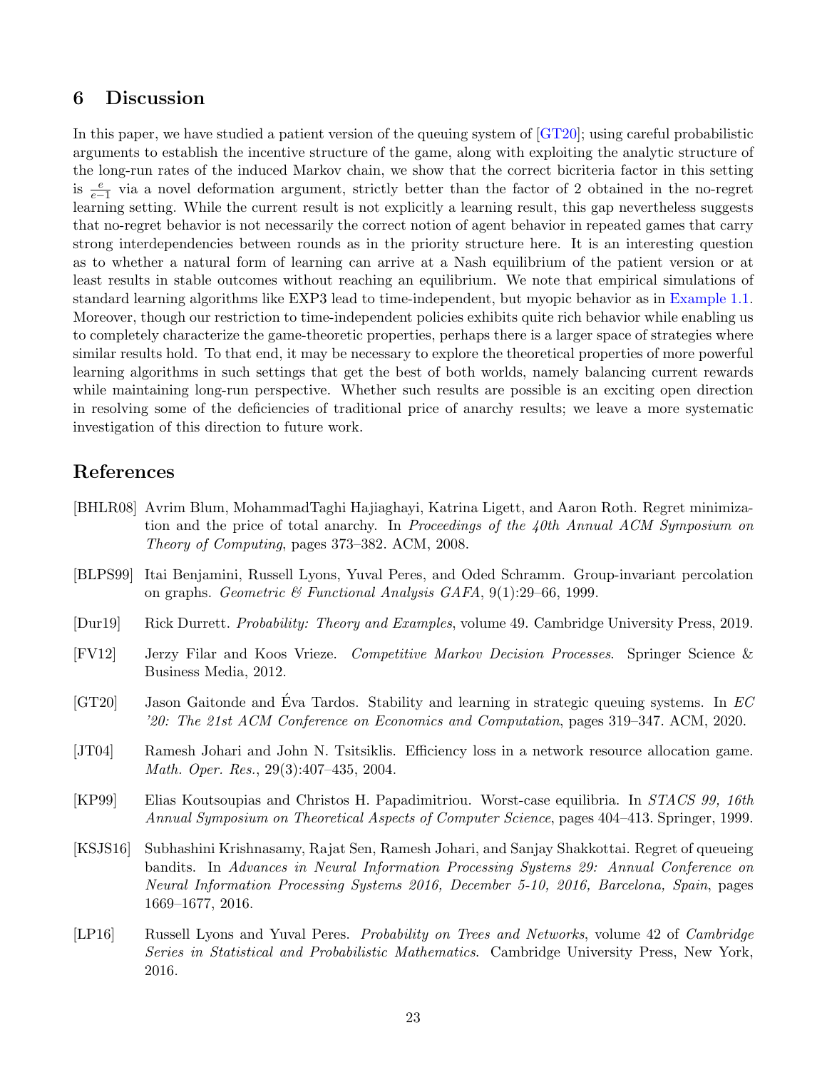## 6 Discussion

In this paper, we have studied a patient version of the queuing system of [GT20]; using careful probabilistic arguments to establish the incentive structure of the game, along with exploiting the analytic structure of the long-run rates of the induced Markov chain, we show that the correct bicriteria factor in this setting is $\frac{e}{e-1}$ via a novel deformation argument, strictly better than the factor of 2 obtained in the no-regret learning setting. While the current result is not explicitly a learning result, this gap nevertheless suggests that no-regret behavior is not necessarily the correct notion of agent behavior in repeated games that carry strong interdependencies between rounds as in the priority structure here. It is an interesting question as to whether a natural form of learning can arrive at a Nash equilibrium of the patient version or at least results in stable outcomes without reaching an equilibrium. We note that empirical simulations of standard learning algorithms like EXP3 lead to time-independent, but myopic behavior as in Example 1.1. Moreover, though our restriction to time-independent policies exhibits quite rich behavior while enabling us to completely characterize the game-theoretic properties, perhaps there is a larger space of strategies where similar results hold. To that end, it may be necessary to explore the theoretical properties of more powerful learning algorithms in such settings that get the best of both worlds, namely balancing current rewards while maintaining long-run perspective. Whether such results are possible is an exciting open direction in resolving some of the deficiencies of traditional price of anarchy results; we leave a more systematic investigation of this direction to future work.

## References

[BHLR08] Avrim Blum, MohammadTaghi Hajiaghayi, Katrina Ligett, and Aaron Roth. Regret minimization and the price of total anarchy. In *Proceedings of the 40th Annual ACM Symposium on Theory of Computing*, pages 373–382. ACM, 2008.

[BLPS99] Itai Benjamini, Russell Lyons, Yuval Peres, and Oded Schramm. Group-invariant percolation on graphs. *Geometric & Functional Analysis GAFA*, 9(1):29–66, 1999.

[Dur19] Rick Durrett. *Probability: Theory and Examples*, volume 49. Cambridge University Press, 2019.

[FV12] Jerzy Filar and Koos Vrieze. *Competitive Markov Decision Processes*. Springer Science & Business Media, 2012.

[GT20] Jason Gaitonde and Éva Tardos. Stability and learning in strategic queuing systems. In *EC '20: The 21st ACM Conference on Economics and Computation*, pages 319–347. ACM, 2020.

[JT04] Ramesh Johari and John N. Tsitsiklis. Efficiency loss in a network resource allocation game. *Math. Oper. Res.*, 29(3):407–435, 2004.

[KP99] Elias Koutsoupias and Christos H. Papadimitriou. Worst-case equilibria. In *STACS 99, 16th Annual Symposium on Theoretical Aspects of Computer Science*, pages 404–413. Springer, 1999.

[KSJS16] Subhashini Krishnasamy, Rajat Sen, Ramesh Johari, and Sanjay Shakkottai. Regret of queueing bandits. In *Advances in Neural Information Processing Systems 29: Annual Conference on Neural Information Processing Systems 2016, December 5-10, 2016, Barcelona, Spain*, pages 1669–1677, 2016.

[LP16] Russell Lyons and Yuval Peres. *Probability on Trees and Networks*, volume 42 of *Cambridge Series in Statistical and Probabilistic Mathematics*. Cambridge University Press, New York, 2016.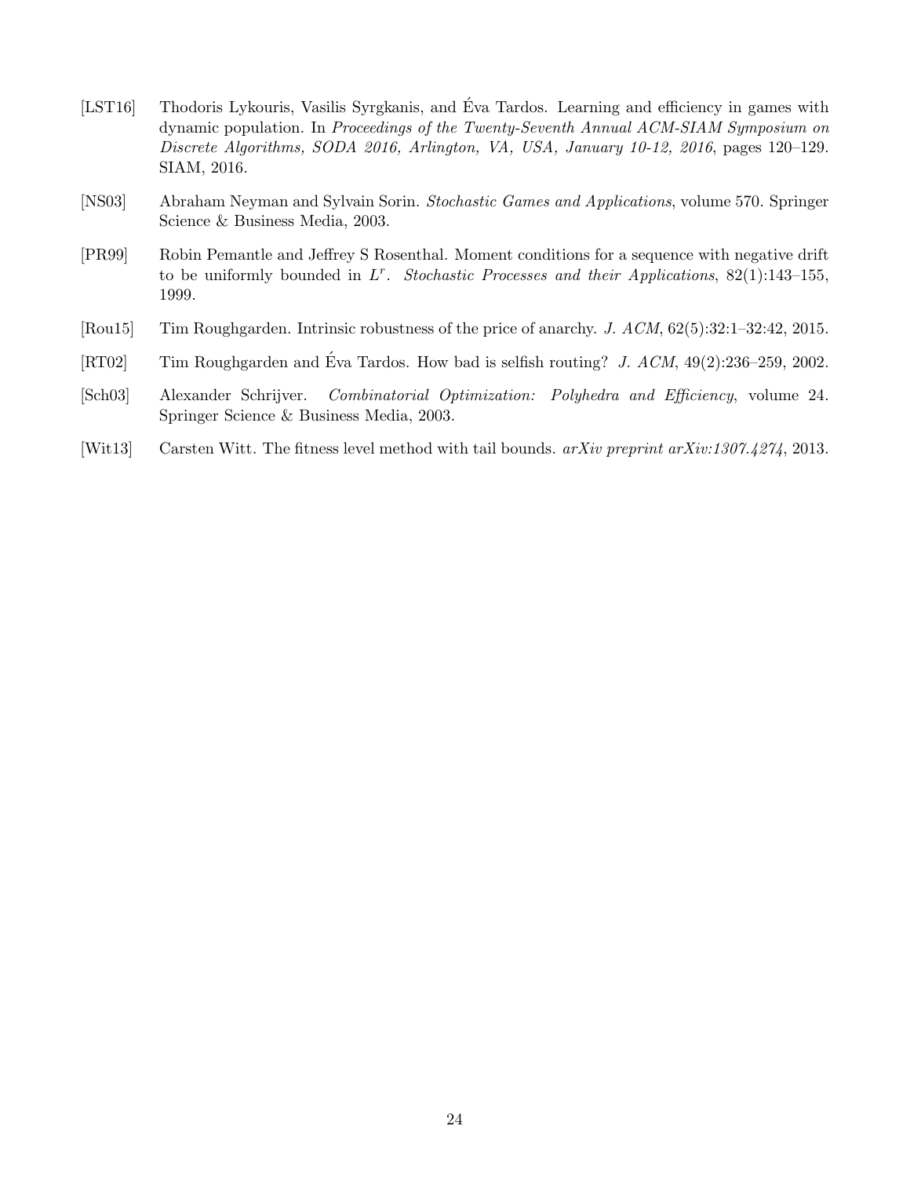[LST16] Thodoris Lykouris, Vasilis Syrgkanis, and Éva Tardos. Learning and efficiency in games with dynamic population. In *Proceedings of the Twenty-Seventh Annual ACM-SIAM Symposium on Discrete Algorithms, SODA 2016, Arlington, VA, USA, January 10-12, 2016*, pages 120–129. SIAM, 2016.

[NS03] Abraham Neyman and Sylvain Sorin. *Stochastic Games and Applications*, volume 570. Springer Science & Business Media, 2003.

[PR99] Robin Pemantle and Jeffrey S Rosenthal. Moment conditions for a sequence with negative drift to be uniformly bounded in $L^r$. *Stochastic Processes and their Applications*, 82(1):143–155, 1999.

[Rou15] Tim Roughgarden. Intrinsic robustness of the price of anarchy. *J. ACM*, 62(5):32:1–32:42, 2015.

[RT02] Tim Roughgarden and Éva Tardos. How bad is selfish routing? *J. ACM*, 49(2):236–259, 2002.

[Sch03] Alexander Schrijver. *Combinatorial Optimization: Polyhedra and Efficiency*, volume 24. Springer Science & Business Media, 2003.

[Wit13] Carsten Witt. The fitness level method with tail bounds. *arXiv preprint arXiv:1307.4274*, 2013.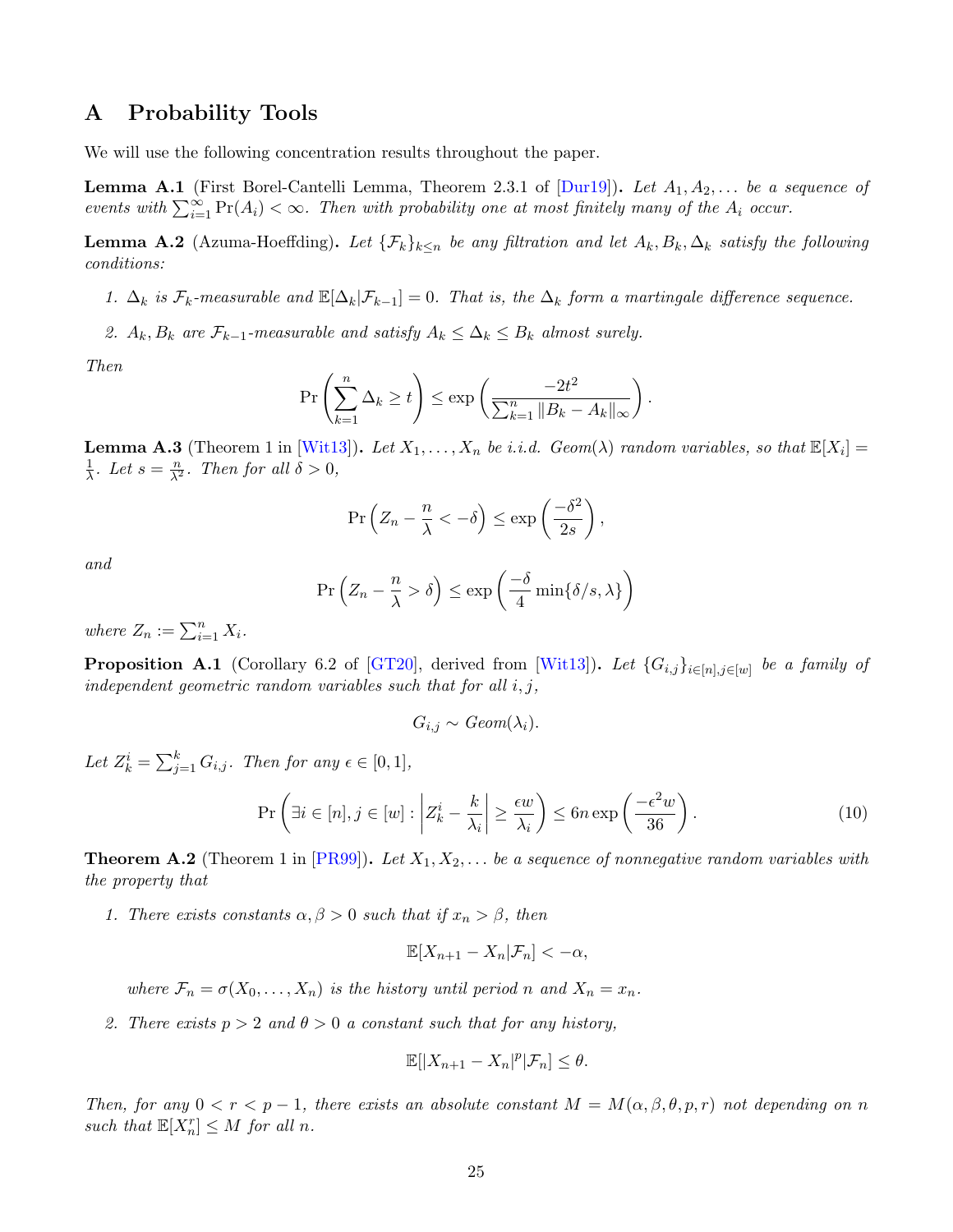# A Probability Tools

We will use the following concentration results throughout the paper.

**Lemma A.1** (First Borel-Cantelli Lemma, Theorem 2.3.1 of [Dur19])**.** *Let $A_1, A_2, \dots$ be a sequence of events with $\sum_{i=1}^{\infty} \Pr(A_i) < \infty$. Then with probability one at most finitely many of the $A_i$ occur.*

**Lemma A.2** (Azuma-Hoeffding)**.** *Let $\{\mathcal{F}_k\}_{k \le n}$ be any filtration and let $A_k, B_k, \Delta_k$ satisfy the following conditions:*

1. *$\Delta_k$ is $\mathcal{F}_k$-measurable and $\mathbb{E}[\Delta_k | \mathcal{F}_{k-1}] = 0$. That is, the $\Delta_k$ form a martingale difference sequence.*
2. *$A_k, B_k$ are $\mathcal{F}_{k-1}$-measurable and satisfy $A_k \le \Delta_k \le B_k$ almost surely.*

*Then*

$$\Pr\left(\sum_{k=1}^{n} \Delta_k \ge t\right) \le \exp\left(\frac{-2t^2}{\sum_{k=1}^{n} \|B_k - A_k\|_\infty}\right).$$

**Lemma A.3** (Theorem 1 in [Wit13])**.** *Let $X_1, \dots, X_n$ be i.i.d. $Geom(\lambda)$ random variables, so that $\mathbb{E}[X_i] = \frac{1}{\lambda}$. Let $s = \frac{n}{\lambda^2}$. Then for all $\delta > 0$,*

$$\Pr\left(Z_n - \frac{n}{\lambda} < -\delta\right) \le \exp\left(\frac{-\delta^2}{2s}\right),$$

*and*

$$\Pr\left(Z_n - \frac{n}{\lambda} > \delta\right) \le \exp\left(\frac{-\delta}{4}\min\{\delta/s, \lambda\}\right)$$

*where $Z_n := \sum_{i=1}^{n} X_i$.*

**Proposition A.1** (Corollary 6.2 of [GT20], derived from [Wit13])**.** *Let $\{G_{i,j}\}_{i \in [n], j \in [w]}$ be a family of independent geometric random variables such that for all $i, j$,*

$$G_{i,j} \sim Geom(\lambda_i).$$

*Let $Z_k^i = \sum_{j=1}^{k} G_{i,j}$. Then for any $\epsilon \in [0, 1]$,*

$$\Pr\left(\exists i \in [n], j \in [w] : \left|Z_k^i - \frac{k}{\lambda_i}\right| \ge \frac{\epsilon w}{\lambda_i}\right) \le 6n \exp\left(\frac{-\epsilon^2 w}{36}\right). \tag{10}$$

**Theorem A.2** (Theorem 1 in [PR99])**.** *Let $X_1, X_2, \dots$ be a sequence of nonnegative random variables with the property that*

1. *There exists constants $\alpha, \beta > 0$ such that if $x_n > \beta$, then*

$$\mathbb{E}[X_{n+1} - X_n | \mathcal{F}_n] < -\alpha,$$

   *where $\mathcal{F}_n = \sigma(X_0, \dots, X_n)$ is the history until period $n$ and $X_n = x_n$.*

2. *There exists $p > 2$ and $\theta > 0$ a constant such that for any history,*

$$\mathbb{E}[|X_{n+1} - X_n|^p | \mathcal{F}_n] \le \theta.$$

*Then, for any $0 < r < p - 1$, there exists an absolute constant $M = M(\alpha, \beta, \theta, p, r)$ not depending on $n$ such that $\mathbb{E}[X_n^r] \le M$ for all $n$.*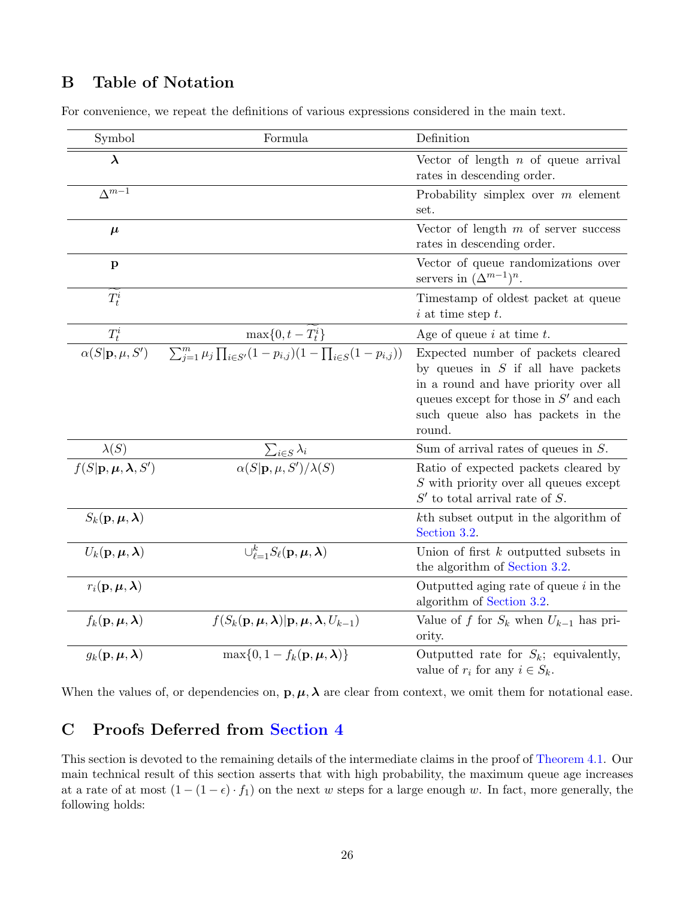## B Table of Notation

For convenience, we repeat the definitions of various expressions considered in the main text.

| Symbol | Formula | Definition |
|---|---|---|
| $\boldsymbol{\lambda}$ | | Vector of length $n$ of queue arrival rates in descending order. |
| $\Delta^{m-1}$ | | Probability simplex over $m$ element set. |
| $\boldsymbol{\mu}$ | | Vector of length $m$ of server success rates in descending order. |
| $\mathbf{p}$ | | Vector of queue randomizations over servers in $(\Delta^{m-1})^n$. |
| $\widetilde{T_t^i}$ | | Timestamp of oldest packet at queue $i$ at time step $t$. |
| $T_t^i$ | $\max\{0, t - \widetilde{T_t^i}\}$ | Age of queue $i$ at time $t$. |
| $\alpha(S\vert\mathbf{p}, \mu, S')$ | $\sum_{j=1}^m \mu_j \prod_{i\in S'}(1-p_{i,j})(1-\prod_{i\in S}(1-p_{i,j}))$ | Expected number of packets cleared by queues in $S$ if all have packets in a round and have priority over all queues except for those in $S'$ and each such queue also has packets in the round. |
| $\lambda(S)$ | $\sum_{i\in S}\lambda_i$ | Sum of arrival rates of queues in $S$. |
| $f(S\vert\mathbf{p}, \boldsymbol{\mu}, \boldsymbol{\lambda}, S')$ | $\alpha(S\vert\mathbf{p}, \mu, S')/\lambda(S)$ | Ratio of expected packets cleared by $S$ with priority over all queues except $S'$ to total arrival rate of $S$. |
| $S_k(\mathbf{p}, \boldsymbol{\mu}, \boldsymbol{\lambda})$ | | $k$th subset output in the algorithm of Section 3.2. |
| $U_k(\mathbf{p}, \boldsymbol{\mu}, \boldsymbol{\lambda})$ | $\cup_{\ell=1}^k S_\ell(\mathbf{p}, \boldsymbol{\mu}, \boldsymbol{\lambda})$ | Union of first $k$ outputted subsets in the algorithm of Section 3.2. |
| $r_i(\mathbf{p}, \boldsymbol{\mu}, \boldsymbol{\lambda})$ | | Outputted aging rate of queue $i$ in the algorithm of Section 3.2. |
| $f_k(\mathbf{p}, \boldsymbol{\mu}, \boldsymbol{\lambda})$ | $f(S_k(\mathbf{p}, \boldsymbol{\mu}, \boldsymbol{\lambda})\vert\mathbf{p}, \boldsymbol{\mu}, \boldsymbol{\lambda}, U_{k-1})$ | Value of $f$ for $S_k$ when $U_{k-1}$ has priority. |
| $g_k(\mathbf{p}, \boldsymbol{\mu}, \boldsymbol{\lambda})$ | $\max\{0, 1 - f_k(\mathbf{p}, \boldsymbol{\mu}, \boldsymbol{\lambda})\}$ | Outputted rate for $S_k$; equivalently, value of $r_i$ for any $i \in S_k$. |

When the values of, or dependencies on, $\mathbf{p}, \boldsymbol{\mu}, \boldsymbol{\lambda}$ are clear from context, we omit them for notational ease.

## C Proofs Deferred from Section 4

This section is devoted to the remaining details of the intermediate claims in the proof of Theorem 4.1. Our main technical result of this section asserts that with high probability, the maximum queue age increases at a rate of at most $(1 - (1 - \epsilon) \cdot f_1)$ on the next $w$ steps for a large enough $w$. In fact, more generally, the following holds: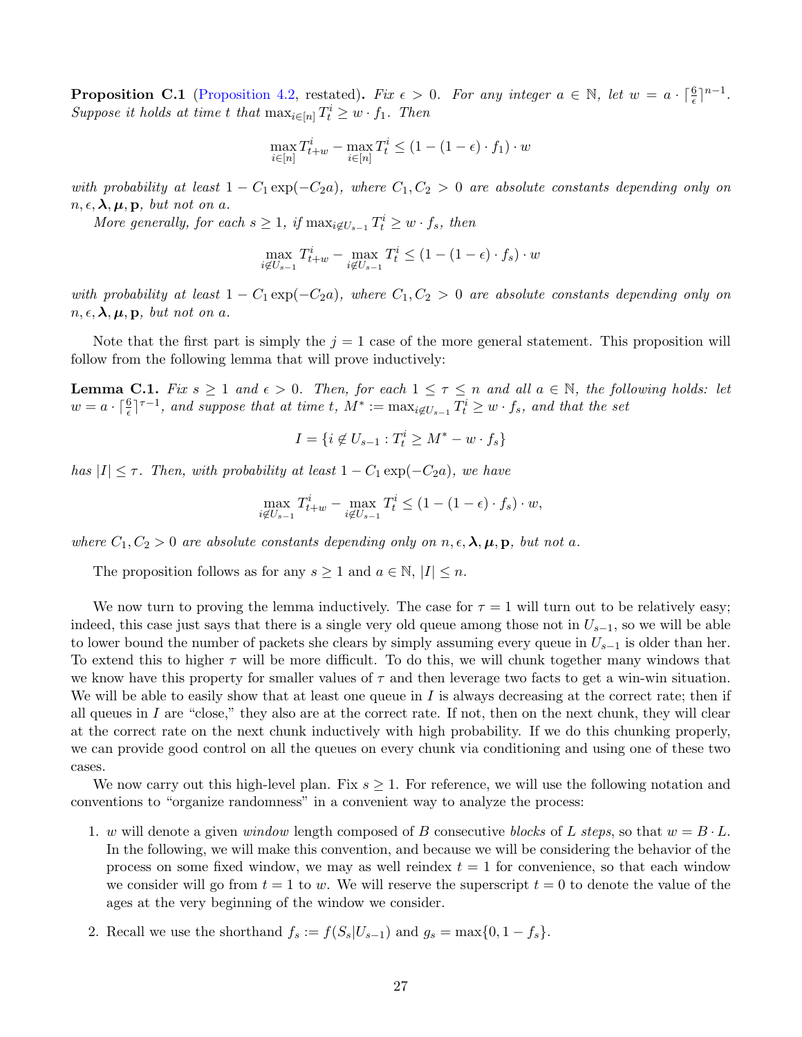**Proposition C.1** (Proposition 4.2, restated)**.** *Fix $\epsilon > 0$. For any integer $a \in \mathbb{N}$, let $w = a \cdot \lceil \frac{6}{\epsilon} \rceil^{n-1}$. Suppose it holds at time $t$ that $\max_{i \in [n]} T_t^i \geq w \cdot f_1$. Then*

$$\max_{i \in [n]} T_{t+w}^i - \max_{i \in [n]} T_t^i \leq (1 - (1-\epsilon) \cdot f_1) \cdot w$$

*with probability at least $1 - C_1 \exp(-C_2 a)$, where $C_1, C_2 > 0$ are absolute constants depending only on $n, \epsilon, \boldsymbol{\lambda}, \boldsymbol{\mu}, \mathbf{p}$, but not on $a$.*

*More generally, for each $s \geq 1$, if $\max_{i \notin U_{s-1}} T_t^i \geq w \cdot f_s$, then*

$$\max_{i \notin U_{s-1}} T_{t+w}^i - \max_{i \notin U_{s-1}} T_t^i \leq (1 - (1-\epsilon) \cdot f_s) \cdot w$$

*with probability at least $1 - C_1 \exp(-C_2 a)$, where $C_1, C_2 > 0$ are absolute constants depending only on $n, \epsilon, \boldsymbol{\lambda}, \boldsymbol{\mu}, \mathbf{p}$, but not on $a$.*

Note that the first part is simply the $j = 1$ case of the more general statement. This proposition will follow from the following lemma that will prove inductively:

**Lemma C.1.** *Fix $s \geq 1$ and $\epsilon > 0$. Then, for each $1 \leq \tau \leq n$ and all $a \in \mathbb{N}$, the following holds: let $w = a \cdot \lceil \frac{6}{\epsilon} \rceil^{\tau - 1}$, and suppose that at time $t$, $M^* := \max_{i \notin U_{s-1}} T_t^i \geq w \cdot f_s$, and that the set*

$$I = \{i \notin U_{s-1} : T_t^i \geq M^* - w \cdot f_s\}$$

*has $|I| \leq \tau$. Then, with probability at least $1 - C_1 \exp(-C_2 a)$, we have*

$$\max_{i \notin U_{s-1}} T_{t+w}^i - \max_{i \notin U_{s-1}} T_t^i \leq (1 - (1-\epsilon) \cdot f_s) \cdot w,$$

*where $C_1, C_2 > 0$ are absolute constants depending only on $n, \epsilon, \boldsymbol{\lambda}, \boldsymbol{\mu}, \mathbf{p}$, but not $a$.*

The proposition follows as for any $s \geq 1$ and $a \in \mathbb{N}$, $|I| \leq n$.

We now turn to proving the lemma inductively. The case for $\tau = 1$ will turn out to be relatively easy; indeed, this case just says that there is a single very old queue among those not in $U_{s-1}$, so we will be able to lower bound the number of packets she clears by simply assuming every queue in $U_{s-1}$ is older than her. To extend this to higher $\tau$ will be more difficult. To do this, we will chunk together many windows that we know have this property for smaller values of $\tau$ and then leverage two facts to get a win-win situation. We will be able to easily show that at least one queue in $I$ is always decreasing at the correct rate; then if all queues in $I$ are "close," they also are at the correct rate. If not, then on the next chunk, they will clear at the correct rate on the next chunk inductively with high probability. If we do this chunking properly, we can provide good control on all the queues on every chunk via conditioning and using one of these two cases.

We now carry out this high-level plan. Fix $s \geq 1$. For reference, we will use the following notation and conventions to "organize randomness" in a convenient way to analyze the process:

1. $w$ will denote a given *window* length composed of $B$ consecutive *blocks* of $L$ *steps*, so that $w = B \cdot L$. In the following, we will make this convention, and because we will be considering the behavior of the process on some fixed window, we may as well reindex $t = 1$ for convenience, so that each window we consider will go from $t = 1$ to $w$. We will reserve the superscript $t = 0$ to denote the value of the ages at the very beginning of the window we consider.

2. Recall we use the shorthand $f_s := f(S_s | U_{s-1})$ and $g_s = \max\{0, 1 - f_s\}$.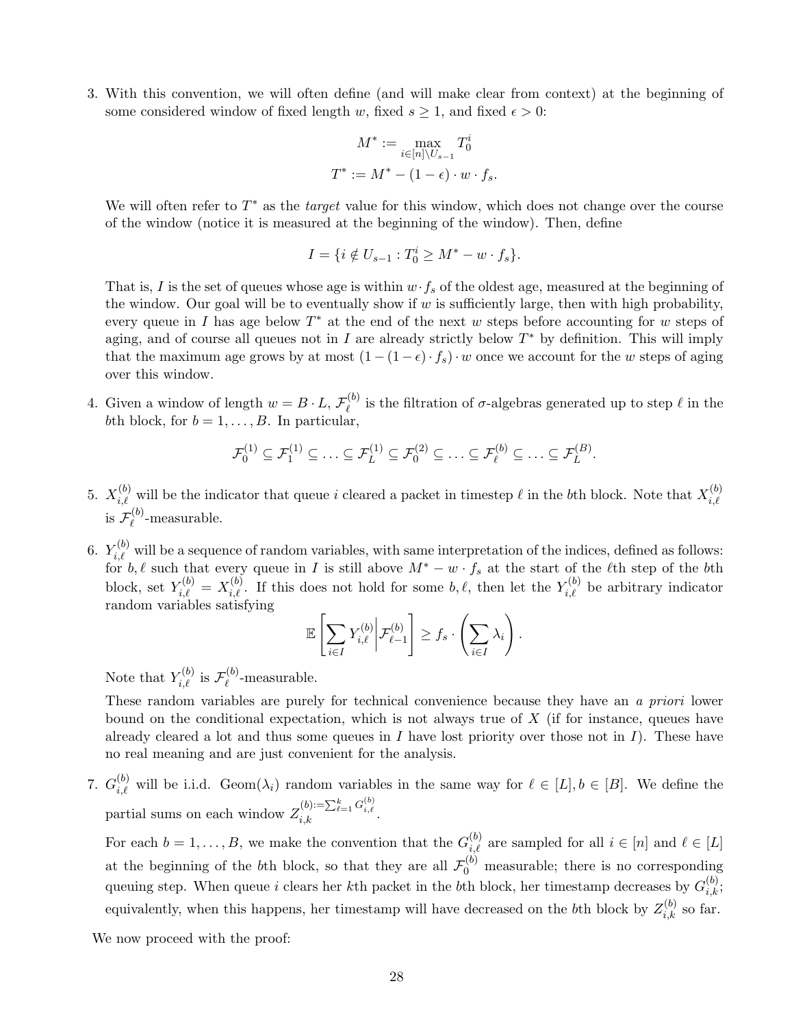3. With this convention, we will often define (and will make clear from context) at the beginning of some considered window of fixed length $w$, fixed $s \geq 1$, and fixed $\epsilon > 0$:

$$M^* := \max_{i \in [n] \setminus U_{s-1}} T_0^i$$
$$T^* := M^* - (1-\epsilon) \cdot w \cdot f_s.$$

We will often refer to $T^*$ as the *target* value for this window, which does not change over the course of the window (notice it is measured at the beginning of the window). Then, define

$$I = \{i \notin U_{s-1} : T_0^i \geq M^* - w \cdot f_s\}.$$

That is, $I$ is the set of queues whose age is within $w \cdot f_s$ of the oldest age, measured at the beginning of the window. Our goal will be to eventually show if $w$ is sufficiently large, then with high probability, every queue in $I$ has age below $T^*$ at the end of the next $w$ steps before accounting for $w$ steps of aging, and of course all queues not in $I$ are already strictly below $T^*$ by definition. This will imply that the maximum age grows by at most $(1-(1-\epsilon) \cdot f_s) \cdot w$ once we account for the $w$ steps of aging over this window.

4. Given a window of length $w = B \cdot L$, $\mathcal{F}_\ell^{(b)}$ is the filtration of $\sigma$-algebras generated up to step $\ell$ in the $b$th block, for $b = 1, \ldots, B$. In particular,

$$\mathcal{F}_0^{(1)} \subseteq \mathcal{F}_1^{(1)} \subseteq \ldots \subseteq \mathcal{F}_L^{(1)} \subseteq \mathcal{F}_0^{(2)} \subseteq \ldots \subseteq \mathcal{F}_\ell^{(b)} \subseteq \ldots \subseteq \mathcal{F}_L^{(B)}.$$

5. $X_{i,\ell}^{(b)}$ will be the indicator that queue $i$ cleared a packet in timestep $\ell$ in the $b$th block. Note that $X_{i,\ell}^{(b)}$ is $\mathcal{F}_\ell^{(b)}$-measurable.

6. $Y_{i,\ell}^{(b)}$ will be a sequence of random variables, with same interpretation of the indices, defined as follows: for $b, \ell$ such that every queue in $I$ is still above $M^* - w \cdot f_s$ at the start of the $\ell$th step of the $b$th block, set $Y_{i,\ell}^{(b)} = X_{i,\ell}^{(b)}$. If this does not hold for some $b, \ell$, then let the $Y_{i,\ell}^{(b)}$ be arbitrary indicator random variables satisfying

$$\mathbb{E}\left[\sum_{i \in I} Y_{i,\ell}^{(b)} \middle| \mathcal{F}_{\ell-1}^{(b)}\right] \geq f_s \cdot \left(\sum_{i \in I} \lambda_i\right).$$

Note that $Y_{i,\ell}^{(b)}$ is $\mathcal{F}_\ell^{(b)}$-measurable.

These random variables are purely for technical convenience because they have an *a priori* lower bound on the conditional expectation, which is not always true of $X$ (if for instance, queues have already cleared a lot and thus some queues in $I$ have lost priority over those not in $I$). These have no real meaning and are just convenient for the analysis.

7. $G_{i,\ell}^{(b)}$ will be i.i.d. $\text{Geom}(\lambda_i)$ random variables in the same way for $\ell \in [L], b \in [B]$. We define the partial sums on each window $Z_{i,k}^{(b)} := \sum_{\ell=1}^k G_{i,\ell}^{(b)}$.

For each $b = 1, \ldots, B$, we make the convention that the $G_{i,\ell}^{(b)}$ are sampled for all $i \in [n]$ and $\ell \in [L]$ at the beginning of the $b$th block, so that they are all $\mathcal{F}_0^{(b)}$ measurable; there is no corresponding queuing step. When queue $i$ clears her $k$th packet in the $b$th block, her timestamp decreases by $G_{i,k}^{(b)}$; equivalently, when this happens, her timestamp will have decreased on the $b$th block by $Z_{i,k}^{(b)}$ so far.

We now proceed with the proof: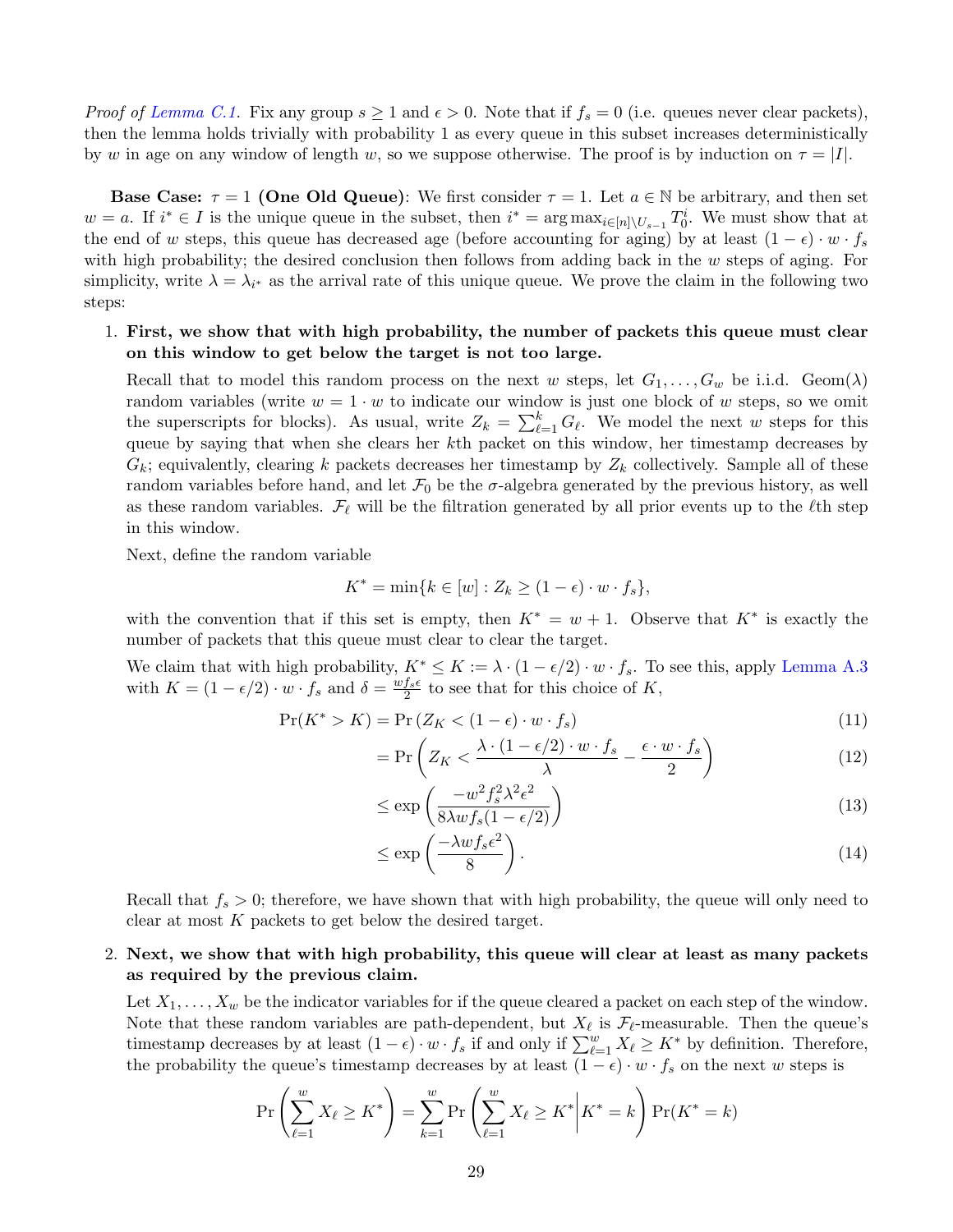*Proof of Lemma C.1.* Fix any group $s \geq 1$ and $\epsilon > 0$. Note that if $f_s = 0$ (i.e. queues never clear packets), then the lemma holds trivially with probability 1 as every queue in this subset increases deterministically by $w$ in age on any window of length $w$, so we suppose otherwise. The proof is by induction on $\tau = |I|$.

**Base Case: $\tau = 1$ (One Old Queue)**: We first consider $\tau = 1$. Let $a \in \mathbb{N}$ be arbitrary, and then set $w = a$. If $i^* \in I$ is the unique queue in the subset, then $i^* = \arg\max_{i \in [n] \setminus U_{s-1}} T_0^i$. We must show that at the end of $w$ steps, this queue has decreased age (before accounting for aging) by at least $(1-\epsilon) \cdot w \cdot f_s$ with high probability; the desired conclusion then follows from adding back in the $w$ steps of aging. For simplicity, write $\lambda = \lambda_{i^*}$ as the arrival rate of this unique queue. We prove the claim in the following two steps:

1. **First, we show that with high probability, the number of packets this queue must clear on this window to get below the target is not too large.**

   Recall that to model this random process on the next $w$ steps, let $G_1, \ldots, G_w$ be i.i.d. $\text{Geom}(\lambda)$ random variables (write $w = 1 \cdot w$ to indicate our window is just one block of $w$ steps, so we omit the superscripts for blocks). As usual, write $Z_k = \sum_{\ell=1}^k G_\ell$. We model the next $w$ steps for this queue by saying that when she clears her $k$th packet on this window, her timestamp decreases by $G_k$; equivalently, clearing $k$ packets decreases her timestamp by $Z_k$ collectively. Sample all of these random variables before hand, and let $\mathcal{F}_0$ be the $\sigma$-algebra generated by the previous history, as well as these random variables. $\mathcal{F}_\ell$ will be the filtration generated by all prior events up to the $\ell$th step in this window.

   Next, define the random variable

   $$K^* = \min\{k \in [w] : Z_k \geq (1-\epsilon) \cdot w \cdot f_s\},$$

   with the convention that if this set is empty, then $K^* = w + 1$. Observe that $K^*$ is exactly the number of packets that this queue must clear to clear the target.

   We claim that with high probability, $K^* \leq K := \lambda \cdot (1 - \epsilon/2) \cdot w \cdot f_s$. To see this, apply Lemma A.3 with $K = (1 - \epsilon/2) \cdot w \cdot f_s$ and $\delta = \frac{w f_s \epsilon}{2}$ to see that for this choice of $K$,

   $$\Pr(K^* > K) = \Pr\left(Z_K < (1-\epsilon) \cdot w \cdot f_s\right) \tag{11}$$

   $$= \Pr\left(Z_K < \frac{\lambda \cdot (1-\epsilon/2) \cdot w \cdot f_s}{\lambda} - \frac{\epsilon \cdot w \cdot f_s}{2}\right) \tag{12}$$

   $$\leq \exp\left(\frac{-w^2 f_s^2 \lambda^2 \epsilon^2}{8 \lambda w f_s (1-\epsilon/2)}\right) \tag{13}$$

   $$\leq \exp\left(\frac{-\lambda w f_s \epsilon^2}{8}\right). \tag{14}$$

   Recall that $f_s > 0$; therefore, we have shown that with high probability, the queue will only need to clear at most $K$ packets to get below the desired target.

2. **Next, we show that with high probability, this queue will clear at least as many packets as required by the previous claim.**

   Let $X_1, \ldots, X_w$ be the indicator variables for if the queue cleared a packet on each step of the window. Note that these random variables are path-dependent, but $X_\ell$ is $\mathcal{F}_\ell$-measurable. Then the queue's timestamp decreases by at least $(1-\epsilon) \cdot w \cdot f_s$ if and only if $\sum_{\ell=1}^w X_\ell \geq K^*$ by definition. Therefore, the probability the queue's timestamp decreases by at least $(1-\epsilon) \cdot w \cdot f_s$ on the next $w$ steps is

   $$\Pr\left(\sum_{\ell=1}^w X_\ell \geq K^*\right) = \sum_{k=1}^w \Pr\left(\sum_{\ell=1}^w X_\ell \geq K^* \middle| K^* = k\right) \Pr(K^* = k)$$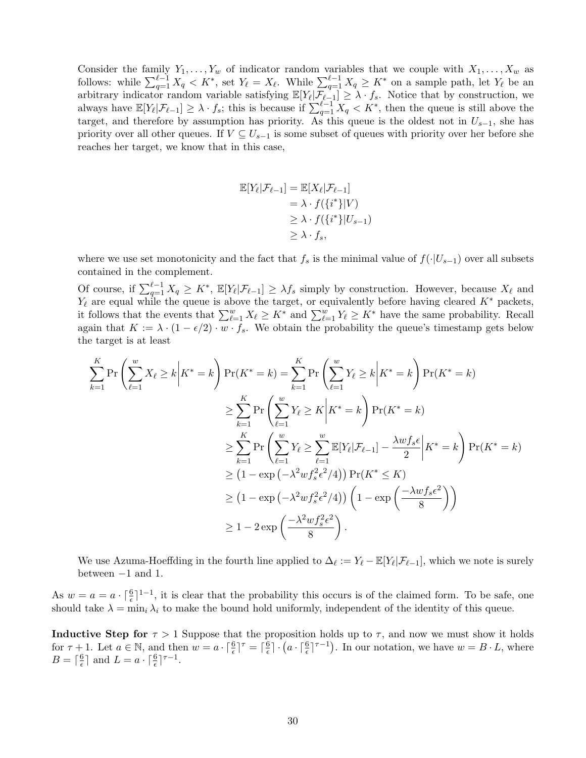Consider the family $Y_1, \ldots, Y_w$ of indicator random variables that we couple with $X_1, \ldots, X_w$ as follows: while $\sum_{q=1}^{\ell-1} X_q < K^*$, set $Y_\ell = X_\ell$. While $\sum_{q=1}^{\ell-1} X_q \geq K^*$ on a sample path, let $Y_\ell$ be an arbitrary indicator random variable satisfying $\mathbb{E}[Y_\ell|\mathcal{F}_{\ell-1}] \geq \lambda \cdot f_s$. Notice that by construction, we always have $\mathbb{E}[Y_\ell|\mathcal{F}_{\ell-1}] \geq \lambda \cdot f_s$; this is because if $\sum_{q=1}^{\ell-1} X_q < K^*$, then the queue is still above the target, and therefore by assumption has priority. As this queue is the oldest not in $U_{s-1}$, she has priority over all other queues. If $V \subseteq U_{s-1}$ is some subset of queues with priority over her before she reaches her target, we know that in this case,

$$
\begin{aligned}
\mathbb{E}[Y_\ell|\mathcal{F}_{\ell-1}] &= \mathbb{E}[X_\ell|\mathcal{F}_{\ell-1}] \\
&= \lambda \cdot f(\{i^*\}|V) \\
&\geq \lambda \cdot f(\{i^*\}|U_{s-1}) \\
&\geq \lambda \cdot f_s,
\end{aligned}
$$

where we use set monotonicity and the fact that $f_s$ is the minimal value of $f(\cdot|U_{s-1})$ over all subsets contained in the complement.

Of course, if $\sum_{q=1}^{\ell-1} X_q \geq K^*$, $\mathbb{E}[Y_\ell|\mathcal{F}_{\ell-1}] \geq \lambda f_s$ simply by construction. However, because $X_\ell$ and $Y_\ell$ are equal while the queue is above the target, or equivalently before having cleared $K^*$ packets, it follows that the events that $\sum_{\ell=1}^{w} X_\ell \geq K^*$ and $\sum_{\ell=1}^{w} Y_\ell \geq K^*$ have the same probability. Recall again that $K := \lambda \cdot (1-\epsilon/2) \cdot w \cdot f_s$. We obtain the probability the queue's timestamp gets below the target is at least

$$
\begin{aligned}
\sum_{k=1}^{K} \Pr\left(\sum_{\ell=1}^{w} X_\ell \geq k \middle| K^* = k\right) \Pr(K^* = k) &= \sum_{k=1}^{K} \Pr\left(\sum_{\ell=1}^{w} Y_\ell \geq k \middle| K^* = k\right) \Pr(K^* = k) \\
&\geq \sum_{k=1}^{K} \Pr\left(\sum_{\ell=1}^{w} Y_\ell \geq K \middle| K^* = k\right) \Pr(K^* = k) \\
&\geq \sum_{k=1}^{K} \Pr\left(\sum_{\ell=1}^{w} Y_\ell \geq \sum_{\ell=1}^{w} \mathbb{E}[Y_\ell|\mathcal{F}_{\ell-1}] - \frac{\lambda w f_s \epsilon}{2} \middle| K^* = k\right) \Pr(K^* = k) \\
&\geq \left(1 - \exp\left(-\lambda^2 w f_s^2 \epsilon^2/4\right)\right) \Pr(K^* \leq K) \\
&\geq \left(1 - \exp\left(-\lambda^2 w f_s^2 \epsilon^2/4\right)\right) \left(1 - \exp\left(\frac{-\lambda w f_s \epsilon^2}{8}\right)\right) \\
&\geq 1 - 2\exp\left(\frac{-\lambda^2 w f_s^2 \epsilon^2}{8}\right).
\end{aligned}
$$

We use Azuma-Hoeffding in the fourth line applied to $\Delta_\ell := Y_\ell - \mathbb{E}[Y_\ell|\mathcal{F}_{\ell-1}]$, which we note is surely between $-1$ and $1$.

As $w = a = a \cdot \lceil \frac{6}{\epsilon} \rceil^{1-1}$, it is clear that the probability this occurs is of the claimed form. To be safe, one should take $\lambda = \min_i \lambda_i$ to make the bound hold uniformly, independent of the identity of this queue.

**Inductive Step for $\tau > 1$** Suppose that the proposition holds up to $\tau$, and now we must show it holds for $\tau + 1$. Let $a \in \mathbb{N}$, and then $w = a \cdot \lceil \frac{6}{\epsilon} \rceil^{\tau} = \lceil \frac{6}{\epsilon} \rceil \cdot \left(a \cdot \lceil \frac{6}{\epsilon} \rceil^{\tau-1}\right)$. In our notation, we have $w = B \cdot L$, where $B = \lceil \frac{6}{\epsilon} \rceil$ and $L = a \cdot \lceil \frac{6}{\epsilon} \rceil^{\tau-1}$.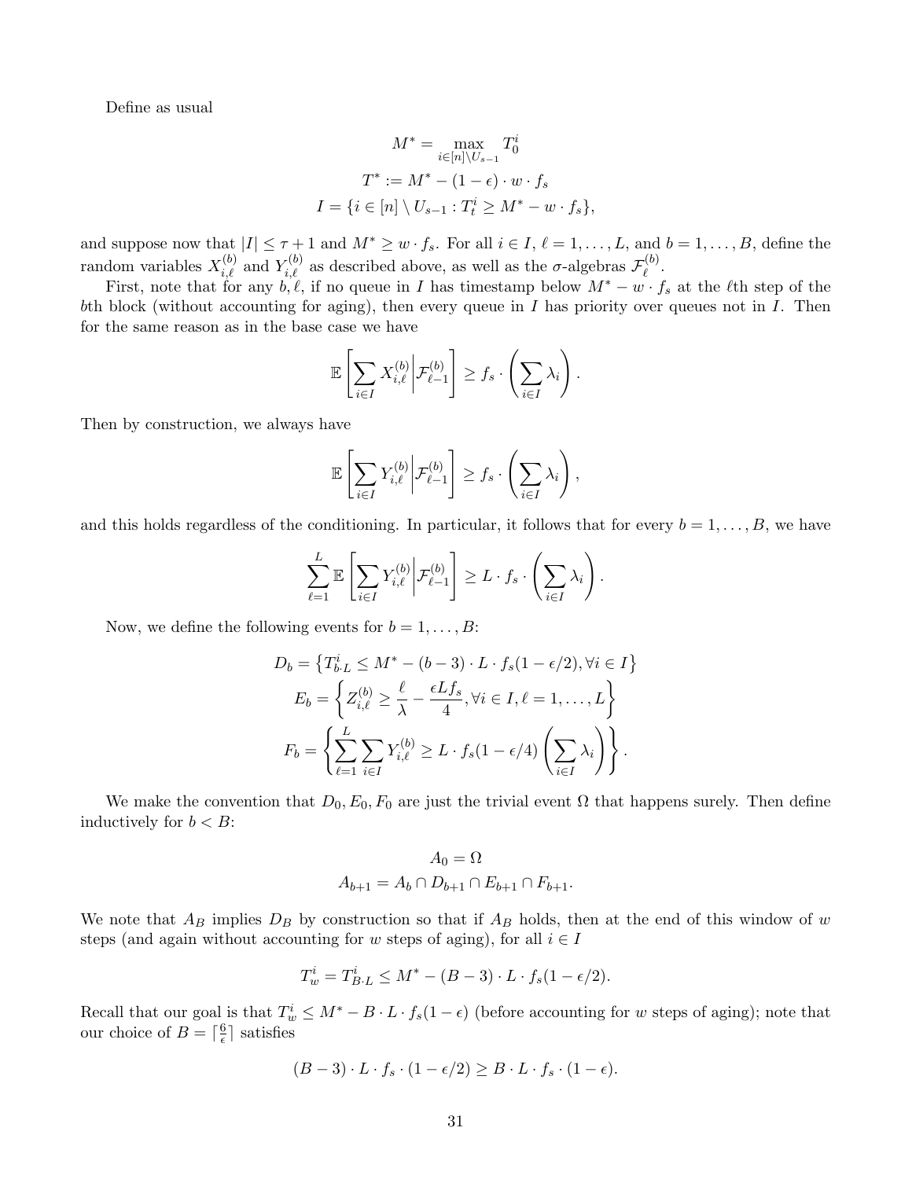Define as usual

$$M^* = \max_{i \in [n] \setminus U_{s-1}} T_0^i$$

$$T^* := M^* - (1-\epsilon) \cdot w \cdot f_s$$

$$I = \{i \in [n] \setminus U_{s-1} : T_t^i \geq M^* - w \cdot f_s\},$$

and suppose now that $|I| \leq \tau + 1$ and $M^* \geq w \cdot f_s$. For all $i \in I$, $\ell = 1, \dots, L$, and $b = 1, \dots, B$, define the random variables $X_{i,\ell}^{(b)}$ and $Y_{i,\ell}^{(b)}$ as described above, as well as the $\sigma$-algebras $\mathcal{F}_\ell^{(b)}$.

First, note that for any $b, \ell$, if no queue in $I$ has timestamp below $M^* - w \cdot f_s$ at the $\ell$th step of the $b$th block (without accounting for aging), then every queue in $I$ has priority over queues not in $I$. Then for the same reason as in the base case we have

$$\mathbb{E}\left[\sum_{i \in I} X_{i,\ell}^{(b)} \middle| \mathcal{F}_{\ell-1}^{(b)}\right] \geq f_s \cdot \left(\sum_{i \in I} \lambda_i\right).$$

Then by construction, we always have

$$\mathbb{E}\left[\sum_{i \in I} Y_{i,\ell}^{(b)} \middle| \mathcal{F}_{\ell-1}^{(b)}\right] \geq f_s \cdot \left(\sum_{i \in I} \lambda_i\right),$$

and this holds regardless of the conditioning. In particular, it follows that for every $b = 1, \dots, B$, we have

$$\sum_{\ell=1}^{L} \mathbb{E}\left[\sum_{i \in I} Y_{i,\ell}^{(b)} \middle| \mathcal{F}_{\ell-1}^{(b)}\right] \geq L \cdot f_s \cdot \left(\sum_{i \in I} \lambda_i\right).$$

Now, we define the following events for $b = 1, \dots, B$:

$$D_b = \left\{T_{b \cdot L}^i \leq M^* - (b-3) \cdot L \cdot f_s(1 - \epsilon/2), \forall i \in I\right\}$$

$$E_b = \left\{Z_{i,\ell}^{(b)} \geq \frac{\ell}{\lambda} - \frac{\epsilon L f_s}{4}, \forall i \in I, \ell = 1, \dots, L\right\}$$

$$F_b = \left\{\sum_{\ell=1}^{L} \sum_{i \in I} Y_{i,\ell}^{(b)} \geq L \cdot f_s(1 - \epsilon/4) \left(\sum_{i \in I} \lambda_i\right)\right\}.$$

We make the convention that $D_0, E_0, F_0$ are just the trivial event $\Omega$ that happens surely. Then define inductively for $b < B$:

$$A_0 = \Omega$$

$$A_{b+1} = A_b \cap D_{b+1} \cap E_{b+1} \cap F_{b+1}.$$

We note that $A_B$ implies $D_B$ by construction so that if $A_B$ holds, then at the end of this window of $w$ steps (and again without accounting for $w$ steps of aging), for all $i \in I$

$$T_w^i = T_{B \cdot L}^i \leq M^* - (B-3) \cdot L \cdot f_s(1 - \epsilon/2).$$

Recall that our goal is that $T_w^i \leq M^* - B \cdot L \cdot f_s(1-\epsilon)$ (before accounting for $w$ steps of aging); note that our choice of $B = \lceil \frac{6}{\epsilon} \rceil$ satisfies

$$(B-3) \cdot L \cdot f_s \cdot (1 - \epsilon/2) \geq B \cdot L \cdot f_s \cdot (1 - \epsilon).$$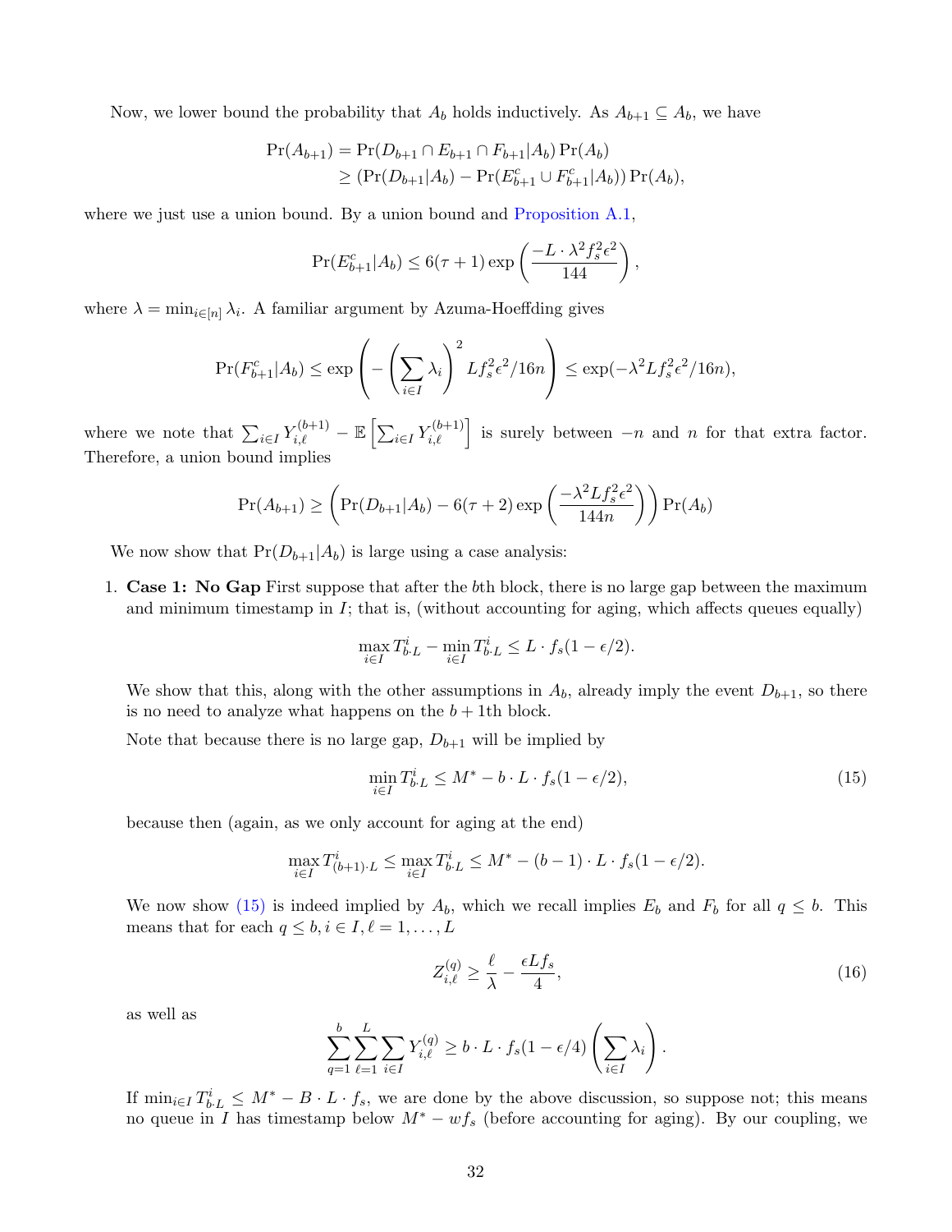Now, we lower bound the probability that $A_b$ holds inductively. As $A_{b+1} \subseteq A_b$, we have

$$
\begin{aligned}
\Pr(A_{b+1}) &= \Pr(D_{b+1} \cap E_{b+1} \cap F_{b+1} | A_b) \Pr(A_b) \\
&\geq (\Pr(D_{b+1}|A_b) - \Pr(E^c_{b+1} \cup F^c_{b+1}|A_b)) \Pr(A_b),
\end{aligned}
$$

where we just use a union bound. By a union bound and Proposition A.1,

$$
\Pr(E^c_{b+1}|A_b) \leq 6(\tau+1) \exp\left(\frac{-L \cdot \lambda^2 f_s^2 \epsilon^2}{144}\right),
$$

where $\lambda = \min_{i \in [n]} \lambda_i$. A familiar argument by Azuma-Hoeffding gives

$$
\Pr(F^c_{b+1}|A_b) \leq \exp\left(-\left(\sum_{i \in I} \lambda_i\right)^2 L f_s^2 \epsilon^2 / 16n\right) \leq \exp(-\lambda^2 L f_s^2 \epsilon^2 / 16n),
$$

where we note that $\sum_{i \in I} Y^{(b+1)}_{i,\ell} - \mathbb{E}\left[\sum_{i \in I} Y^{(b+1)}_{i,\ell}\right]$ is surely between $-n$ and $n$ for that extra factor. Therefore, a union bound implies

$$
\Pr(A_{b+1}) \geq \left(\Pr(D_{b+1}|A_b) - 6(\tau+2) \exp\left(\frac{-\lambda^2 L f_s^2 \epsilon^2}{144n}\right)\right) \Pr(A_b)
$$

We now show that $\Pr(D_{b+1}|A_b)$ is large using a case analysis:

1. **Case 1: No Gap** First suppose that after the $b$th block, there is no large gap between the maximum and minimum timestamp in $I$; that is, (without accounting for aging, which affects queues equally)

$$
\max_{i \in I} T^i_{b \cdot L} - \min_{i \in I} T^i_{b \cdot L} \leq L \cdot f_s(1 - \epsilon/2).
$$

   We show that this, along with the other assumptions in $A_b$, already imply the event $D_{b+1}$, so there is no need to analyze what happens on the $b+1$th block.

   Note that because there is no large gap, $D_{b+1}$ will be implied by

$$
\min_{i \in I} T^i_{b \cdot L} \leq M^* - b \cdot L \cdot f_s(1 - \epsilon/2), \tag{15}
$$

   because then (again, as we only account for aging at the end)

$$
\max_{i \in I} T^i_{(b+1) \cdot L} \leq \max_{i \in I} T^i_{b \cdot L} \leq M^* - (b-1) \cdot L \cdot f_s(1 - \epsilon/2).
$$

   We now show (15) is indeed implied by $A_b$, which we recall implies $E_b$ and $F_b$ for all $q \leq b$. This means that for each $q \leq b, i \in I, \ell = 1, \ldots, L$

$$
Z^{(q)}_{i,\ell} \geq \frac{\ell}{\lambda} - \frac{\epsilon L f_s}{4}, \tag{16}
$$

   as well as

$$
\sum_{q=1}^{b} \sum_{\ell=1}^{L} \sum_{i \in I} Y^{(q)}_{i,\ell} \geq b \cdot L \cdot f_s(1 - \epsilon/4) \left(\sum_{i \in I} \lambda_i\right).
$$

   If $\min_{i \in I} T^i_{b \cdot L} \leq M^* - B \cdot L \cdot f_s$, we are done by the above discussion, so suppose not; this means no queue in $I$ has timestamp below $M^* - w f_s$ (before accounting for aging). By our coupling, we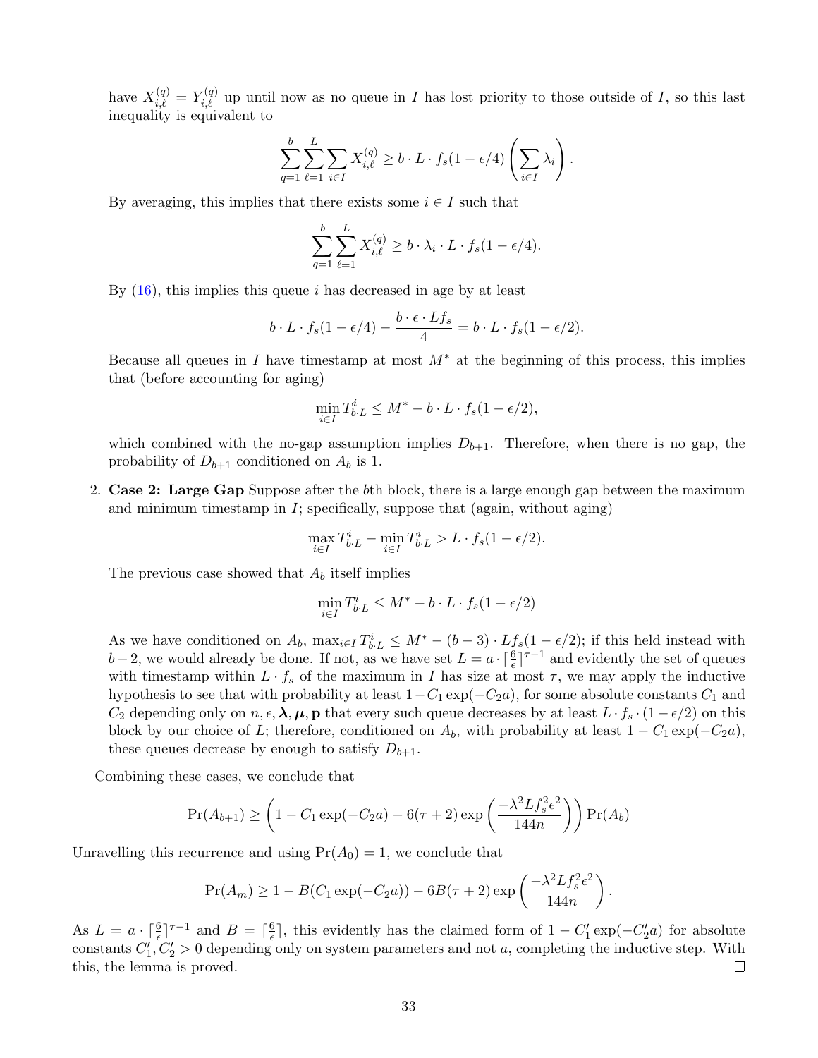have $X_{i,\ell}^{(q)} = Y_{i,\ell}^{(q)}$ up until now as no queue in $I$ has lost priority to those outside of $I$, so this last inequality is equivalent to

$$\sum_{q=1}^{b}\sum_{\ell=1}^{L}\sum_{i\in I} X_{i,\ell}^{(q)} \geq b\cdot L\cdot f_s(1-\epsilon/4)\left(\sum_{i\in I}\lambda_i\right).$$

By averaging, this implies that there exists some $i\in I$ such that

$$\sum_{q=1}^{b}\sum_{\ell=1}^{L} X_{i,\ell}^{(q)} \geq b\cdot \lambda_i\cdot L\cdot f_s(1-\epsilon/4).$$

By (16), this implies this queue $i$ has decreased in age by at least

$$b\cdot L\cdot f_s(1-\epsilon/4) - \frac{b\cdot\epsilon\cdot Lf_s}{4} = b\cdot L\cdot f_s(1-\epsilon/2).$$

Because all queues in $I$ have timestamp at most $M^*$ at the beginning of this process, this implies that (before accounting for aging)

$$\min_{i\in I} T_{b\cdot L}^{i} \leq M^* - b\cdot L\cdot f_s(1-\epsilon/2),$$

which combined with the no-gap assumption implies $D_{b+1}$. Therefore, when there is no gap, the probability of $D_{b+1}$ conditioned on $A_b$ is 1.

2. **Case 2: Large Gap** Suppose after the $b$th block, there is a large enough gap between the maximum and minimum timestamp in $I$; specifically, suppose that (again, without aging)

$$\max_{i\in I} T_{b\cdot L}^{i} - \min_{i\in I} T_{b\cdot L}^{i} > L\cdot f_s(1-\epsilon/2).$$

The previous case showed that $A_b$ itself implies

$$\min_{i\in I} T_{b\cdot L}^{i} \leq M^* - b\cdot L\cdot f_s(1-\epsilon/2)$$

As we have conditioned on $A_b$, $\max_{i\in I} T_{b\cdot L}^{i} \leq M^* - (b-3)\cdot Lf_s(1-\epsilon/2)$; if this held instead with $b-2$, we would already be done. If not, as we have set $L = a\cdot\lceil\frac{6}{\epsilon}\rceil^{\tau-1}$ and evidently the set of queues with timestamp within $L\cdot f_s$ of the maximum in $I$ has size at most $\tau$, we may apply the inductive hypothesis to see that with probability at least $1-C_1\exp(-C_2 a)$, for some absolute constants $C_1$ and $C_2$ depending only on $n,\epsilon,\boldsymbol{\lambda},\boldsymbol{\mu},\mathbf{p}$ that every such queue decreases by at least $L\cdot f_s\cdot(1-\epsilon/2)$ on this block by our choice of $L$; therefore, conditioned on $A_b$, with probability at least $1-C_1\exp(-C_2 a)$, these queues decrease by enough to satisfy $D_{b+1}$.

Combining these cases, we conclude that

$$\Pr(A_{b+1}) \geq \left(1 - C_1\exp(-C_2 a) - 6(\tau+2)\exp\left(\frac{-\lambda^2 L f_s^2\epsilon^2}{144n}\right)\right)\Pr(A_b)$$

Unravelling this recurrence and using $\Pr(A_0)=1$, we conclude that

$$\Pr(A_m) \geq 1 - B(C_1\exp(-C_2 a)) - 6B(\tau+2)\exp\left(\frac{-\lambda^2 L f_s^2\epsilon^2}{144n}\right).$$

As $L = a\cdot\lceil\frac{6}{\epsilon}\rceil^{\tau-1}$ and $B = \lceil\frac{6}{\epsilon}\rceil$, this evidently has the claimed form of $1 - C_1'\exp(-C_2' a)$ for absolute constants $C_1', C_2' > 0$ depending only on system parameters and not $a$, completing the inductive step. With this, the lemma is proved. $\square$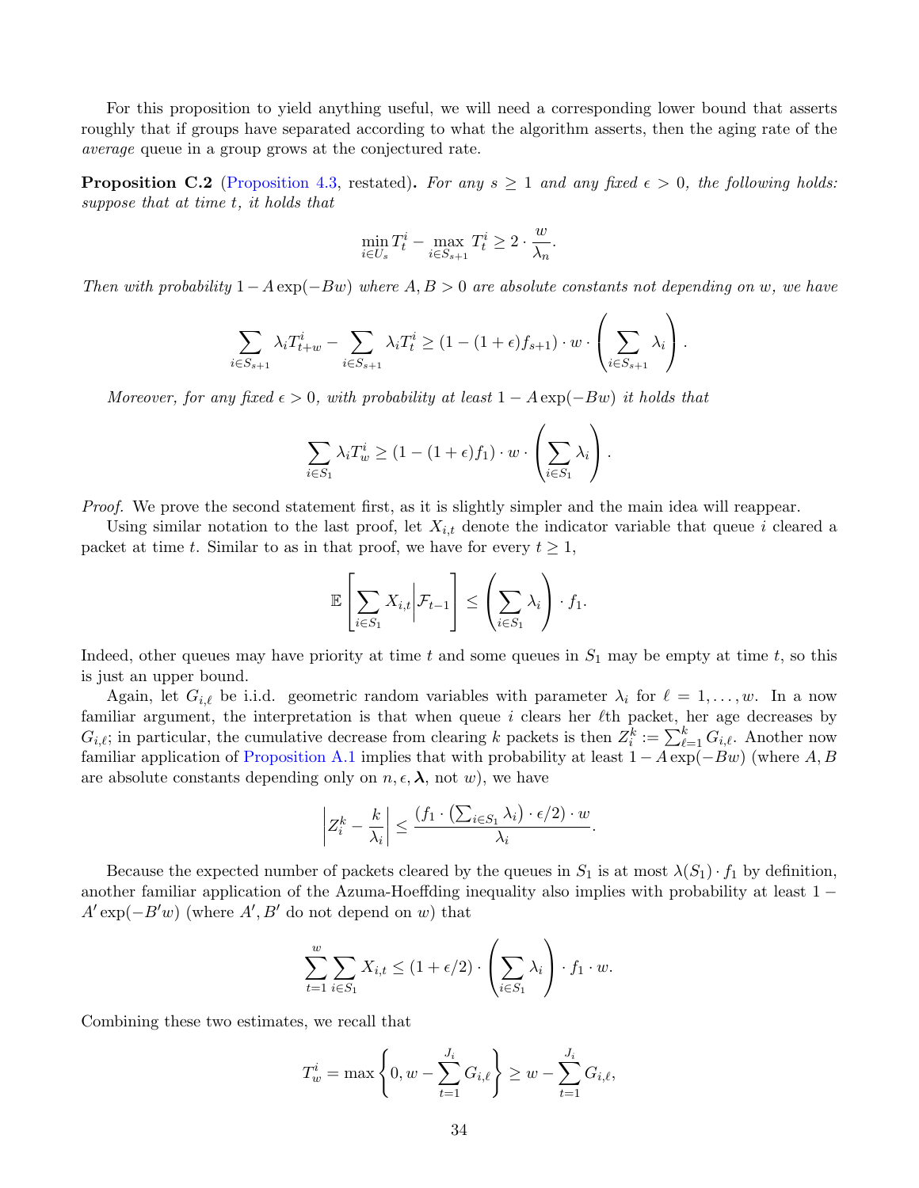For this proposition to yield anything useful, we will need a corresponding lower bound that asserts roughly that if groups have separated according to what the algorithm asserts, then the aging rate of the *average* queue in a group grows at the conjectured rate.

**Proposition C.2** (Proposition 4.3, restated)**.** *For any $s \geq 1$ and any fixed $\epsilon > 0$, the following holds: suppose that at time $t$, it holds that*

$$\min_{i \in U_s} T_t^i - \max_{i \in S_{s+1}} T_t^i \geq 2 \cdot \frac{w}{\lambda_n}.$$

*Then with probability $1 - A\exp(-Bw)$ where $A, B > 0$ are absolute constants not depending on $w$, we have*

$$\sum_{i \in S_{s+1}} \lambda_i T_{t+w}^i - \sum_{i \in S_{s+1}} \lambda_i T_t^i \geq (1 - (1+\epsilon)f_{s+1}) \cdot w \cdot \left(\sum_{i \in S_{s+1}} \lambda_i\right).$$

*Moreover, for any fixed $\epsilon > 0$, with probability at least $1 - A\exp(-Bw)$ it holds that*

$$\sum_{i \in S_1} \lambda_i T_w^i \geq (1 - (1+\epsilon)f_1) \cdot w \cdot \left(\sum_{i \in S_1} \lambda_i\right).$$

*Proof.* We prove the second statement first, as it is slightly simpler and the main idea will reappear.

Using similar notation to the last proof, let $X_{i,t}$ denote the indicator variable that queue $i$ cleared a packet at time $t$. Similar to as in that proof, we have for every $t \geq 1$,

$$\mathbb{E}\left[\sum_{i \in S_1} X_{i,t} \middle| \mathcal{F}_{t-1}\right] \leq \left(\sum_{i \in S_1} \lambda_i\right) \cdot f_1.$$

Indeed, other queues may have priority at time $t$ and some queues in $S_1$ may be empty at time $t$, so this is just an upper bound.

Again, let $G_{i,\ell}$ be i.i.d. geometric random variables with parameter $\lambda_i$ for $\ell = 1, \ldots, w$. In a now familiar argument, the interpretation is that when queue $i$ clears her $\ell$th packet, her age decreases by $G_{i,\ell}$; in particular, the cumulative decrease from clearing $k$ packets is then $Z_i^k := \sum_{\ell=1}^k G_{i,\ell}$. Another now familiar application of Proposition A.1 implies that with probability at least $1 - A\exp(-Bw)$ (where $A, B$ are absolute constants depending only on $n, \epsilon, \boldsymbol{\lambda}$, not $w$), we have

$$\left|Z_i^k - \frac{k}{\lambda_i}\right| \leq \frac{(f_1 \cdot \left(\sum_{i \in S_1} \lambda_i\right) \cdot \epsilon/2) \cdot w}{\lambda_i}.$$

Because the expected number of packets cleared by the queues in $S_1$ is at most $\lambda(S_1) \cdot f_1$ by definition, another familiar application of the Azuma-Hoeffding inequality also implies with probability at least $1 - A'\exp(-B'w)$ (where $A', B'$ do not depend on $w$) that

$$\sum_{t=1}^{w} \sum_{i \in S_1} X_{i,t} \leq (1 + \epsilon/2) \cdot \left(\sum_{i \in S_1} \lambda_i\right) \cdot f_1 \cdot w.$$

Combining these two estimates, we recall that

$$T_w^i = \max\left\{0, w - \sum_{t=1}^{J_i} G_{i,\ell}\right\} \geq w - \sum_{t=1}^{J_i} G_{i,\ell},$$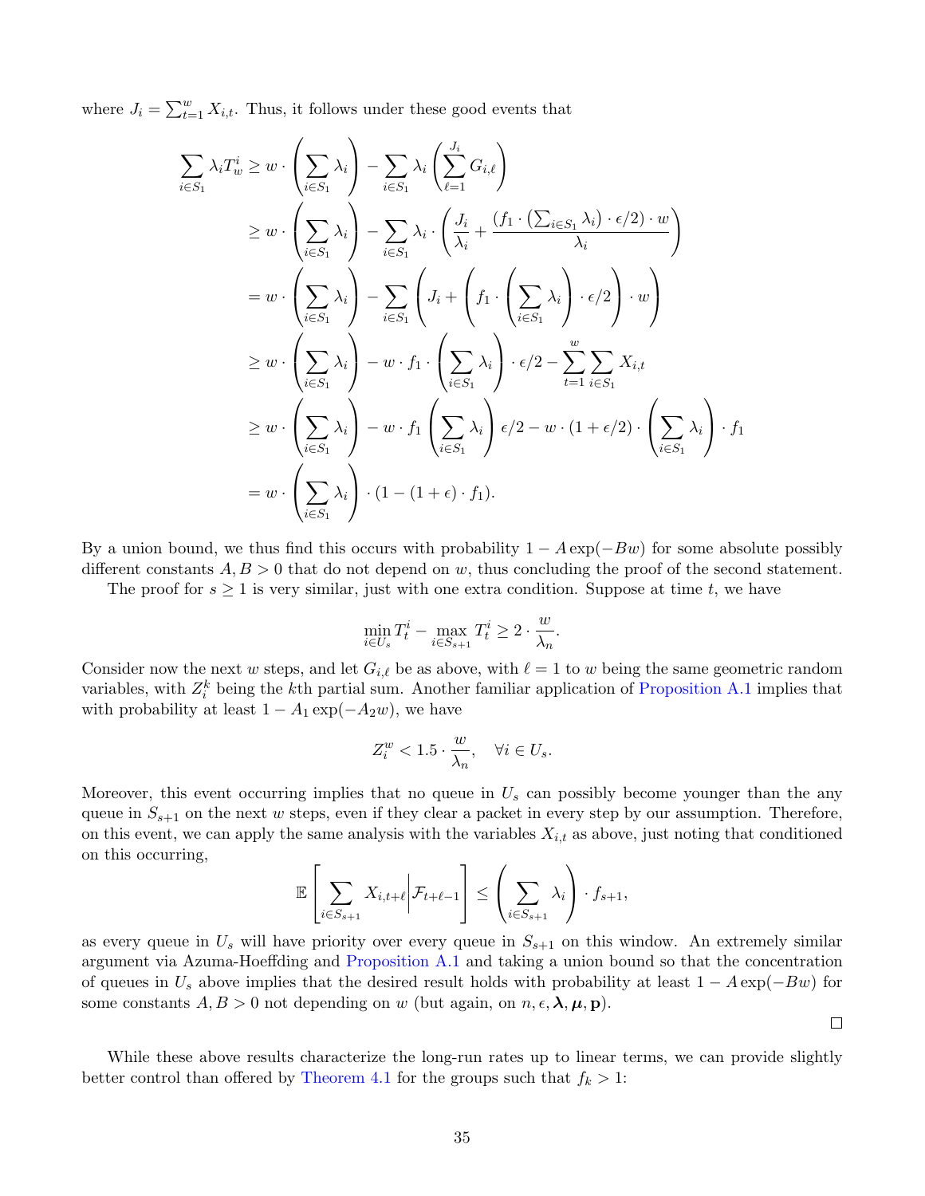where $J_i = \sum_{t=1}^{w} X_{i,t}$. Thus, it follows under these good events that

$$
\begin{aligned}
\sum_{i \in S_1} \lambda_i T_w^i &\geq w \cdot \left(\sum_{i \in S_1} \lambda_i\right) - \sum_{i \in S_1} \lambda_i \left(\sum_{\ell=1}^{J_i} G_{i,\ell}\right) \\
&\geq w \cdot \left(\sum_{i \in S_1} \lambda_i\right) - \sum_{i \in S_1} \lambda_i \cdot \left(\frac{J_i}{\lambda_i} + \frac{(f_1 \cdot (\sum_{i \in S_1} \lambda_i) \cdot \epsilon/2) \cdot w}{\lambda_i}\right) \\
&= w \cdot \left(\sum_{i \in S_1} \lambda_i\right) - \sum_{i \in S_1} \left(J_i + \left(f_1 \cdot \left(\sum_{i \in S_1} \lambda_i\right) \cdot \epsilon/2\right) \cdot w\right) \\
&\geq w \cdot \left(\sum_{i \in S_1} \lambda_i\right) - w \cdot f_1 \cdot \left(\sum_{i \in S_1} \lambda_i\right) \cdot \epsilon/2 - \sum_{t=1}^{w} \sum_{i \in S_1} X_{i,t} \\
&\geq w \cdot \left(\sum_{i \in S_1} \lambda_i\right) - w \cdot f_1 \left(\sum_{i \in S_1} \lambda_i\right) \epsilon/2 - w \cdot (1 + \epsilon/2) \cdot \left(\sum_{i \in S_1} \lambda_i\right) \cdot f_1 \\
&= w \cdot \left(\sum_{i \in S_1} \lambda_i\right) \cdot (1 - (1 + \epsilon) \cdot f_1).
\end{aligned}
$$

By a union bound, we thus find this occurs with probability $1 - A\exp(-Bw)$ for some absolute possibly different constants $A, B > 0$ that do not depend on $w$, thus concluding the proof of the second statement.

The proof for $s \geq 1$ is very similar, just with one extra condition. Suppose at time $t$, we have

$$
\min_{i \in U_s} T_t^i - \max_{i \in S_{s+1}} T_t^i \geq 2 \cdot \frac{w}{\lambda_n}.
$$

Consider now the next $w$ steps, and let $G_{i,\ell}$ be as above, with $\ell = 1$ to $w$ being the same geometric random variables, with $Z_i^k$ being the $k$th partial sum. Another familiar application of Proposition A.1 implies that with probability at least $1 - A_1 \exp(-A_2 w)$, we have

$$
Z_i^w < 1.5 \cdot \frac{w}{\lambda_n}, \quad \forall i \in U_s.
$$

Moreover, this event occurring implies that no queue in $U_s$ can possibly become younger than the any queue in $S_{s+1}$ on the next $w$ steps, even if they clear a packet in every step by our assumption. Therefore, on this event, we can apply the same analysis with the variables $X_{i,t}$ as above, just noting that conditioned on this occurring,

$$
\mathbb{E}\left[\sum_{i \in S_{s+1}} X_{i,t+\ell} \middle| \mathcal{F}_{t+\ell-1}\right] \leq \left(\sum_{i \in S_{s+1}} \lambda_i\right) \cdot f_{s+1},
$$

as every queue in $U_s$ will have priority over every queue in $S_{s+1}$ on this window. An extremely similar argument via Azuma-Hoeffding and Proposition A.1 and taking a union bound so that the concentration of queues in $U_s$ above implies that the desired result holds with probability at least $1 - A\exp(-Bw)$ for some constants $A, B > 0$ not depending on $w$ (but again, on $n, \epsilon, \boldsymbol{\lambda}, \boldsymbol{\mu}, \mathbf{p}$).

□

While these above results characterize the long-run rates up to linear terms, we can provide slightly better control than offered by Theorem 4.1 for the groups such that $f_k > 1$: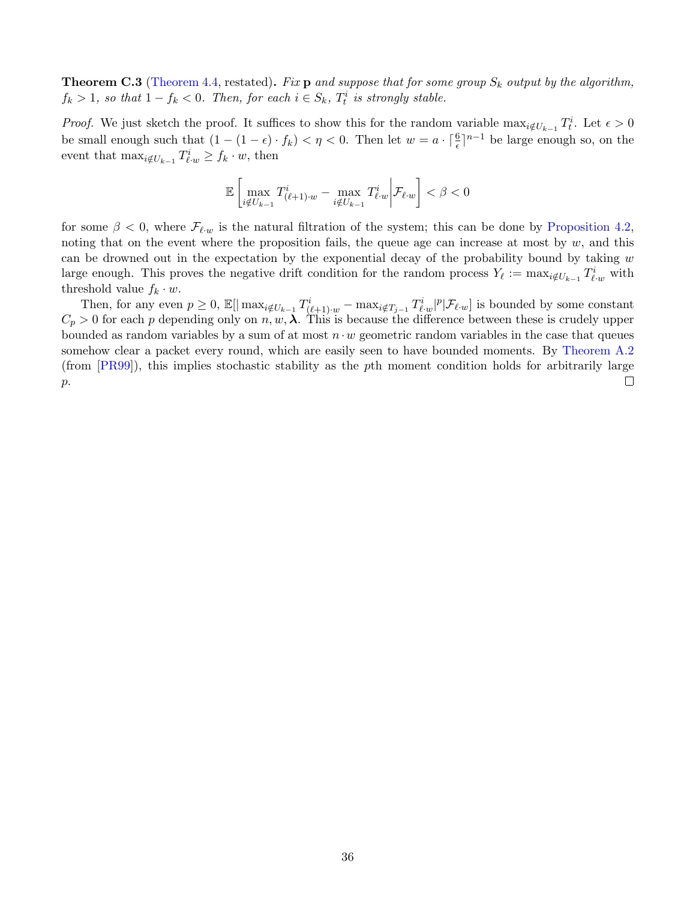**Theorem C.3** (Theorem 4.4, restated)**.** *Fix* $\mathbf{p}$ *and suppose that for some group* $S_k$ *output by the algorithm,* $f_k > 1$*, so that* $1 - f_k < 0$*. Then, for each* $i \in S_k$*,* $T_t^i$ *is strongly stable.*

*Proof.* We just sketch the proof. It suffices to show this for the random variable $\max_{i \notin U_{k-1}} T_t^i$. Let $\epsilon > 0$ be small enough such that $(1 - (1-\epsilon) \cdot f_k) < \eta < 0$. Then let $w = a \cdot \lceil \frac{6}{\epsilon} \rceil^{n-1}$ be large enough so, on the event that $\max_{i \notin U_{k-1}} T_{\ell \cdot w}^i \geq f_k \cdot w$, then

$$\mathbb{E}\left[\max_{i \notin U_{k-1}} T_{(\ell+1)\cdot w}^i - \max_{i \notin U_{k-1}} T_{\ell \cdot w}^i \middle| \mathcal{F}_{\ell \cdot w}\right] < \beta < 0$$

for some $\beta < 0$, where $\mathcal{F}_{\ell \cdot w}$ is the natural filtration of the system; this can be done by Proposition 4.2, noting that on the event where the proposition fails, the queue age can increase at most by $w$, and this can be drowned out in the expectation by the exponential decay of the probability bound by taking $w$ large enough. This proves the negative drift condition for the random process $Y_\ell := \max_{i \notin U_{k-1}} T_{\ell \cdot w}^i$ with threshold value $f_k \cdot w$.

Then, for any even $p \geq 0$, $\mathbb{E}[|\max_{i \notin U_{k-1}} T_{(\ell+1)\cdot w}^i - \max_{i \notin T_{j-1}} T_{\ell \cdot w}^i|^p | \mathcal{F}_{\ell \cdot w}]$ is bounded by some constant $C_p > 0$ for each $p$ depending only on $n, w, \boldsymbol{\lambda}$. This is because the difference between these is crudely upper bounded as random variables by a sum of at most $n \cdot w$ geometric random variables in the case that queues somehow clear a packet every round, which are easily seen to have bounded moments. By Theorem A.2 (from [PR99]), this implies stochastic stability as the $p$th moment condition holds for arbitrarily large $p$. □